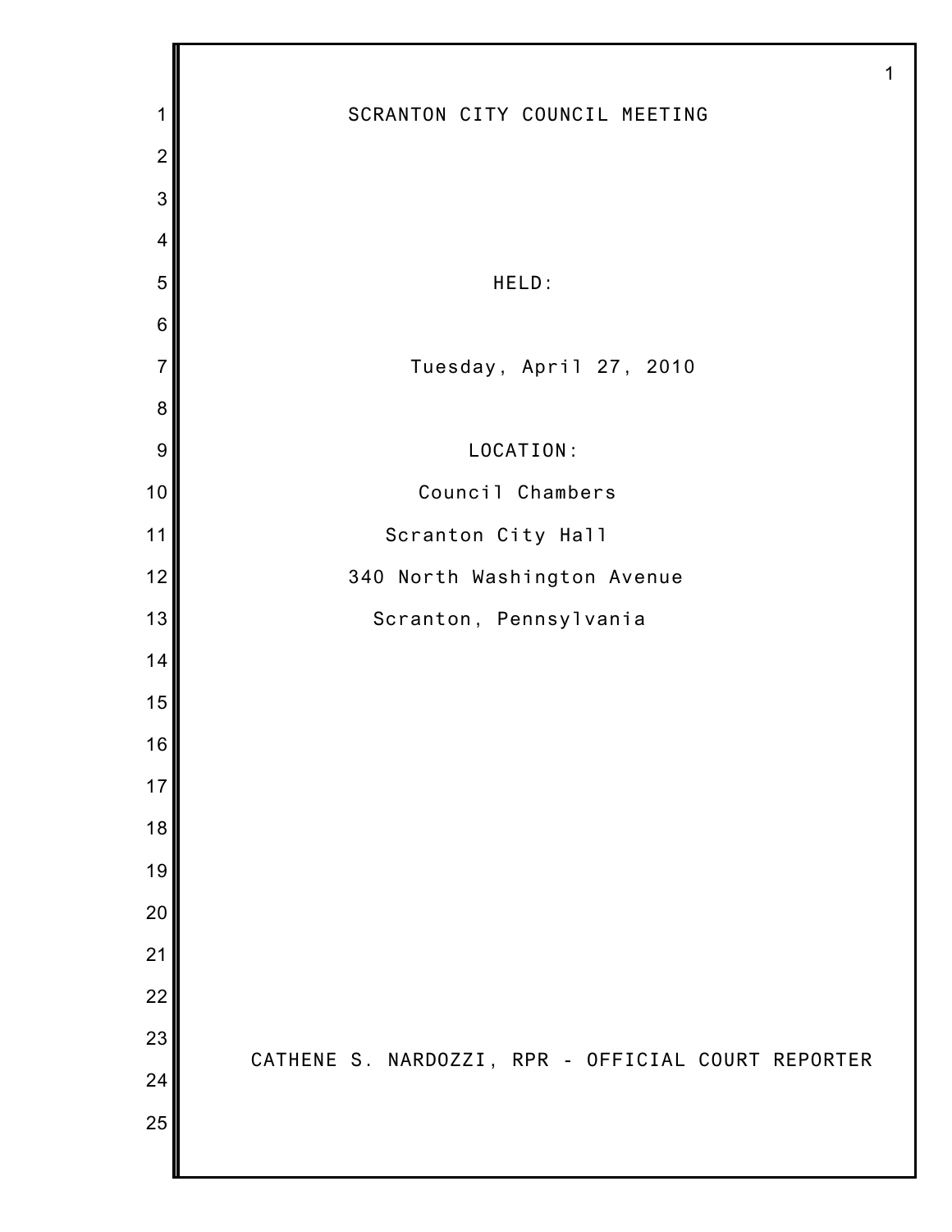# SCRANTON CITY COUNCIL MEETING

HELD:

Tuesday, April 27, 2010

LOCATION:

Council Chambers

Scranton City Hall

340 North Washington Avenue

Scranton, Pennsylvania

CATHENE S. NARDOZZI, RPR - OFFICIAL COURT REPORTER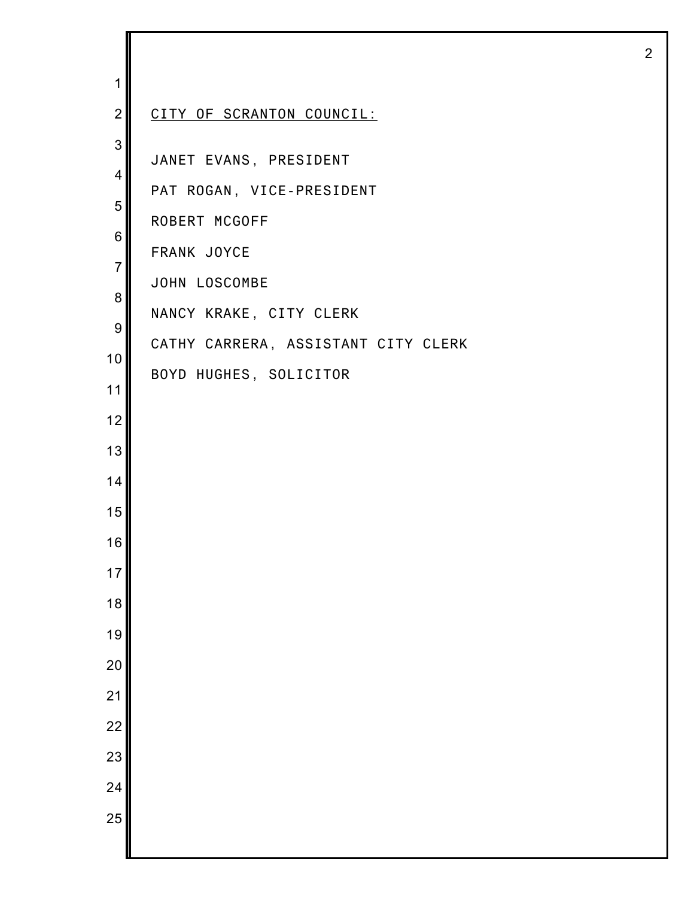<u>CITY OF SCRANTON COUNCIL:</u>

JANET EVANS, PRESIDENT

PAT ROGAN, VICE-PRESIDENT

ROBERT MCGOFF

FRANK JOYCE

JOHN LOSCOMBE

NANCY KRAKE, CITY CLERK

CATHY CARRERA, ASSISTANT CITY CLERK

BOYD HUGHES, SOLICITOR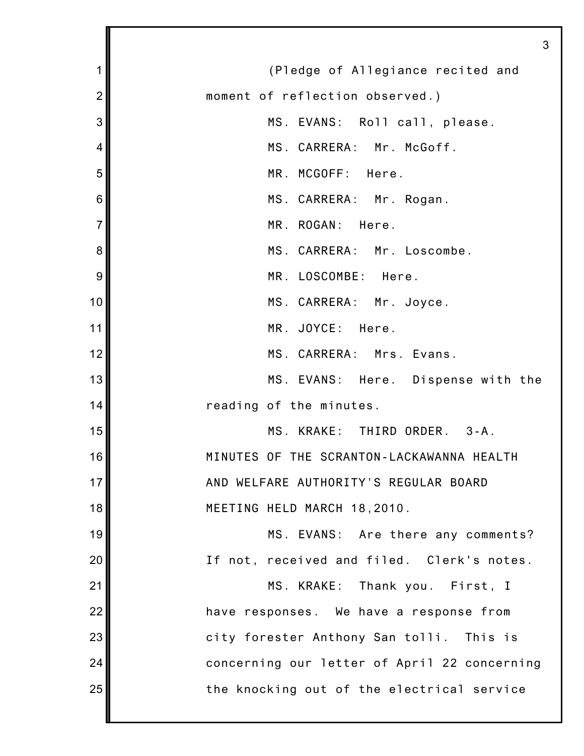(Pledge of Allegiance recited and moment of reflection observed.)

MS. EVANS: Roll call, please.

MS. CARRERA: Mr. McGoff.

MR. MCGOFF: Here.

MS. CARRERA: Mr. Rogan.

MR. ROGAN: Here.

MS. CARRERA: Mr. Loscombe.

MR. LOSCOMBE: Here.

MS. CARRERA: Mr. Joyce.

MR. JOYCE: Here.

MS. CARRERA: Mrs. Evans.

MS. EVANS: Here. Dispense with the reading of the minutes.

MS. KRAKE: THIRD ORDER. 3-A. MINUTES OF THE SCRANTON-LACKAWANNA HEALTH AND WELFARE AUTHORITY'S REGULAR BOARD MEETING HELD MARCH 18,2010.

MS. EVANS: Are there any comments? If not, received and filed. Clerk's notes.

MS. KRAKE: Thank you. First, I have responses. We have a response from city forester Anthony San tolli. This is concerning our letter of April 22 concerning the knocking out of the electrical service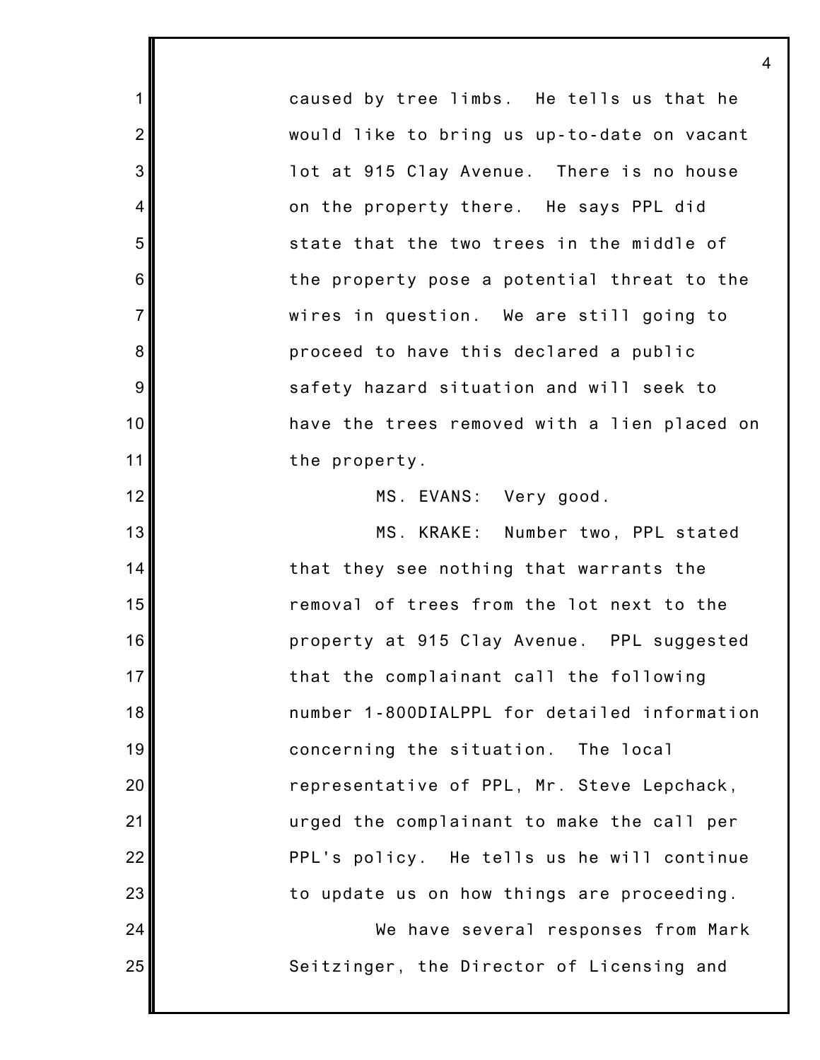caused by tree limbs. He tells us that he would like to bring us up-to-date on vacant lot at 915 Clay Avenue. There is no house on the property there. He says PPL did state that the two trees in the middle of the property pose a potential threat to the wires in question. We are still going to proceed to have this declared a public safety hazard situation and will seek to have the trees removed with a lien placed on the property.

MS. EVANS: Very good.

MS. KRAKE: Number two, PPL stated that they see nothing that warrants the removal of trees from the lot next to the property at 915 Clay Avenue. PPL suggested that the complainant call the following number 1-800DIALPPL for detailed information concerning the situation. The local representative of PPL, Mr. Steve Lepchack, urged the complainant to make the call per PPL's policy. He tells us he will continue to update us on how things are proceeding.

We have several responses from Mark Seitzinger, the Director of Licensing and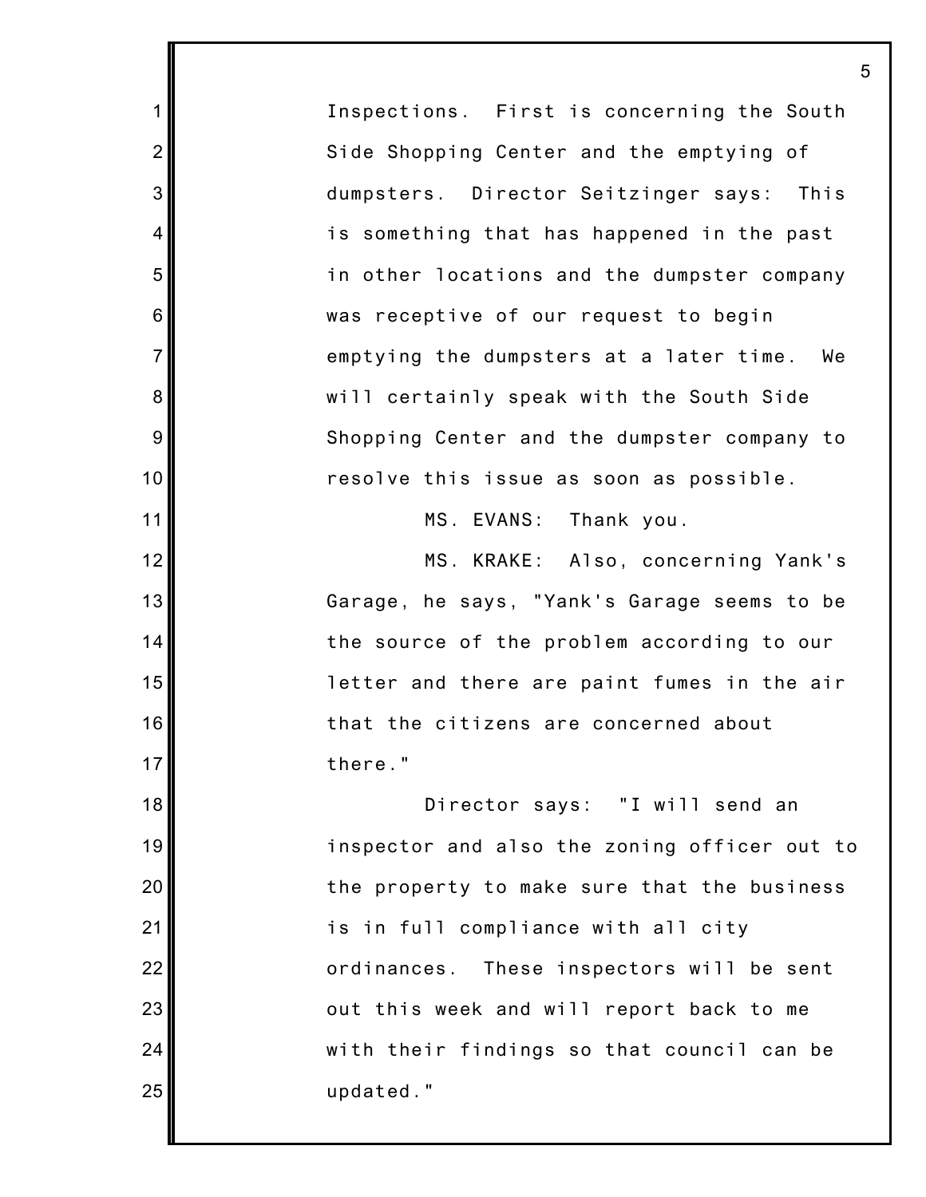Inspections. First is concerning the South Side Shopping Center and the emptying of dumpsters. Director Seitzinger says: This is something that has happened in the past in other locations and the dumpster company was receptive of our request to begin emptying the dumpsters at a later time. We will certainly speak with the South Side Shopping Center and the dumpster company to resolve this issue as soon as possible.

MS. EVANS: Thank you.

MS. KRAKE: Also, concerning Yank's Garage, he says, "Yank's Garage seems to be the source of the problem according to our letter and there are paint fumes in the air that the citizens are concerned about there."

Director says: "I will send an inspector and also the zoning officer out to the property to make sure that the business is in full compliance with all city ordinances. These inspectors will be sent out this week and will report back to me with their findings so that council can be updated."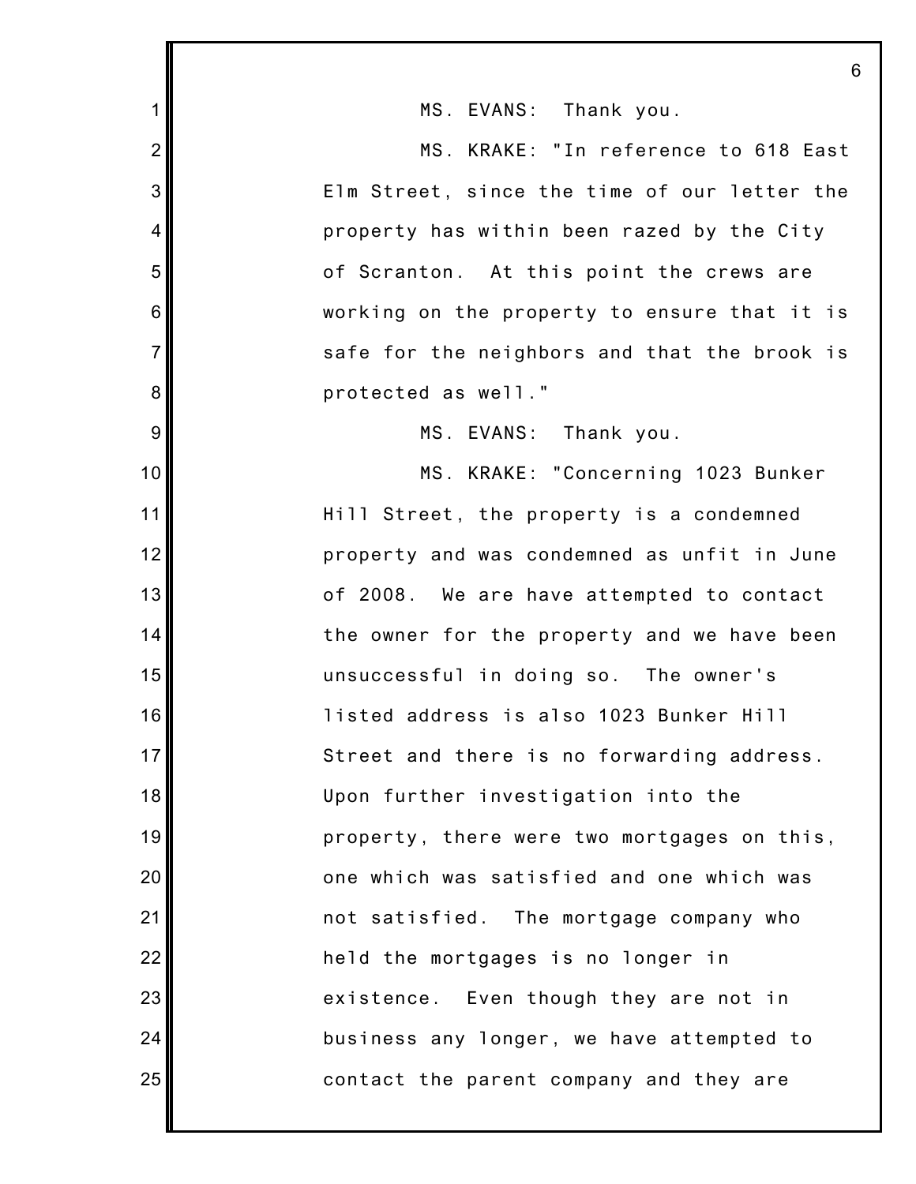MS. EVANS: Thank you.

MS. KRAKE: "In reference to 618 East Elm Street, since the time of our letter the property has within been razed by the City of Scranton. At this point the crews are working on the property to ensure that it is safe for the neighbors and that the brook is protected as well."

MS. EVANS: Thank you.

MS. KRAKE: "Concerning 1023 Bunker Hill Street, the property is a condemned property and was condemned as unfit in June of 2008. We are have attempted to contact the owner for the property and we have been unsuccessful in doing so. The owner's listed address is also 1023 Bunker Hill Street and there is no forwarding address. Upon further investigation into the property, there were two mortgages on this, one which was satisfied and one which was not satisfied. The mortgage company who held the mortgages is no longer in existence. Even though they are not in business any longer, we have attempted to contact the parent company and they are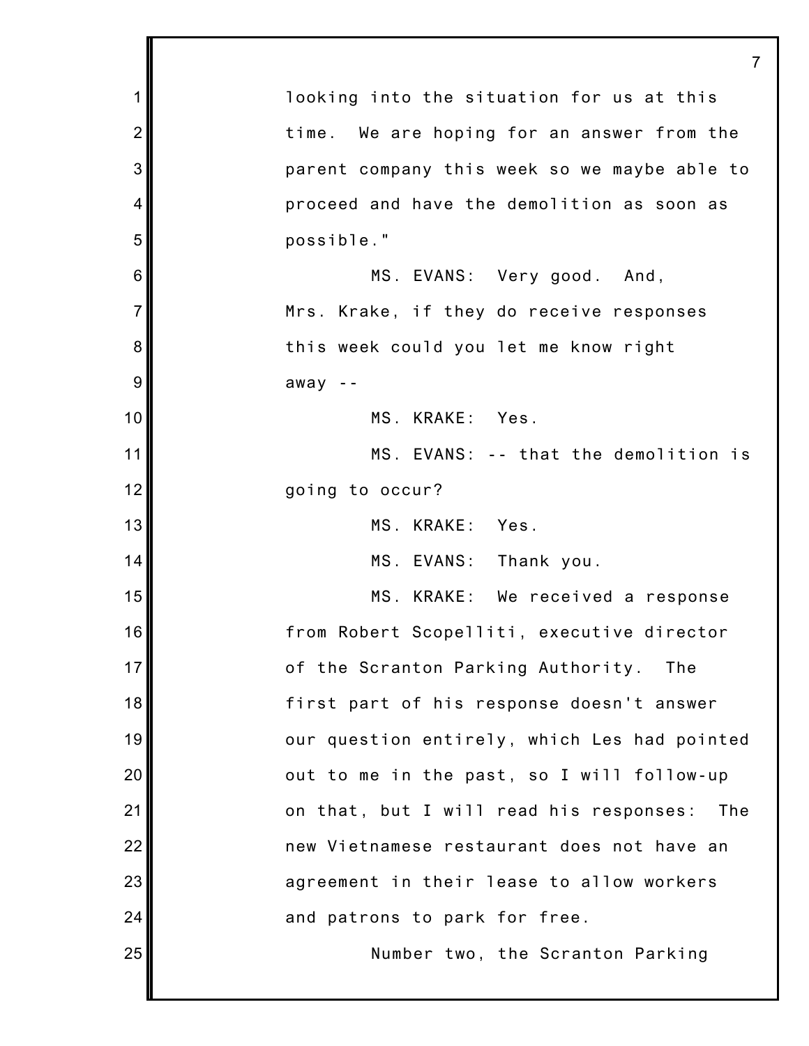looking into the situation for us at this time. We are hoping for an answer from the parent company this week so we maybe able to proceed and have the demolition as soon as possible."

MS. EVANS: Very good. And, Mrs. Krake, if they do receive responses this week could you let me know right away --

MS. KRAKE: Yes.

MS. EVANS: -- that the demolition is going to occur?

MS. KRAKE: Yes.

MS. EVANS: Thank you.

MS. KRAKE: We received a response from Robert Scopelliti, executive director of the Scranton Parking Authority. The first part of his response doesn't answer our question entirely, which Les had pointed out to me in the past, so I will follow-up on that, but I will read his responses: The new Vietnamese restaurant does not have an agreement in their lease to allow workers and patrons to park for free.

Number two, the Scranton Parking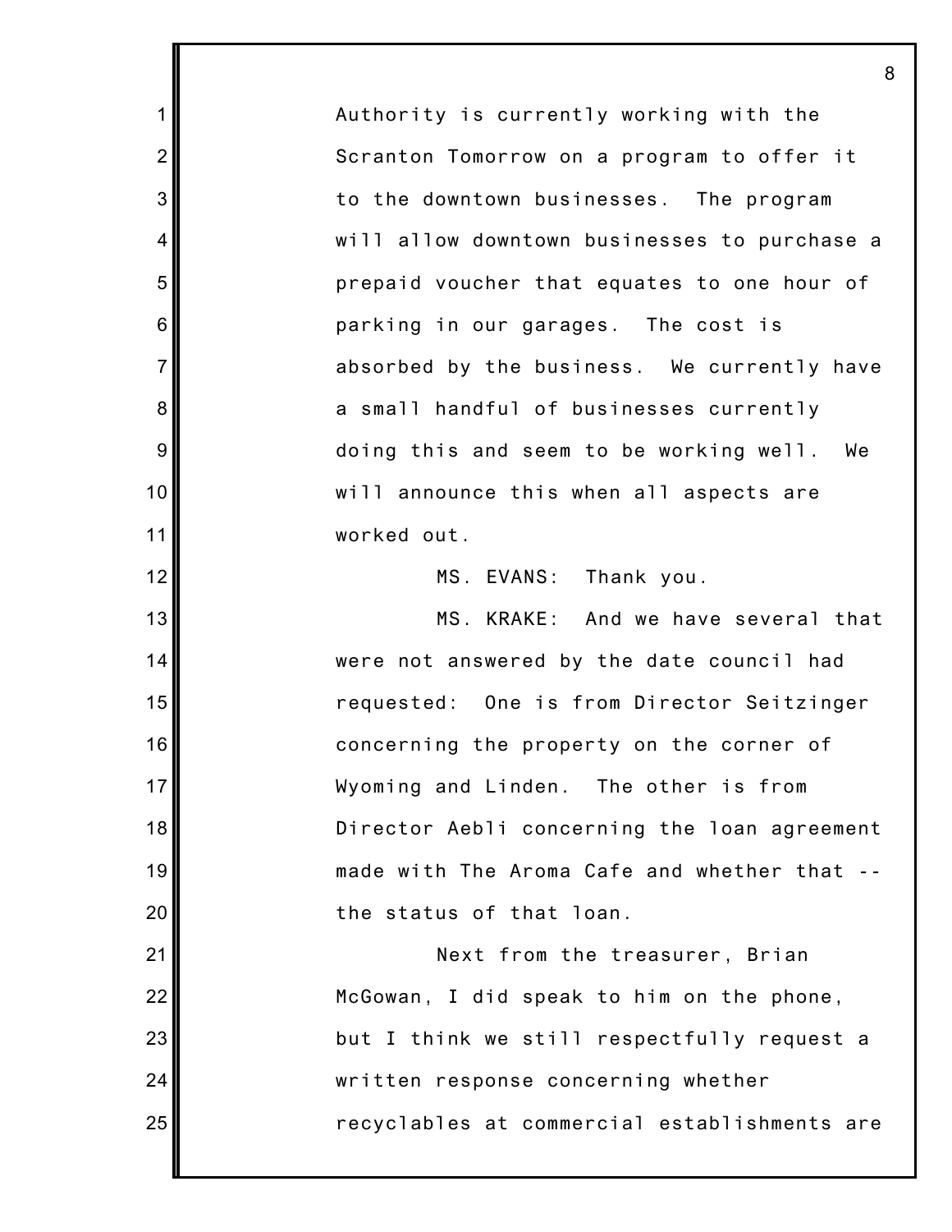Authority is currently working with the Scranton Tomorrow on a program to offer it to the downtown businesses. The program will allow downtown businesses to purchase a prepaid voucher that equates to one hour of parking in our garages. The cost is absorbed by the business. We currently have a small handful of businesses currently doing this and seem to be working well. We will announce this when all aspects are worked out.

MS. EVANS: Thank you.

MS. KRAKE: And we have several that were not answered by the date council had requested: One is from Director Seitzinger concerning the property on the corner of Wyoming and Linden. The other is from Director Aebli concerning the loan agreement made with The Aroma Cafe and whether that -- the status of that loan.

Next from the treasurer, Brian McGowan, I did speak to him on the phone, but I think we still respectfully request a written response concerning whether recyclables at commercial establishments are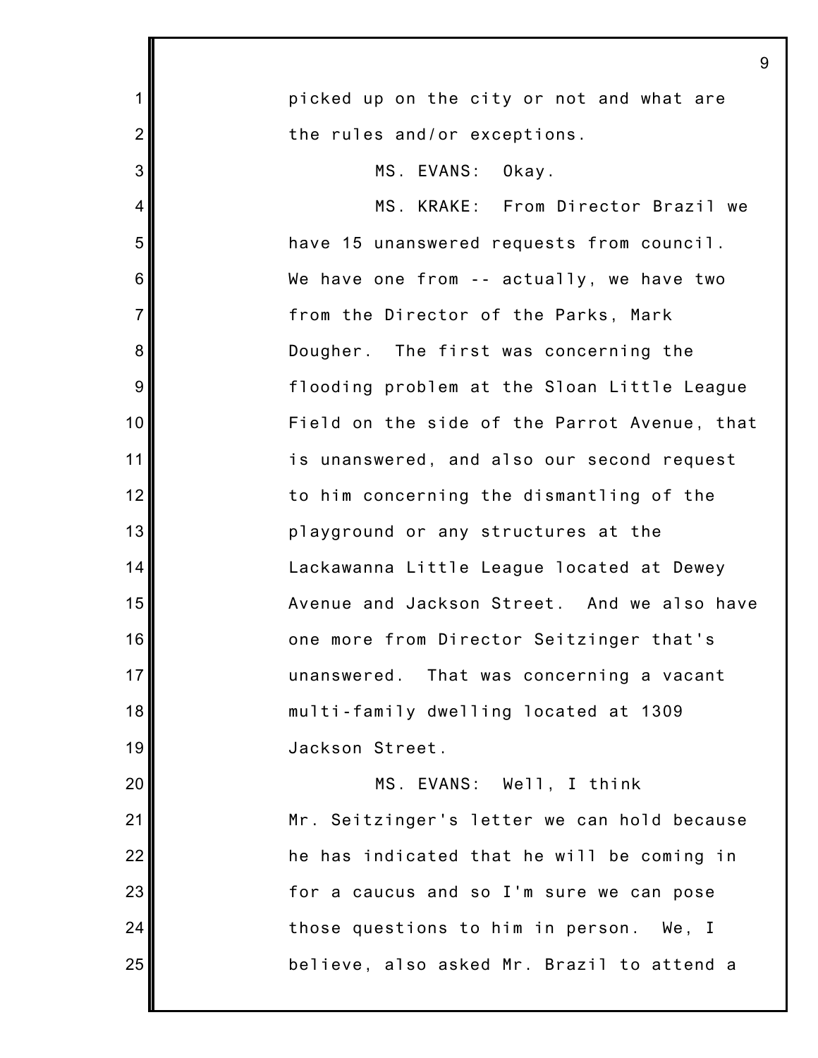picked up on the city or not and what are the rules and/or exceptions.

MS. EVANS: Okay.

MS. KRAKE: From Director Brazil we have 15 unanswered requests from council. We have one from -- actually, we have two from the Director of the Parks, Mark Dougher. The first was concerning the flooding problem at the Sloan Little League Field on the side of the Parrot Avenue, that is unanswered, and also our second request to him concerning the dismantling of the playground or any structures at the Lackawanna Little League located at Dewey Avenue and Jackson Street. And we also have one more from Director Seitzinger that's unanswered. That was concerning a vacant multi-family dwelling located at 1309 Jackson Street.

MS. EVANS: Well, I think Mr. Seitzinger's letter we can hold because he has indicated that he will be coming in for a caucus and so I'm sure we can pose those questions to him in person. We, I believe, also asked Mr. Brazil to attend a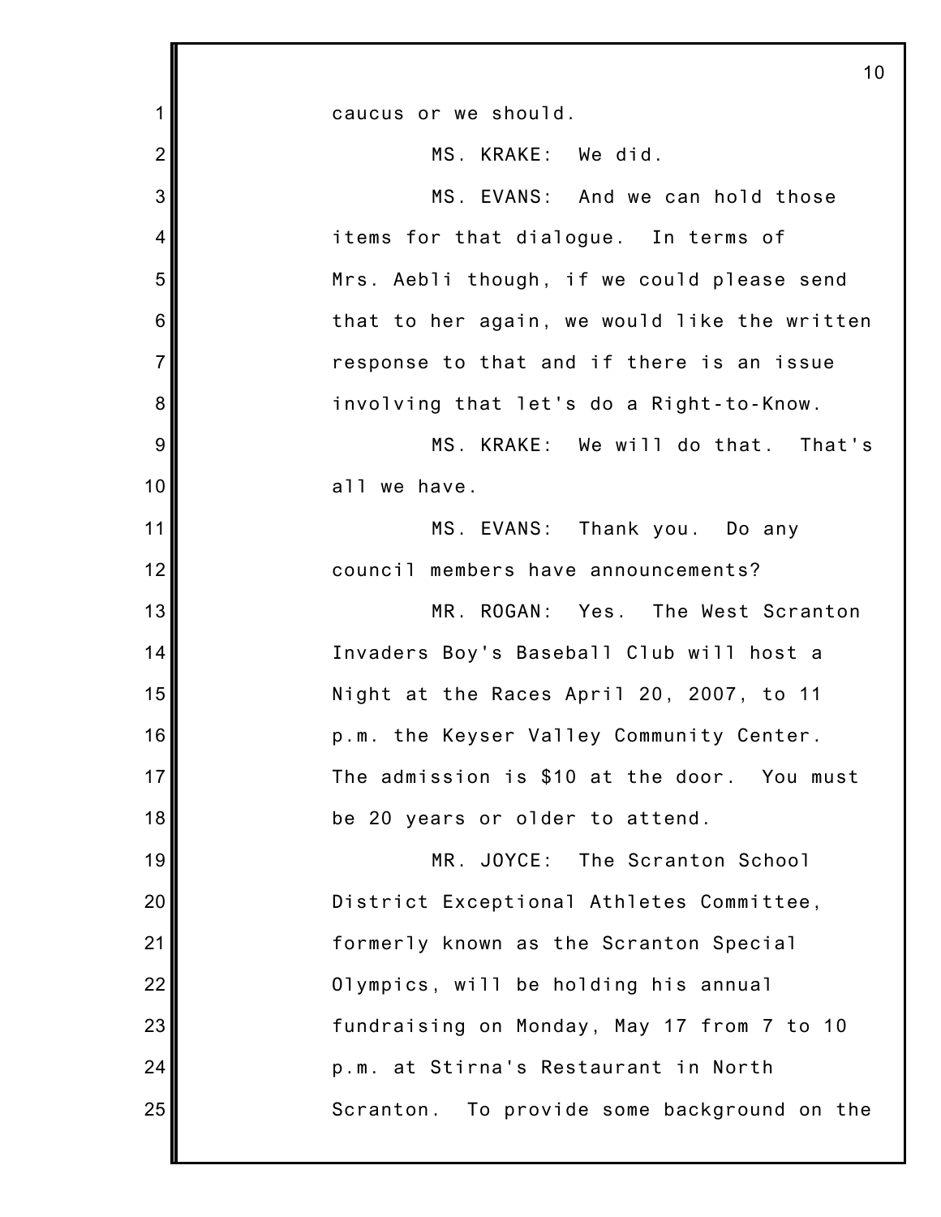caucus or we should.

MS. KRAKE: We did.

MS. EVANS: And we can hold those items for that dialogue. In terms of Mrs. Aebli though, if we could please send that to her again, we would like the written response to that and if there is an issue involving that let's do a Right-to-Know.

MS. KRAKE: We will do that. That's all we have.

MS. EVANS: Thank you. Do any council members have announcements?

MR. ROGAN: Yes. The West Scranton Invaders Boy's Baseball Club will host a Night at the Races April 20, 2007, to 11 p.m. the Keyser Valley Community Center. The admission is $10 at the door. You must be 20 years or older to attend.

MR. JOYCE: The Scranton School District Exceptional Athletes Committee, formerly known as the Scranton Special Olympics, will be holding his annual fundraising on Monday, May 17 from 7 to 10 p.m. at Stirna's Restaurant in North Scranton. To provide some background on the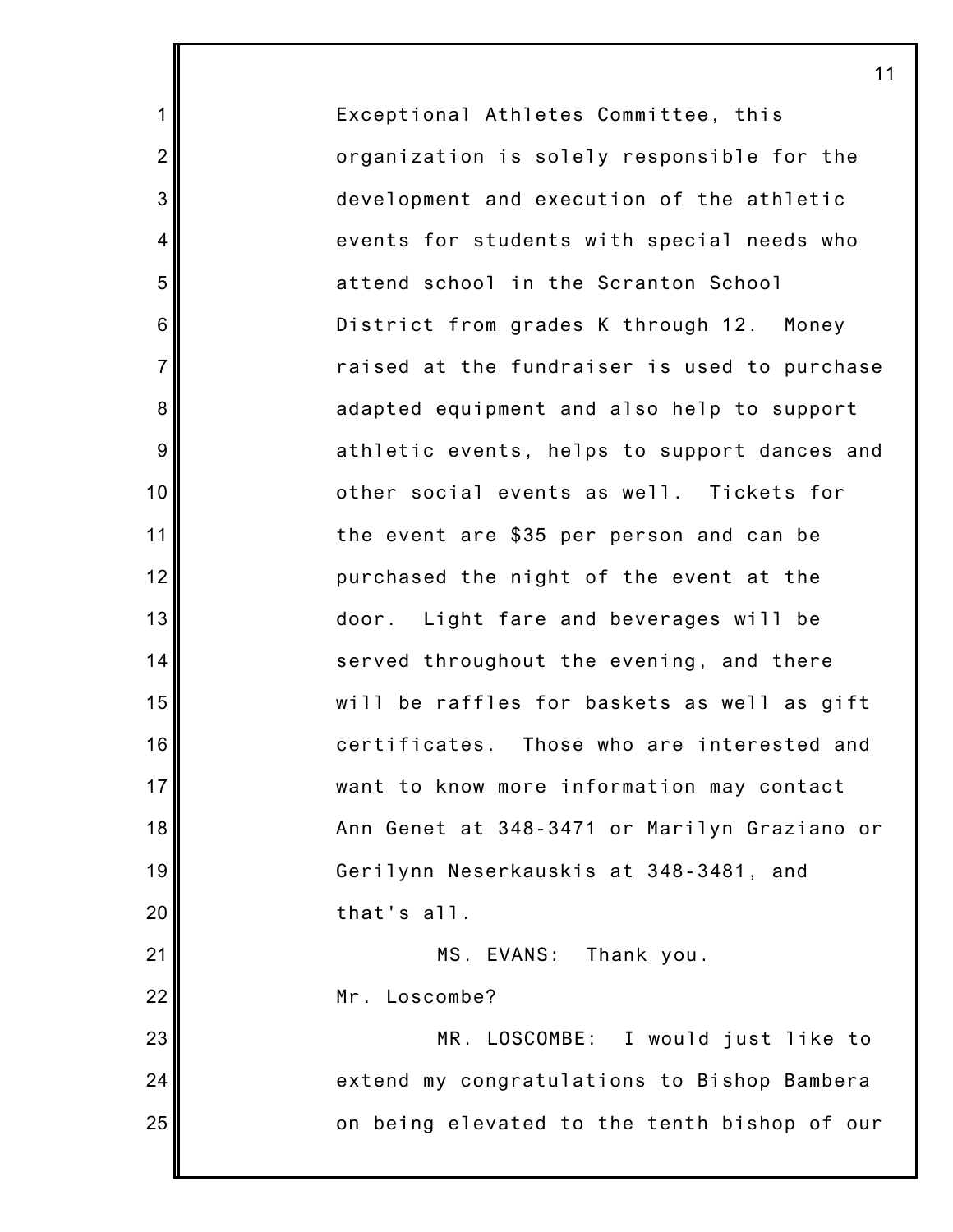Exceptional Athletes Committee, this organization is solely responsible for the development and execution of the athletic events for students with special needs who attend school in the Scranton School District from grades K through 12. Money raised at the fundraiser is used to purchase adapted equipment and also help to support athletic events, helps to support dances and other social events as well. Tickets for the event are $35 per person and can be purchased the night of the event at the door. Light fare and beverages will be served throughout the evening, and there will be raffles for baskets as well as gift certificates. Those who are interested and want to know more information may contact Ann Genet at 348-3471 or Marilyn Graziano or Gerilynn Neserkauskis at 348-3481, and that's all.

MS. EVANS: Thank you. Mr. Loscombe?

MR. LOSCOMBE: I would just like to extend my congratulations to Bishop Bambera on being elevated to the tenth bishop of our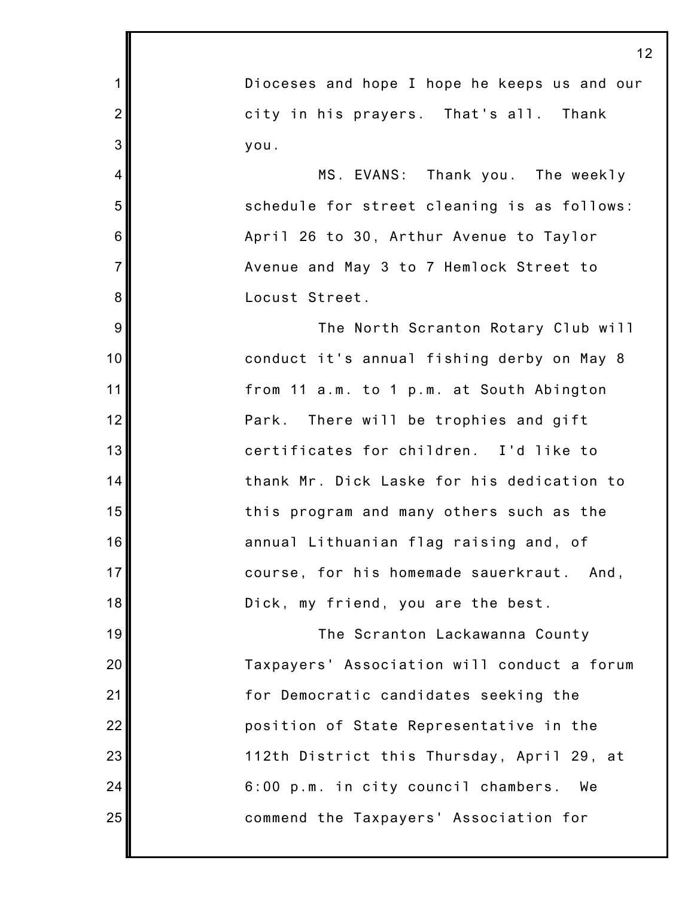Dioceses and hope I hope he keeps us and our city in his prayers. That's all. Thank you.

MS. EVANS: Thank you. The weekly schedule for street cleaning is as follows: April 26 to 30, Arthur Avenue to Taylor Avenue and May 3 to 7 Hemlock Street to Locust Street.

The North Scranton Rotary Club will conduct it's annual fishing derby on May 8 from 11 a.m. to 1 p.m. at South Abington Park. There will be trophies and gift certificates for children. I'd like to thank Mr. Dick Laske for his dedication to this program and many others such as the annual Lithuanian flag raising and, of course, for his homemade sauerkraut. And, Dick, my friend, you are the best.

The Scranton Lackawanna County Taxpayers' Association will conduct a forum for Democratic candidates seeking the position of State Representative in the 112th District this Thursday, April 29, at 6:00 p.m. in city council chambers. We commend the Taxpayers' Association for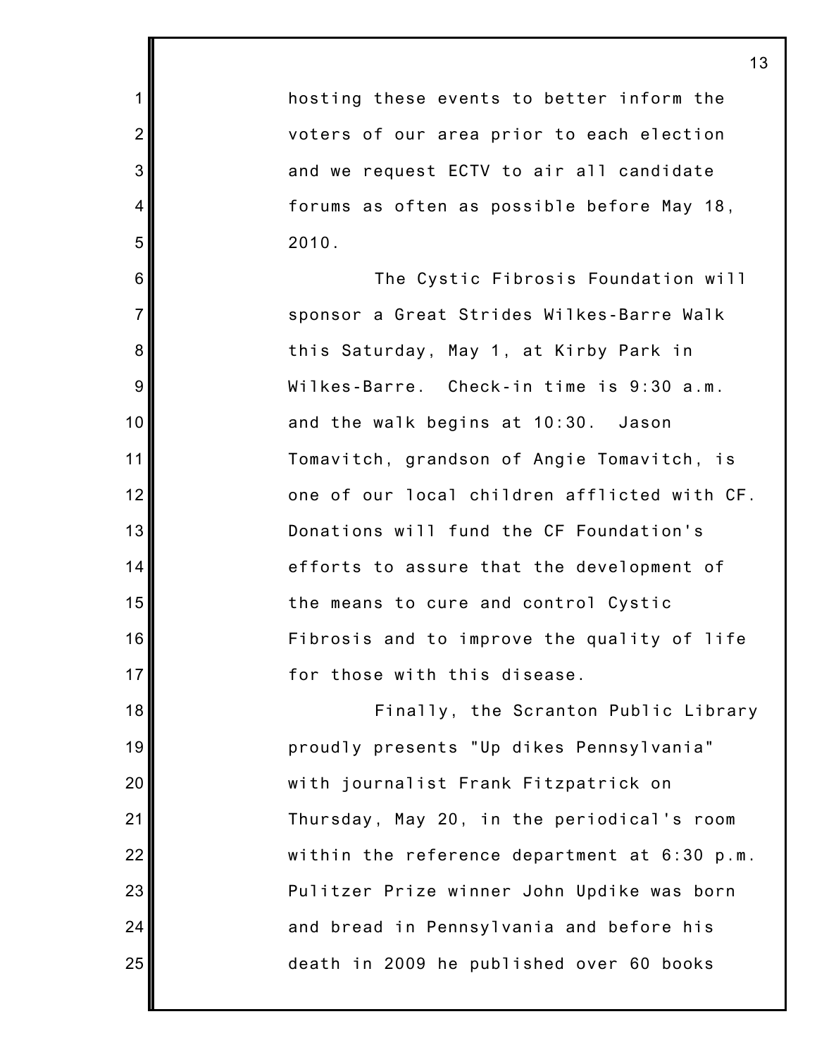hosting these events to better inform the voters of our area prior to each election and we request ECTV to air all candidate forums as often as possible before May 18, 2010.

The Cystic Fibrosis Foundation will sponsor a Great Strides Wilkes-Barre Walk this Saturday, May 1, at Kirby Park in Wilkes-Barre. Check-in time is 9:30 a.m. and the walk begins at 10:30. Jason Tomavitch, grandson of Angie Tomavitch, is one of our local children afflicted with CF. Donations will fund the CF Foundation's efforts to assure that the development of the means to cure and control Cystic Fibrosis and to improve the quality of life for those with this disease.

Finally, the Scranton Public Library proudly presents "Up dikes Pennsylvania" with journalist Frank Fitzpatrick on Thursday, May 20, in the periodical's room within the reference department at 6:30 p.m. Pulitzer Prize winner John Updike was born and bread in Pennsylvania and before his death in 2009 he published over 60 books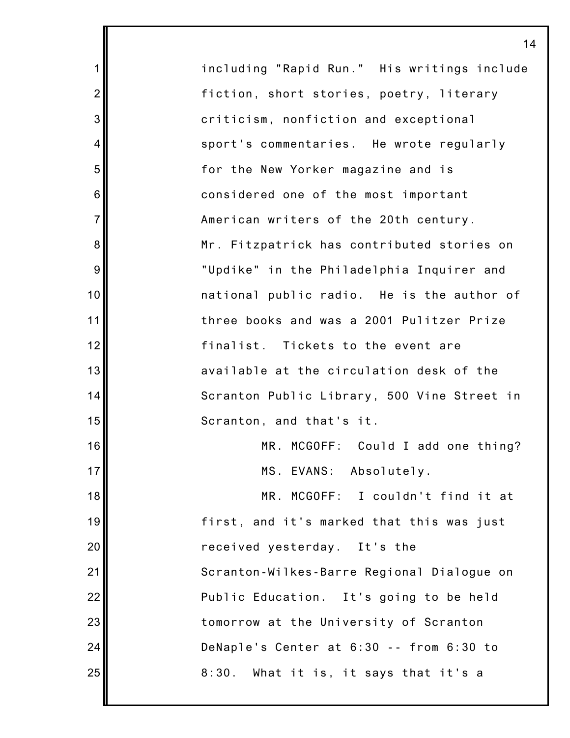including "Rapid Run." His writings include fiction, short stories, poetry, literary criticism, nonfiction and exceptional sport's commentaries. He wrote regularly for the New Yorker magazine and is considered one of the most important American writers of the 20th century. Mr. Fitzpatrick has contributed stories on "Updike" in the Philadelphia Inquirer and national public radio. He is the author of three books and was a 2001 Pulitzer Prize finalist. Tickets to the event are available at the circulation desk of the Scranton Public Library, 500 Vine Street in Scranton, and that's it.

MR. MCGOFF: Could I add one thing?

MS. EVANS: Absolutely.

MR. MCGOFF: I couldn't find it at first, and it's marked that this was just received yesterday. It's the Scranton-Wilkes-Barre Regional Dialogue on Public Education. It's going to be held tomorrow at the University of Scranton DeNaple's Center at 6:30 -- from 6:30 to 8:30. What it is, it says that it's a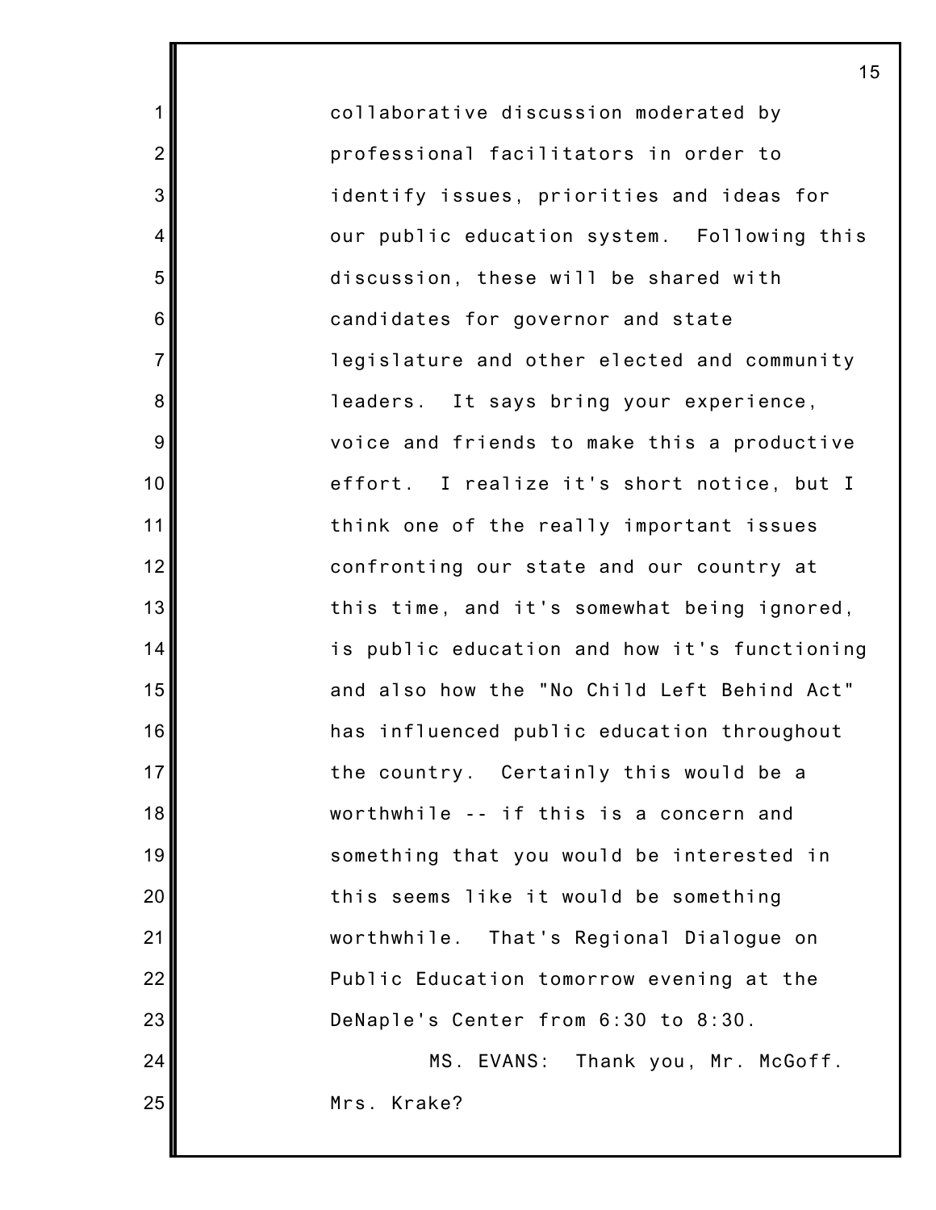collaborative discussion moderated by professional facilitators in order to identify issues, priorities and ideas for our public education system. Following this discussion, these will be shared with candidates for governor and state legislature and other elected and community leaders. It says bring your experience, voice and friends to make this a productive effort. I realize it's short notice, but I think one of the really important issues confronting our state and our country at this time, and it's somewhat being ignored, is public education and how it's functioning and also how the "No Child Left Behind Act" has influenced public education throughout the country. Certainly this would be a worthwhile -- if this is a concern and something that you would be interested in this seems like it would be something worthwhile. That's Regional Dialogue on Public Education tomorrow evening at the DeNaple's Center from 6:30 to 8:30.

MS. EVANS: Thank you, Mr. McGoff. Mrs. Krake?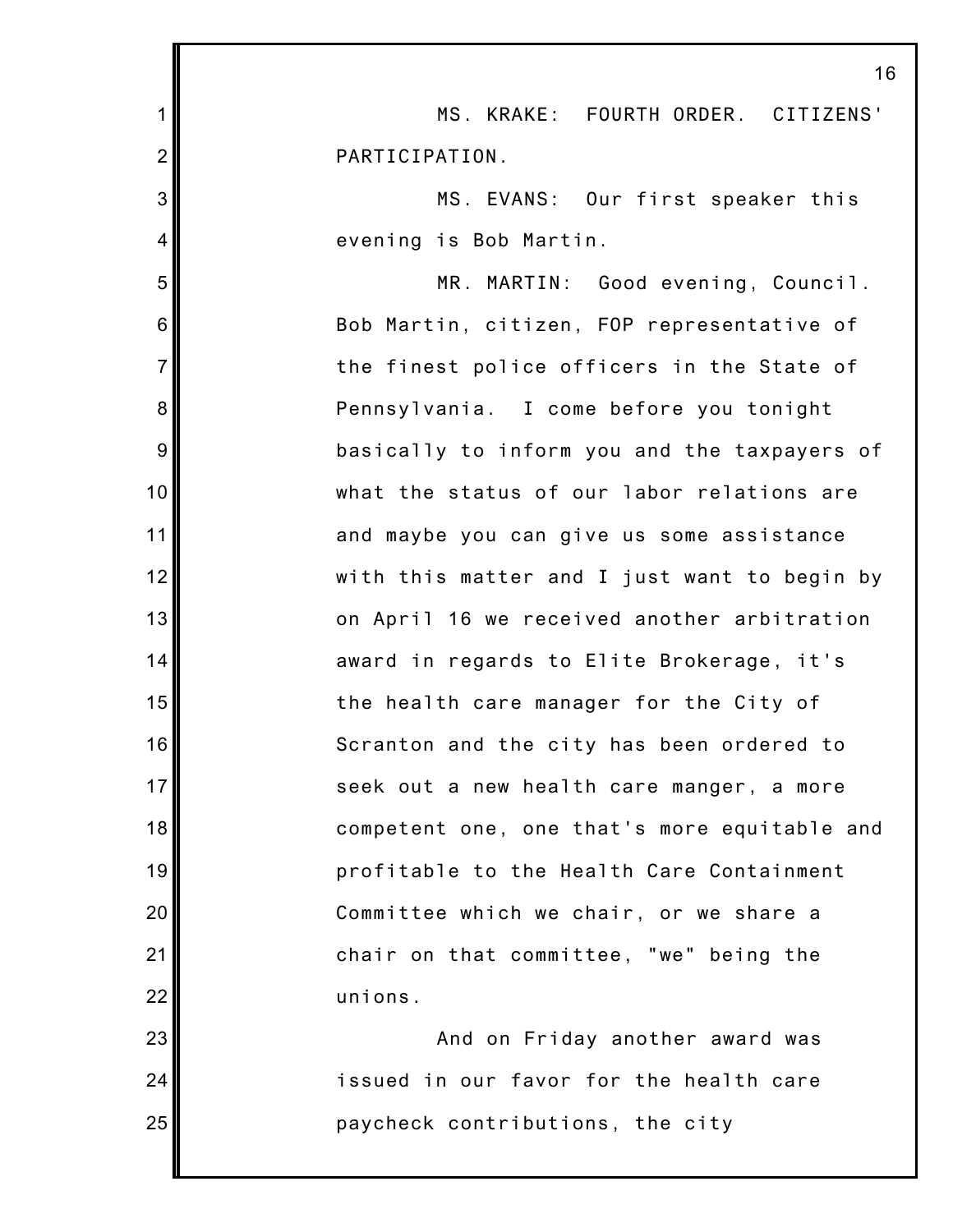MS. KRAKE: FOURTH ORDER. CITIZENS' PARTICIPATION.

MS. EVANS: Our first speaker this evening is Bob Martin.

MR. MARTIN: Good evening, Council. Bob Martin, citizen, FOP representative of the finest police officers in the State of Pennsylvania. I come before you tonight basically to inform you and the taxpayers of what the status of our labor relations are and maybe you can give us some assistance with this matter and I just want to begin by on April 16 we received another arbitration award in regards to Elite Brokerage, it's the health care manager for the City of Scranton and the city has been ordered to seek out a new health care manger, a more competent one, one that's more equitable and profitable to the Health Care Containment Committee which we chair, or we share a chair on that committee, "we" being the unions.

And on Friday another award was issued in our favor for the health care paycheck contributions, the city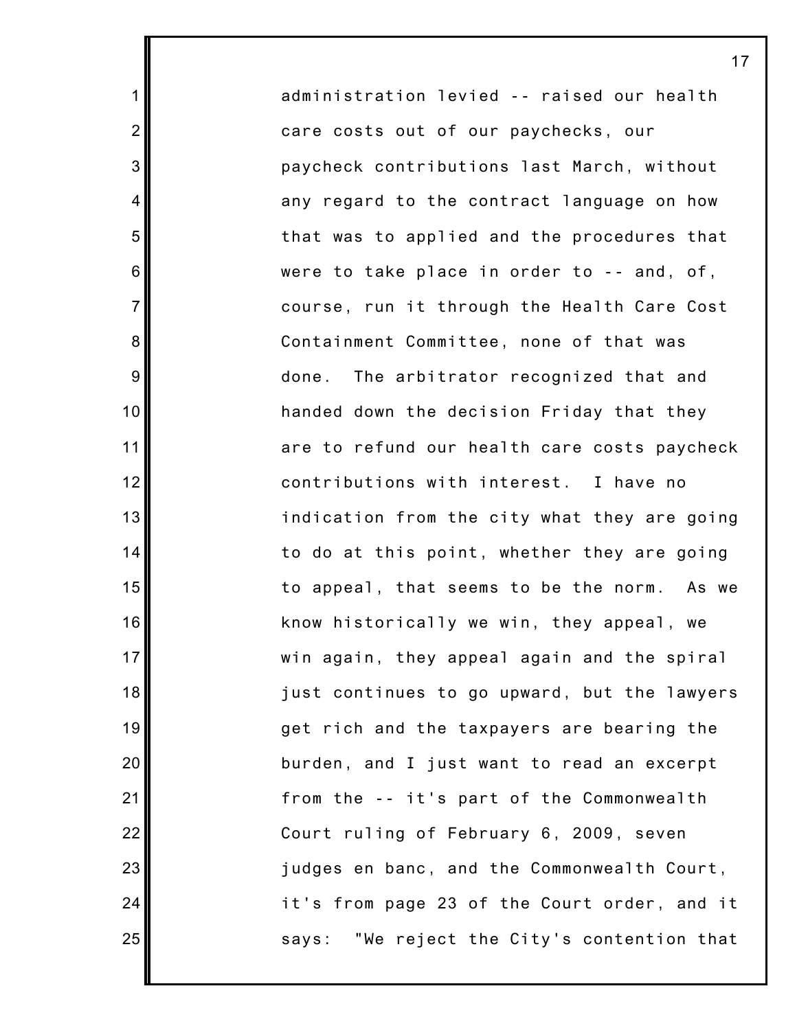administration levied -- raised our health care costs out of our paychecks, our paycheck contributions last March, without any regard to the contract language on how that was to applied and the procedures that were to take place in order to -- and, of, course, run it through the Health Care Cost Containment Committee, none of that was done. The arbitrator recognized that and handed down the decision Friday that they are to refund our health care costs paycheck contributions with interest. I have no indication from the city what they are going to do at this point, whether they are going to appeal, that seems to be the norm. As we know historically we win, they appeal, we win again, they appeal again and the spiral just continues to go upward, but the lawyers get rich and the taxpayers are bearing the burden, and I just want to read an excerpt from the -- it's part of the Commonwealth Court ruling of February 6, 2009, seven judges en banc, and the Commonwealth Court, it's from page 23 of the Court order, and it says: "We reject the City's contention that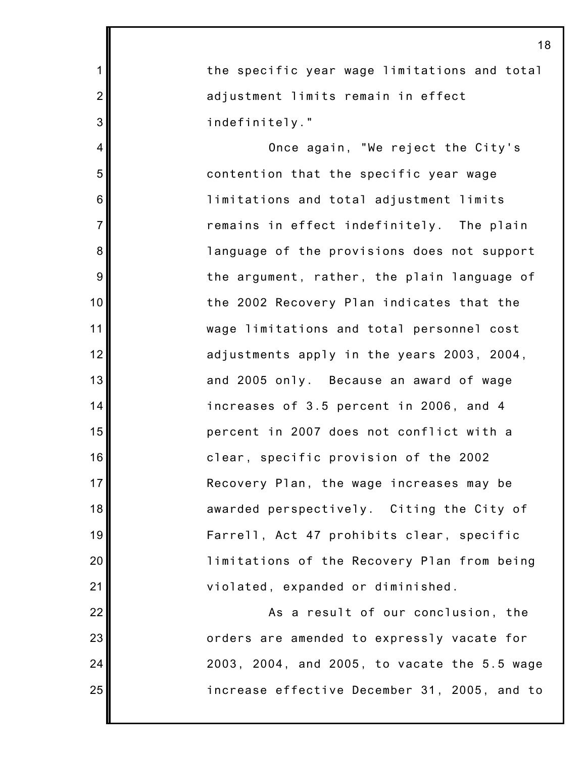the specific year wage limitations and total adjustment limits remain in effect indefinitely."

Once again, "We reject the City's contention that the specific year wage limitations and total adjustment limits remains in effect indefinitely. The plain language of the provisions does not support the argument, rather, the plain language of the 2002 Recovery Plan indicates that the wage limitations and total personnel cost adjustments apply in the years 2003, 2004, and 2005 only. Because an award of wage increases of 3.5 percent in 2006, and 4 percent in 2007 does not conflict with a clear, specific provision of the 2002 Recovery Plan, the wage increases may be awarded perspectively. Citing the City of Farrell, Act 47 prohibits clear, specific limitations of the Recovery Plan from being violated, expanded or diminished.

As a result of our conclusion, the orders are amended to expressly vacate for 2003, 2004, and 2005, to vacate the 5.5 wage increase effective December 31, 2005, and to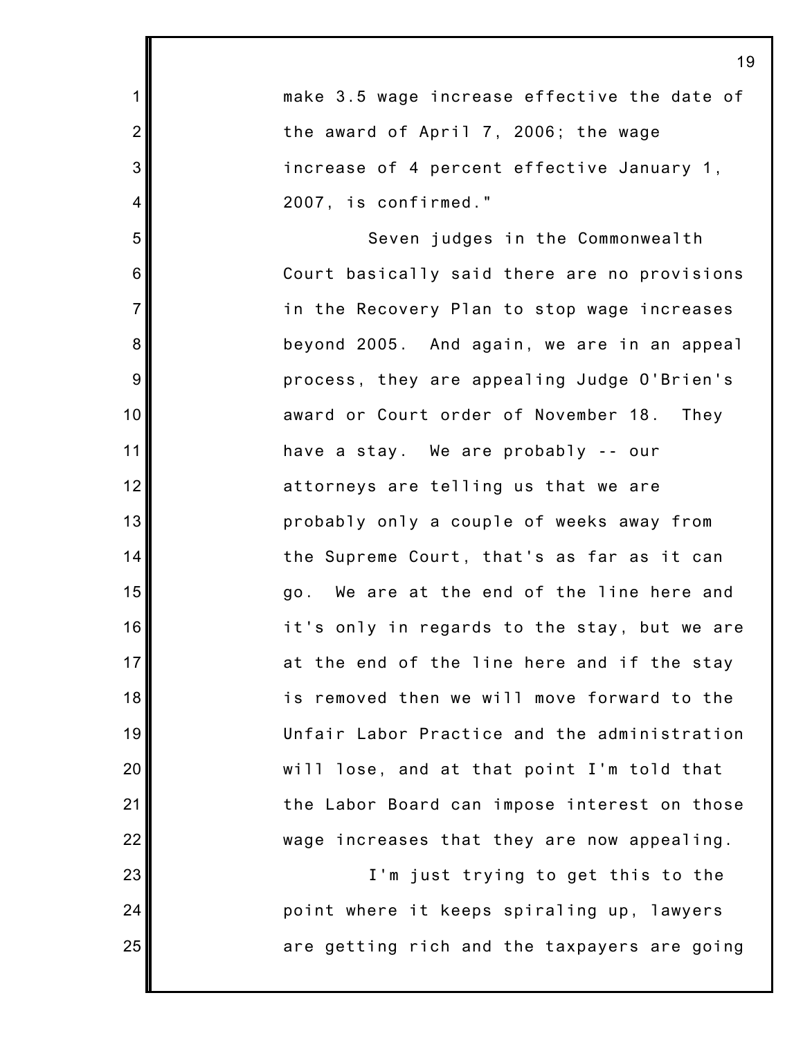make 3.5 wage increase effective the date of the award of April 7, 2006; the wage increase of 4 percent effective January 1, 2007, is confirmed."

Seven judges in the Commonwealth Court basically said there are no provisions in the Recovery Plan to stop wage increases beyond 2005. And again, we are in an appeal process, they are appealing Judge O'Brien's award or Court order of November 18. They have a stay. We are probably -- our attorneys are telling us that we are probably only a couple of weeks away from the Supreme Court, that's as far as it can go. We are at the end of the line here and it's only in regards to the stay, but we are at the end of the line here and if the stay is removed then we will move forward to the Unfair Labor Practice and the administration will lose, and at that point I'm told that the Labor Board can impose interest on those wage increases that they are now appealing.

I'm just trying to get this to the point where it keeps spiraling up, lawyers are getting rich and the taxpayers are going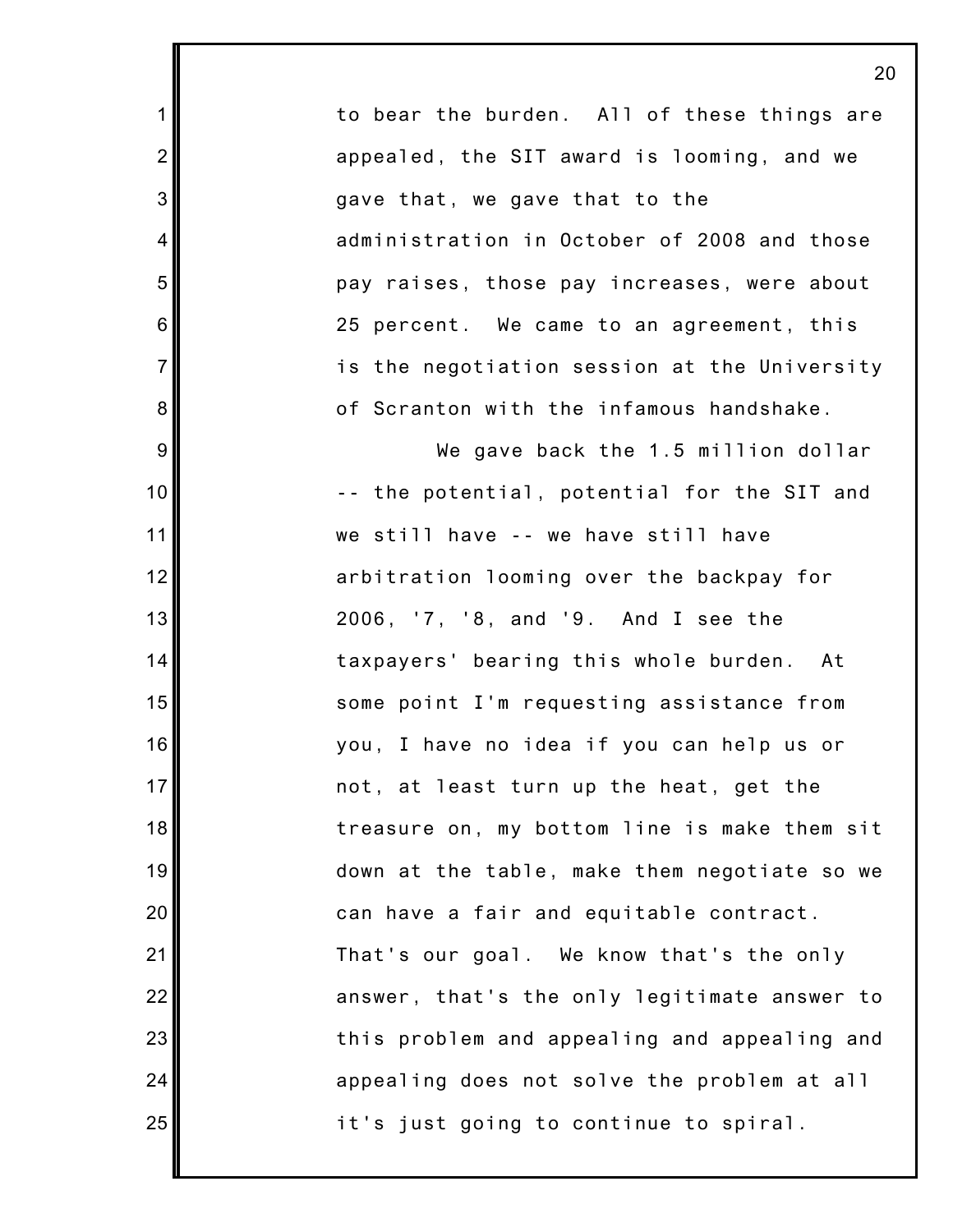to bear the burden. All of these things are appealed, the SIT award is looming, and we gave that, we gave that to the administration in October of 2008 and those pay raises, those pay increases, were about 25 percent. We came to an agreement, this is the negotiation session at the University of Scranton with the infamous handshake.

We gave back the 1.5 million dollar -- the potential, potential for the SIT and we still have -- we have still have arbitration looming over the backpay for 2006, '7, '8, and '9. And I see the taxpayers' bearing this whole burden. At some point I'm requesting assistance from you, I have no idea if you can help us or not, at least turn up the heat, get the treasure on, my bottom line is make them sit down at the table, make them negotiate so we can have a fair and equitable contract. That's our goal. We know that's the only answer, that's the only legitimate answer to this problem and appealing and appealing and appealing does not solve the problem at all it's just going to continue to spiral.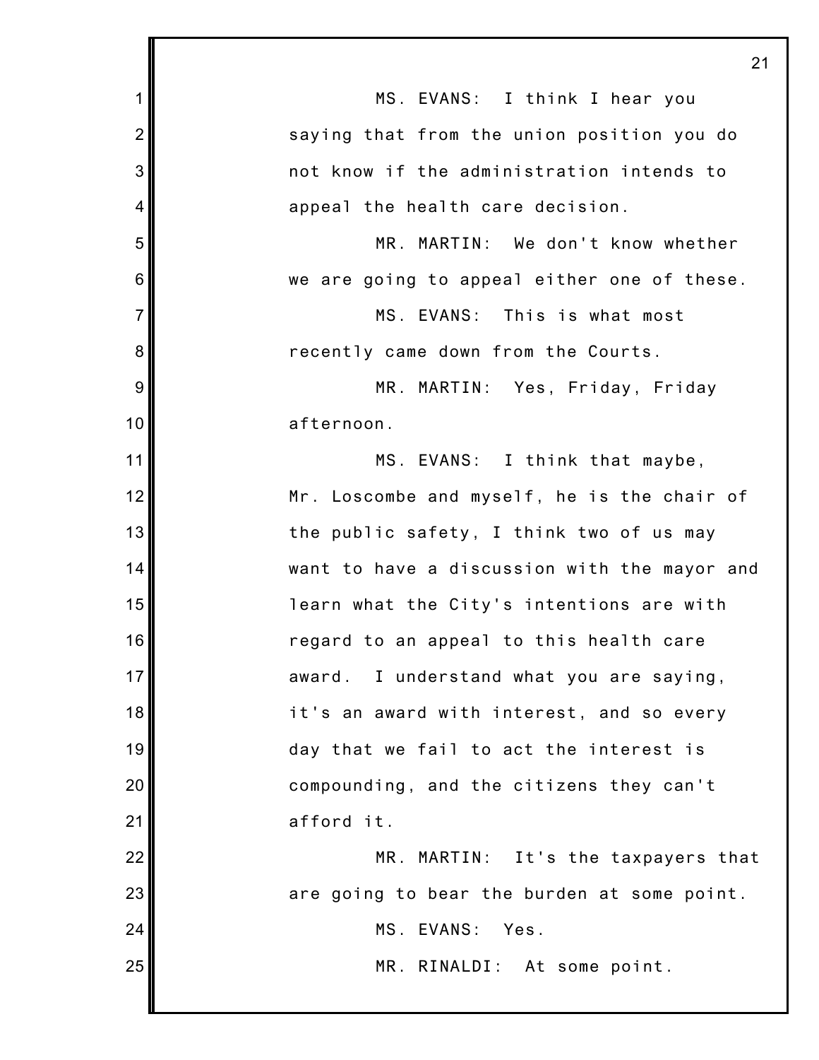MS. EVANS: I think I hear you saying that from the union position you do not know if the administration intends to appeal the health care decision.

MR. MARTIN: We don't know whether we are going to appeal either one of these.

MS. EVANS: This is what most recently came down from the Courts.

MR. MARTIN: Yes, Friday, Friday afternoon.

MS. EVANS: I think that maybe, Mr. Loscombe and myself, he is the chair of the public safety, I think two of us may want to have a discussion with the mayor and learn what the City's intentions are with regard to an appeal to this health care award. I understand what you are saying, it's an award with interest, and so every day that we fail to act the interest is compounding, and the citizens they can't afford it.

MR. MARTIN: It's the taxpayers that are going to bear the burden at some point.

MS. EVANS: Yes.

MR. RINALDI: At some point.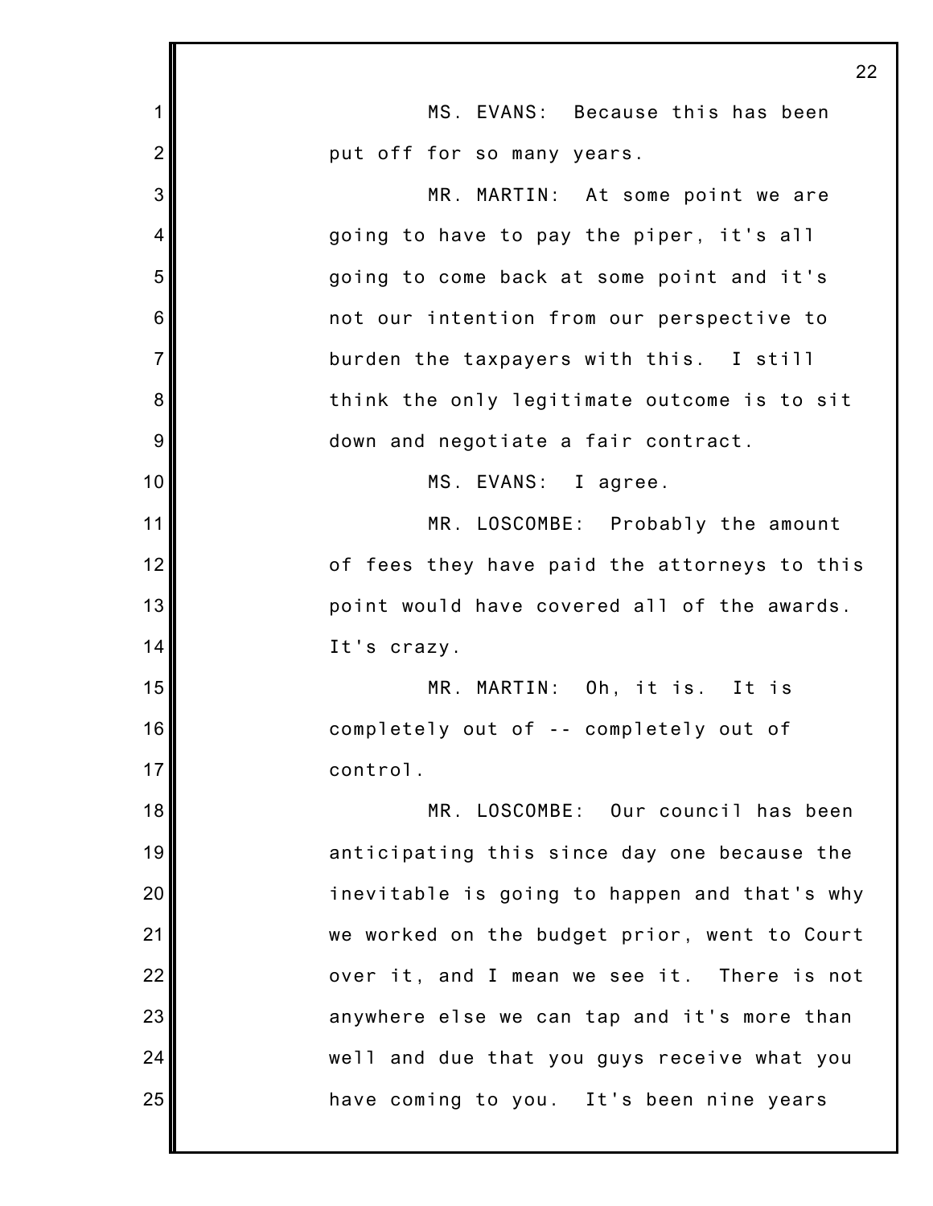MS. EVANS: Because this has been put off for so many years.

MR. MARTIN: At some point we are going to have to pay the piper, it's all going to come back at some point and it's not our intention from our perspective to burden the taxpayers with this. I still think the only legitimate outcome is to sit down and negotiate a fair contract.

MS. EVANS: I agree.

MR. LOSCOMBE: Probably the amount of fees they have paid the attorneys to this point would have covered all of the awards. It's crazy.

MR. MARTIN: Oh, it is. It is completely out of -- completely out of control.

MR. LOSCOMBE: Our council has been anticipating this since day one because the inevitable is going to happen and that's why we worked on the budget prior, went to Court over it, and I mean we see it. There is not anywhere else we can tap and it's more than well and due that you guys receive what you have coming to you. It's been nine years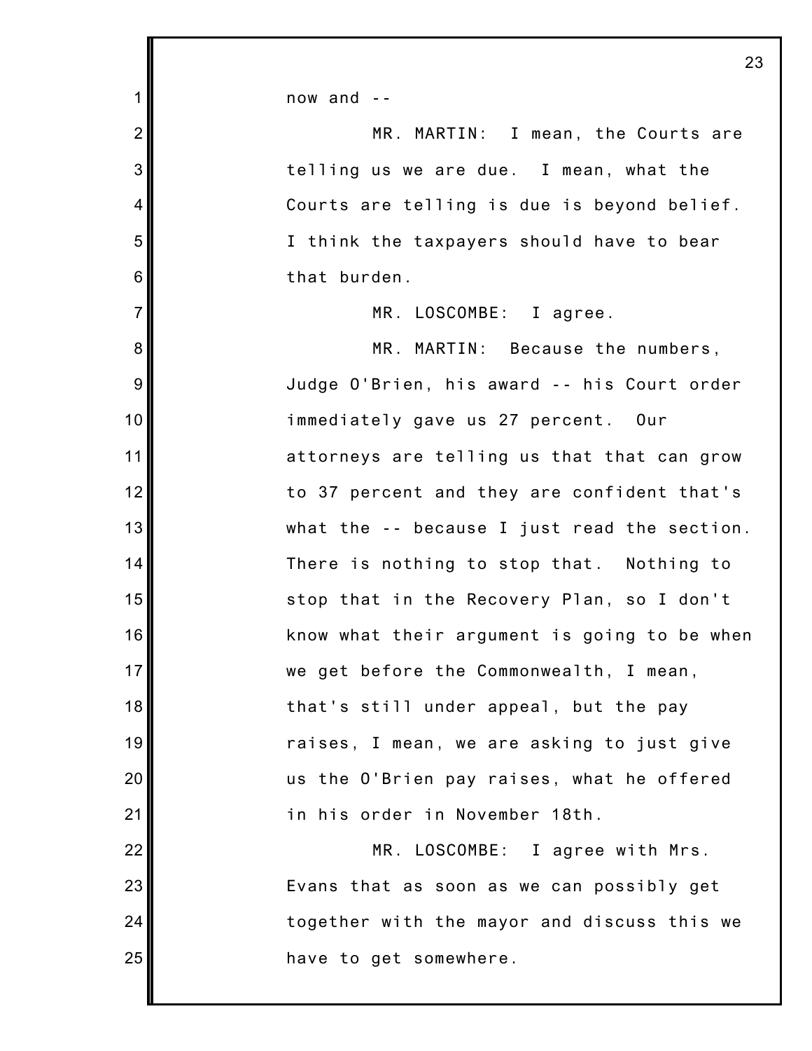now and --

MR. MARTIN: I mean, the Courts are telling us we are due. I mean, what the Courts are telling is due is beyond belief. I think the taxpayers should have to bear that burden.

MR. LOSCOMBE: I agree.

MR. MARTIN: Because the numbers, Judge O'Brien, his award -- his Court order immediately gave us 27 percent. Our attorneys are telling us that that can grow to 37 percent and they are confident that's what the -- because I just read the section. There is nothing to stop that. Nothing to stop that in the Recovery Plan, so I don't know what their argument is going to be when we get before the Commonwealth, I mean, that's still under appeal, but the pay raises, I mean, we are asking to just give us the O'Brien pay raises, what he offered in his order in November 18th.

MR. LOSCOMBE: I agree with Mrs. Evans that as soon as we can possibly get together with the mayor and discuss this we have to get somewhere.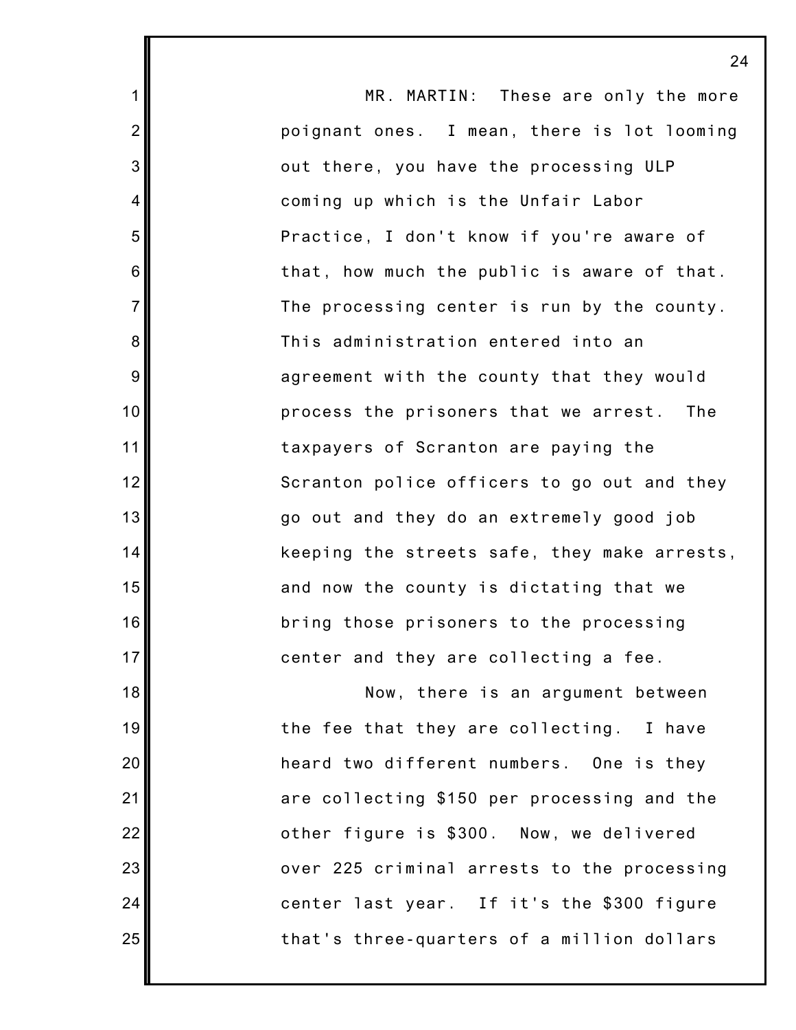MR. MARTIN: These are only the more poignant ones. I mean, there is lot looming out there, you have the processing ULP coming up which is the Unfair Labor Practice, I don't know if you're aware of that, how much the public is aware of that. The processing center is run by the county. This administration entered into an agreement with the county that they would process the prisoners that we arrest. The taxpayers of Scranton are paying the Scranton police officers to go out and they go out and they do an extremely good job keeping the streets safe, they make arrests, and now the county is dictating that we bring those prisoners to the processing center and they are collecting a fee.

Now, there is an argument between the fee that they are collecting. I have heard two different numbers. One is they are collecting $150 per processing and the other figure is $300. Now, we delivered over 225 criminal arrests to the processing center last year. If it's the $300 figure that's three-quarters of a million dollars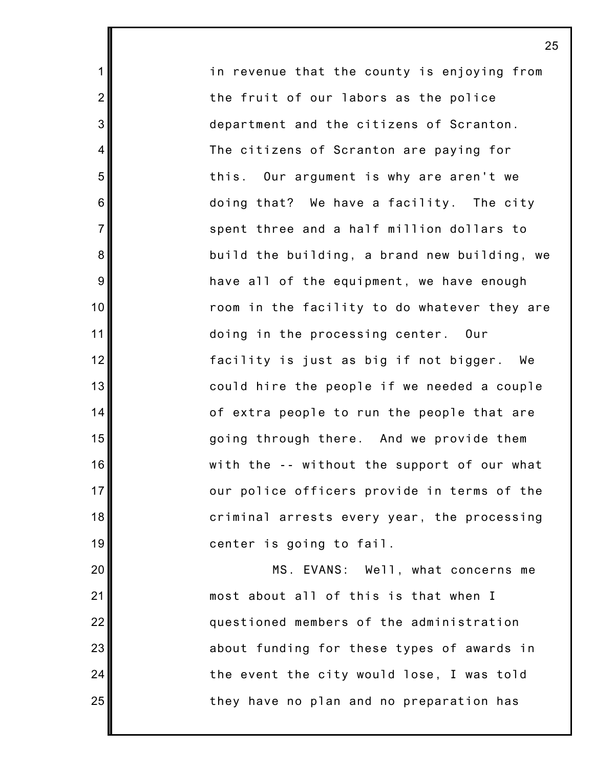in revenue that the county is enjoying from the fruit of our labors as the police department and the citizens of Scranton. The citizens of Scranton are paying for this. Our argument is why are aren't we doing that? We have a facility. The city spent three and a half million dollars to build the building, a brand new building, we have all of the equipment, we have enough room in the facility to do whatever they are doing in the processing center. Our facility is just as big if not bigger. We could hire the people if we needed a couple of extra people to run the people that are going through there. And we provide them with the -- without the support of our what our police officers provide in terms of the criminal arrests every year, the processing center is going to fail.

MS. EVANS: Well, what concerns me most about all of this is that when I questioned members of the administration about funding for these types of awards in the event the city would lose, I was told they have no plan and no preparation has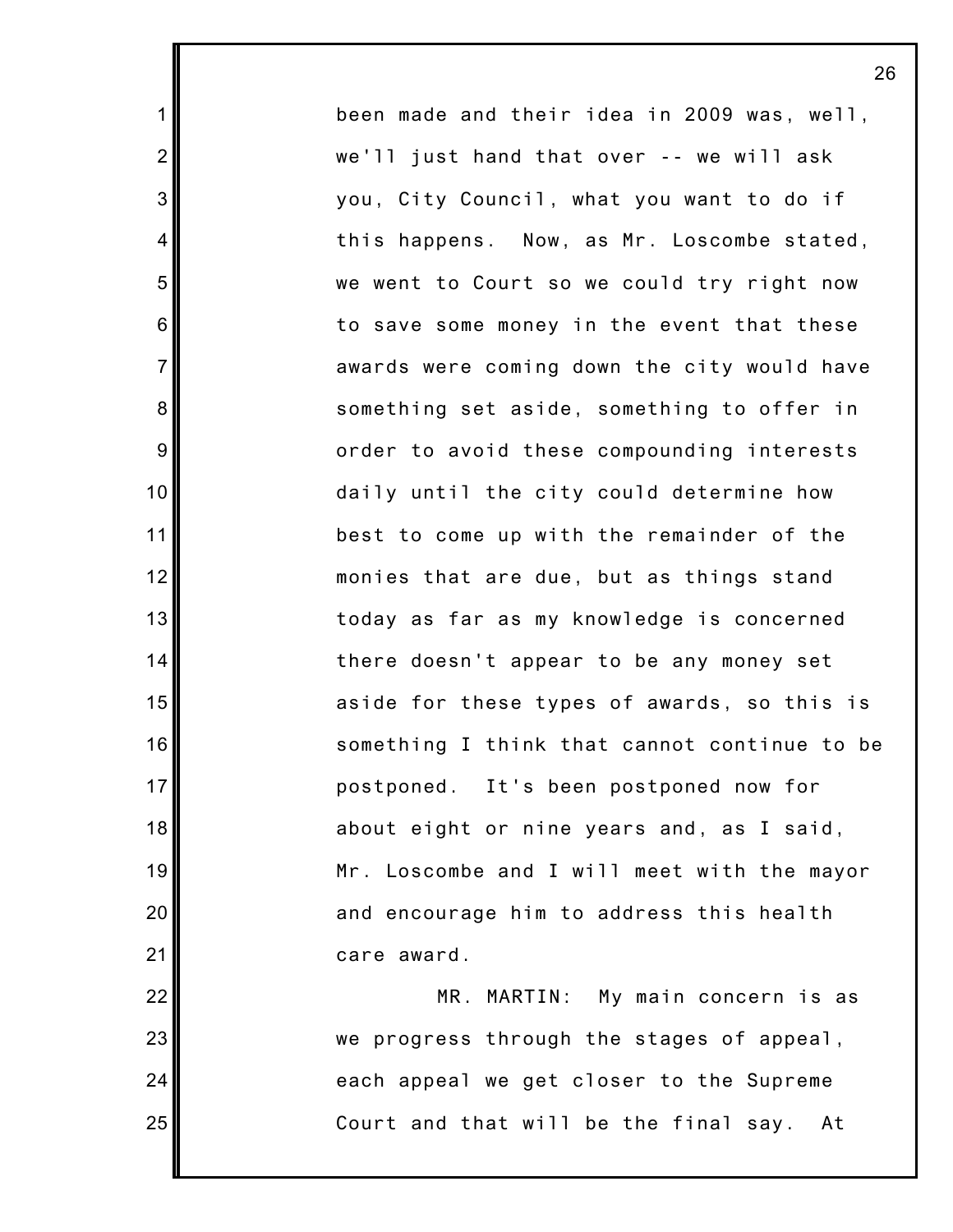been made and their idea in 2009 was, well, we'll just hand that over -- we will ask you, City Council, what you want to do if this happens. Now, as Mr. Loscombe stated, we went to Court so we could try right now to save some money in the event that these awards were coming down the city would have something set aside, something to offer in order to avoid these compounding interests daily until the city could determine how best to come up with the remainder of the monies that are due, but as things stand today as far as my knowledge is concerned there doesn't appear to be any money set aside for these types of awards, so this is something I think that cannot continue to be postponed. It's been postponed now for about eight or nine years and, as I said, Mr. Loscombe and I will meet with the mayor and encourage him to address this health care award.

MR. MARTIN: My main concern is as we progress through the stages of appeal, each appeal we get closer to the Supreme Court and that will be the final say. At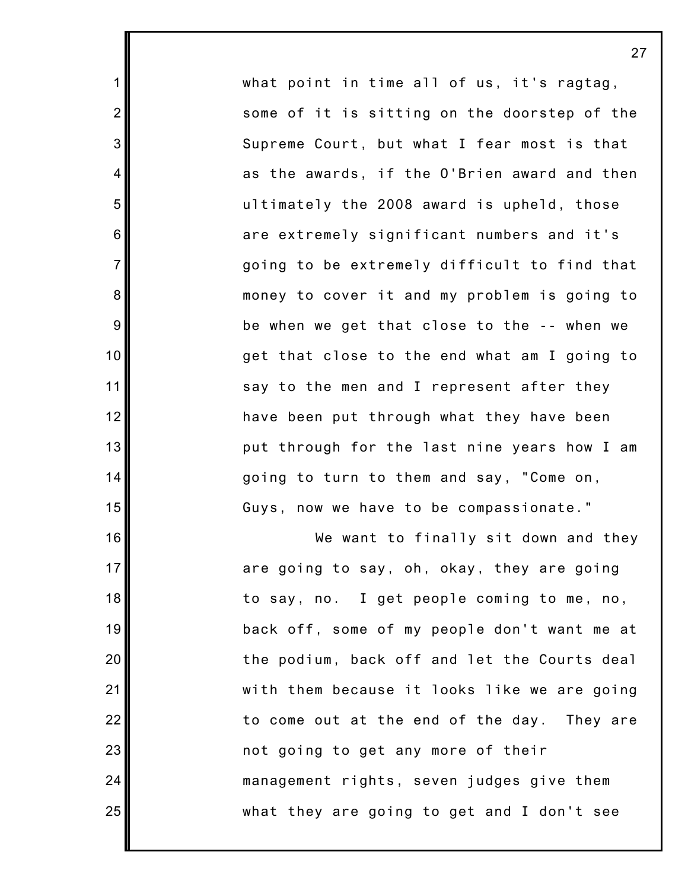what point in time all of us, it's ragtag, some of it is sitting on the doorstep of the Supreme Court, but what I fear most is that as the awards, if the O'Brien award and then ultimately the 2008 award is upheld, those are extremely significant numbers and it's going to be extremely difficult to find that money to cover it and my problem is going to be when we get that close to the -- when we get that close to the end what am I going to say to the men and I represent after they have been put through what they have been put through for the last nine years how I am going to turn to them and say, "Come on, Guys, now we have to be compassionate."

We want to finally sit down and they are going to say, oh, okay, they are going to say, no. I get people coming to me, no, back off, some of my people don't want me at the podium, back off and let the Courts deal with them because it looks like we are going to come out at the end of the day. They are not going to get any more of their management rights, seven judges give them what they are going to get and I don't see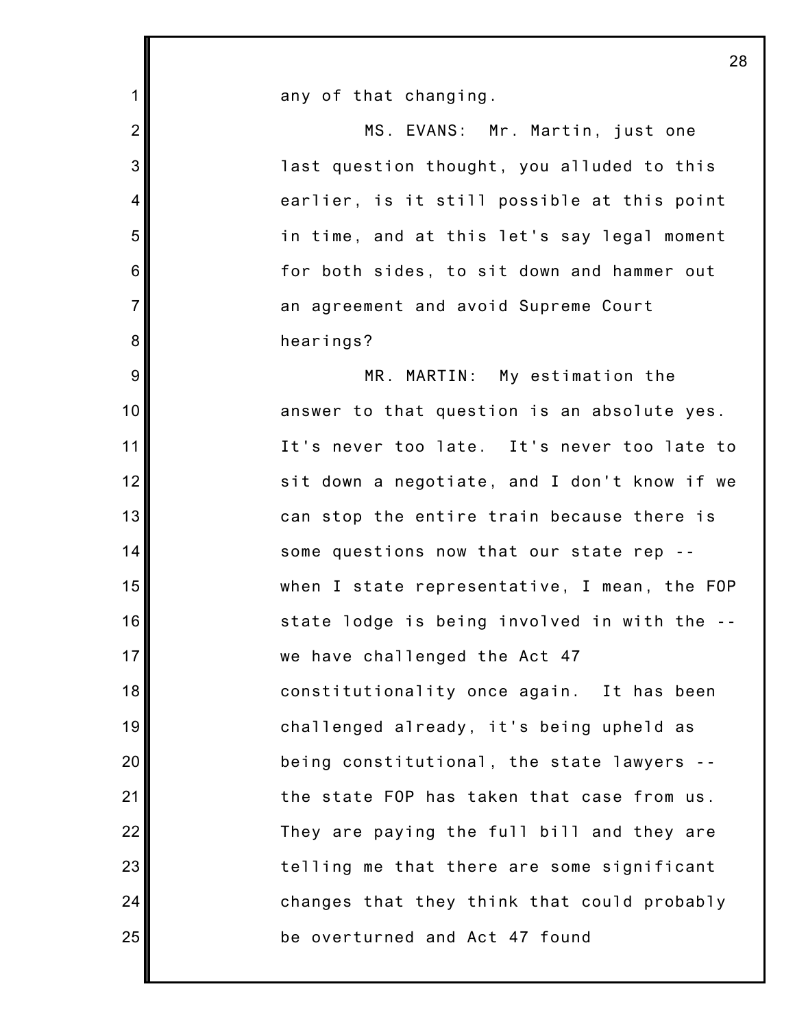any of that changing.

MS. EVANS: Mr. Martin, just one last question thought, you alluded to this earlier, is it still possible at this point in time, and at this let's say legal moment for both sides, to sit down and hammer out an agreement and avoid Supreme Court hearings?

MR. MARTIN: My estimation the answer to that question is an absolute yes. It's never too late. It's never too late to sit down a negotiate, and I don't know if we can stop the entire train because there is some questions now that our state rep -- when I state representative, I mean, the FOP state lodge is being involved in with the -- we have challenged the Act 47 constitutionality once again. It has been challenged already, it's being upheld as being constitutional, the state lawyers -- the state FOP has taken that case from us. They are paying the full bill and they are telling me that there are some significant changes that they think that could probably be overturned and Act 47 found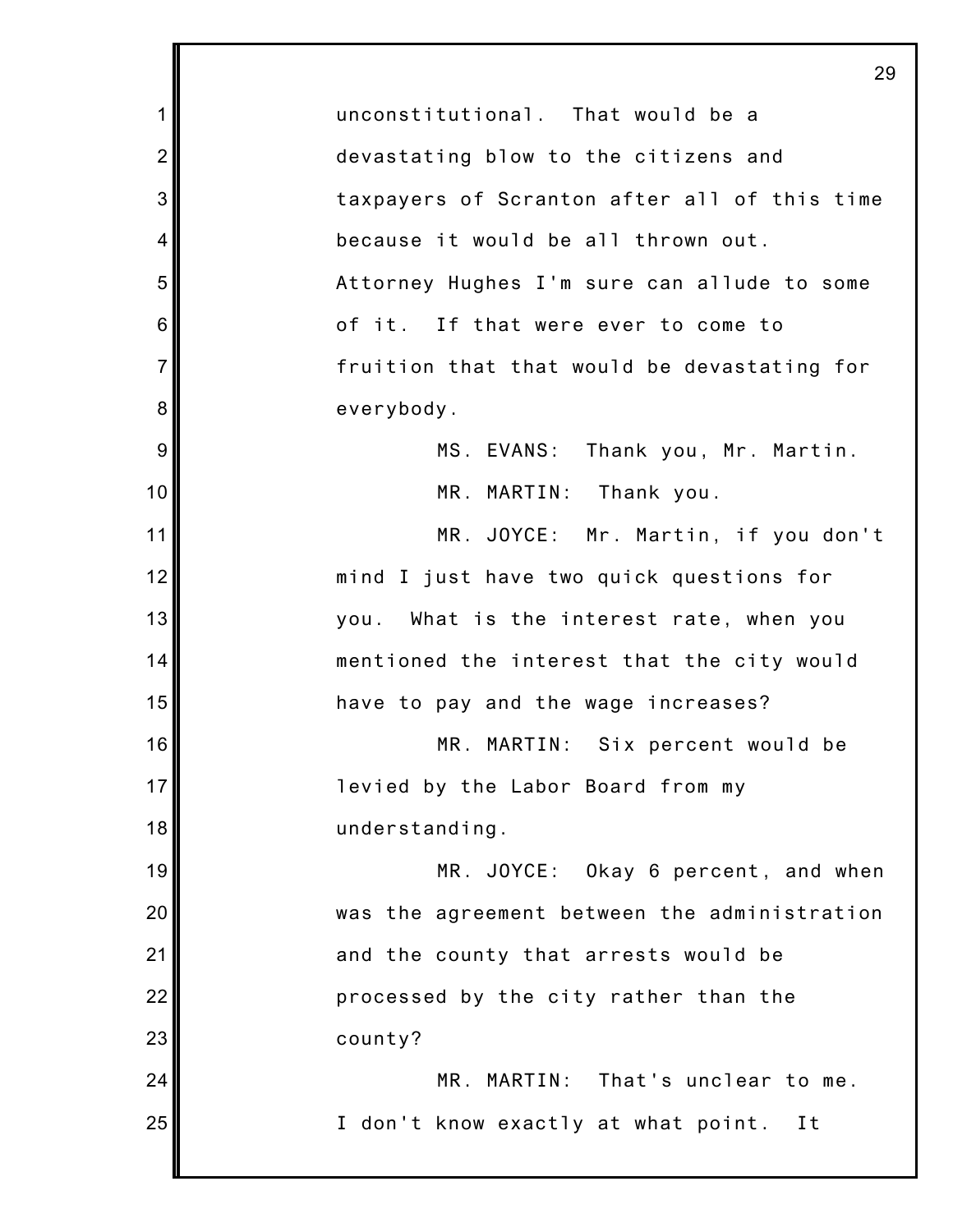unconstitutional. That would be a devastating blow to the citizens and taxpayers of Scranton after all of this time because it would be all thrown out. Attorney Hughes I'm sure can allude to some of it. If that were ever to come to fruition that that would be devastating for everybody.

MS. EVANS: Thank you, Mr. Martin.

MR. MARTIN: Thank you.

MR. JOYCE: Mr. Martin, if you don't mind I just have two quick questions for you. What is the interest rate, when you mentioned the interest that the city would have to pay and the wage increases?

MR. MARTIN: Six percent would be levied by the Labor Board from my understanding.

MR. JOYCE: Okay 6 percent, and when was the agreement between the administration and the county that arrests would be processed by the city rather than the county?

MR. MARTIN: That's unclear to me. I don't know exactly at what point. It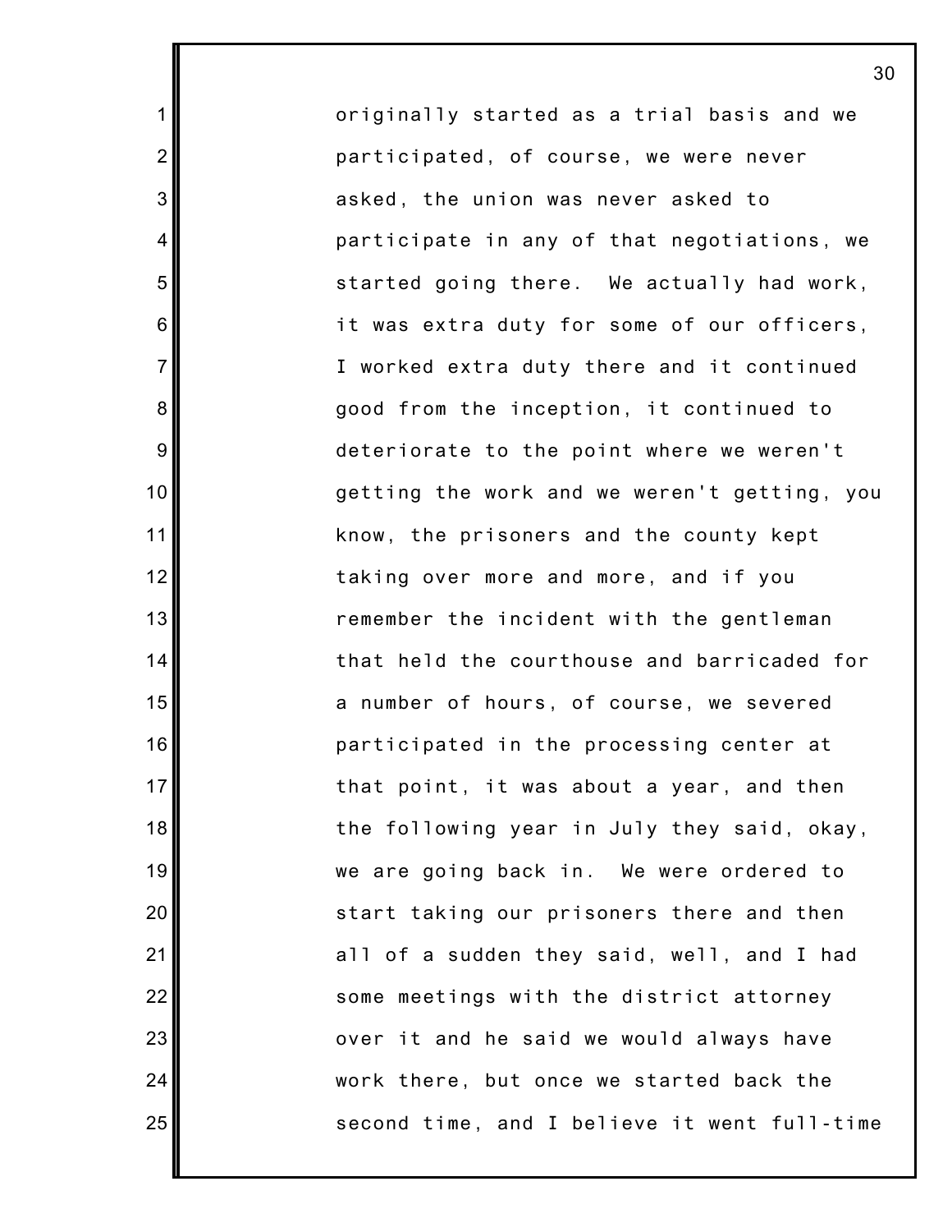originally started as a trial basis and we participated, of course, we were never asked, the union was never asked to participate in any of that negotiations, we started going there. We actually had work, it was extra duty for some of our officers, I worked extra duty there and it continued good from the inception, it continued to deteriorate to the point where we weren't getting the work and we weren't getting, you know, the prisoners and the county kept taking over more and more, and if you remember the incident with the gentleman that held the courthouse and barricaded for a number of hours, of course, we severed participated in the processing center at that point, it was about a year, and then the following year in July they said, okay, we are going back in. We were ordered to start taking our prisoners there and then all of a sudden they said, well, and I had some meetings with the district attorney over it and he said we would always have work there, but once we started back the second time, and I believe it went full-time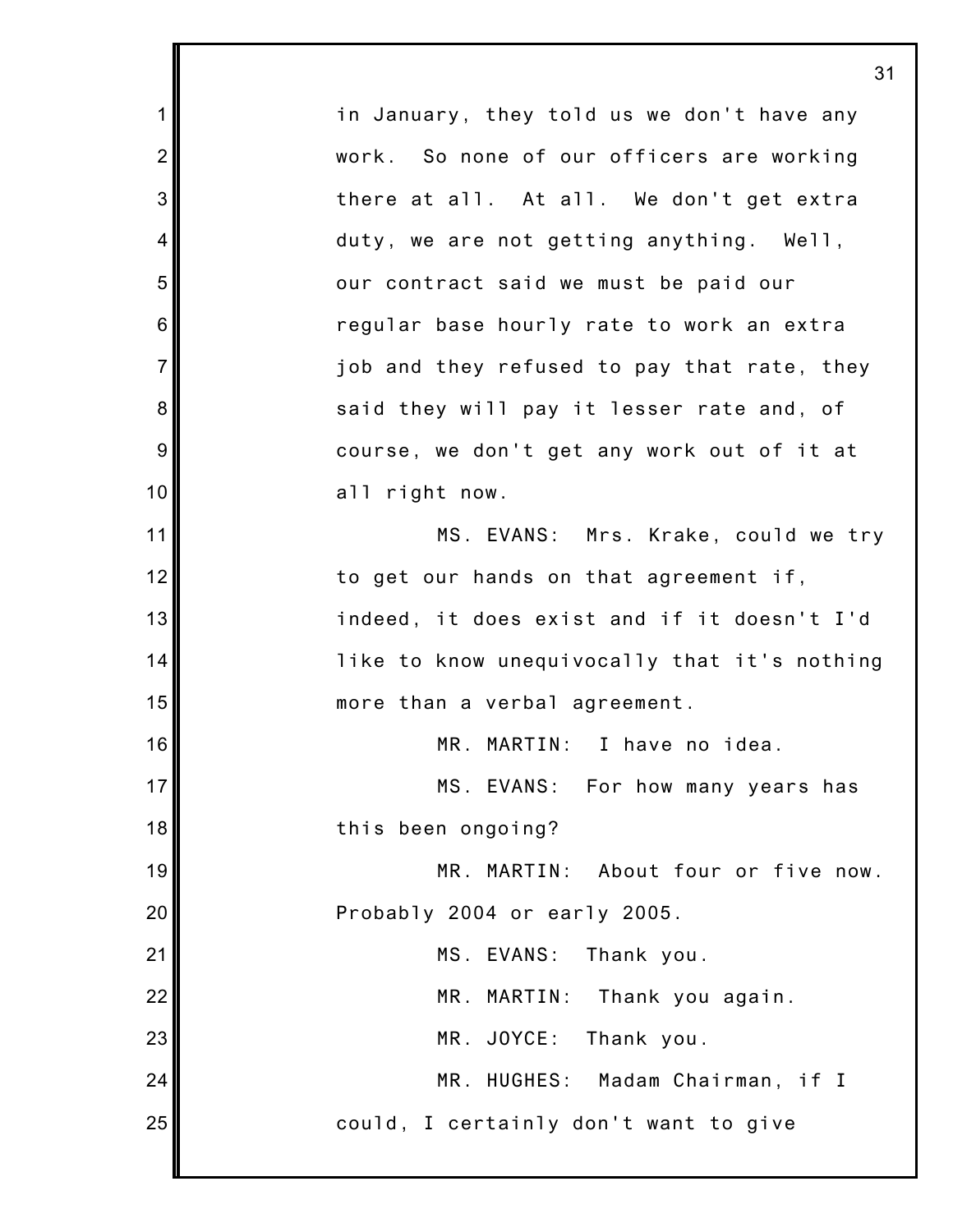in January, they told us we don't have any work. So none of our officers are working there at all. At all. We don't get extra duty, we are not getting anything. Well, our contract said we must be paid our regular base hourly rate to work an extra job and they refused to pay that rate, they said they will pay it lesser rate and, of course, we don't get any work out of it at all right now.

MS. EVANS: Mrs. Krake, could we try to get our hands on that agreement if, indeed, it does exist and if it doesn't I'd like to know unequivocally that it's nothing more than a verbal agreement.

MR. MARTIN: I have no idea.

MS. EVANS: For how many years has this been ongoing?

MR. MARTIN: About four or five now. Probably 2004 or early 2005.

MS. EVANS: Thank you.

MR. MARTIN: Thank you again.

MR. JOYCE: Thank you.

MR. HUGHES: Madam Chairman, if I could, I certainly don't want to give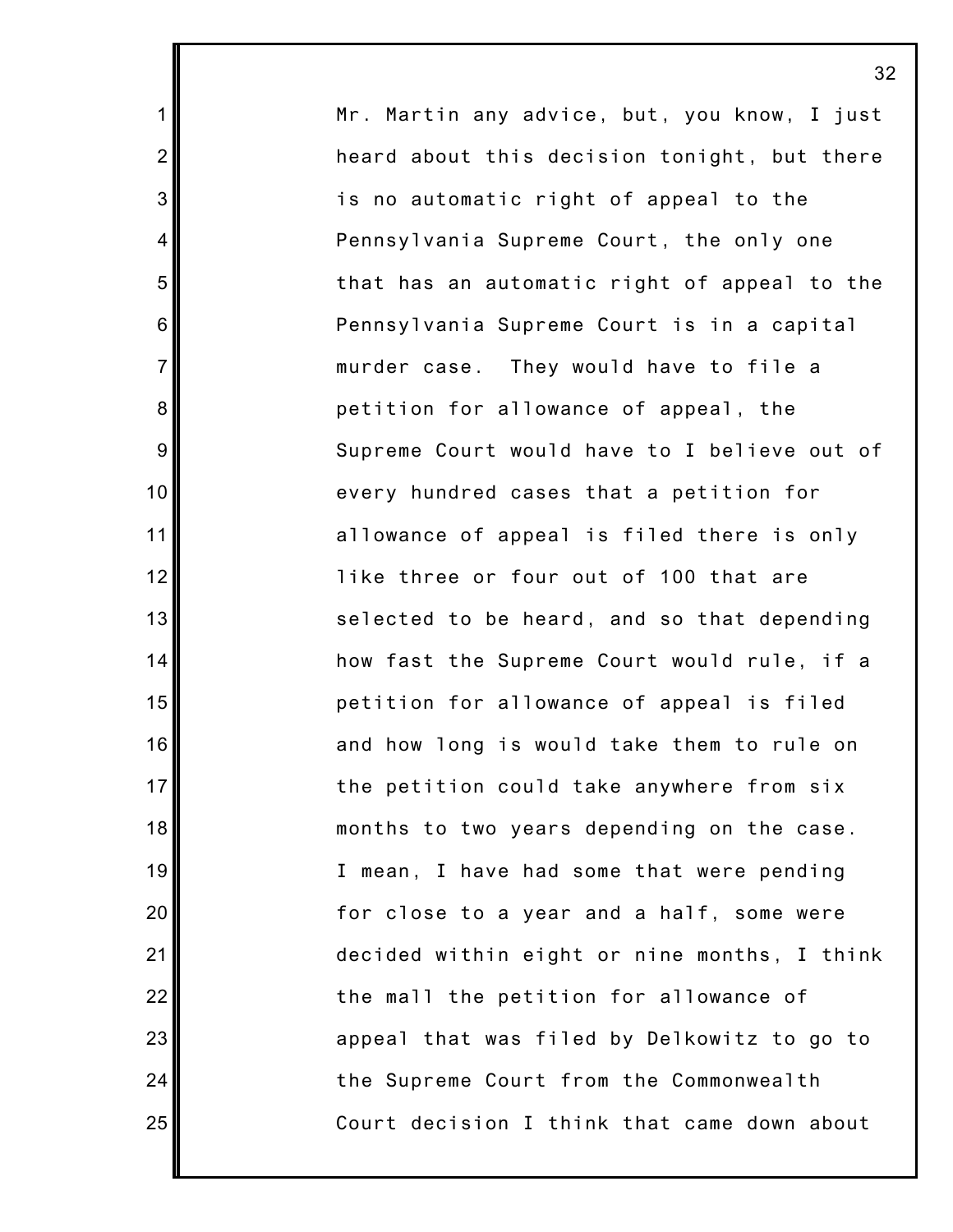Mr. Martin any advice, but, you know, I just heard about this decision tonight, but there is no automatic right of appeal to the Pennsylvania Supreme Court, the only one that has an automatic right of appeal to the Pennsylvania Supreme Court is in a capital murder case. They would have to file a petition for allowance of appeal, the Supreme Court would have to I believe out of every hundred cases that a petition for allowance of appeal is filed there is only like three or four out of 100 that are selected to be heard, and so that depending how fast the Supreme Court would rule, if a petition for allowance of appeal is filed and how long is would take them to rule on the petition could take anywhere from six months to two years depending on the case. I mean, I have had some that were pending for close to a year and a half, some were decided within eight or nine months, I think the mall the petition for allowance of appeal that was filed by Delkowitz to go to the Supreme Court from the Commonwealth Court decision I think that came down about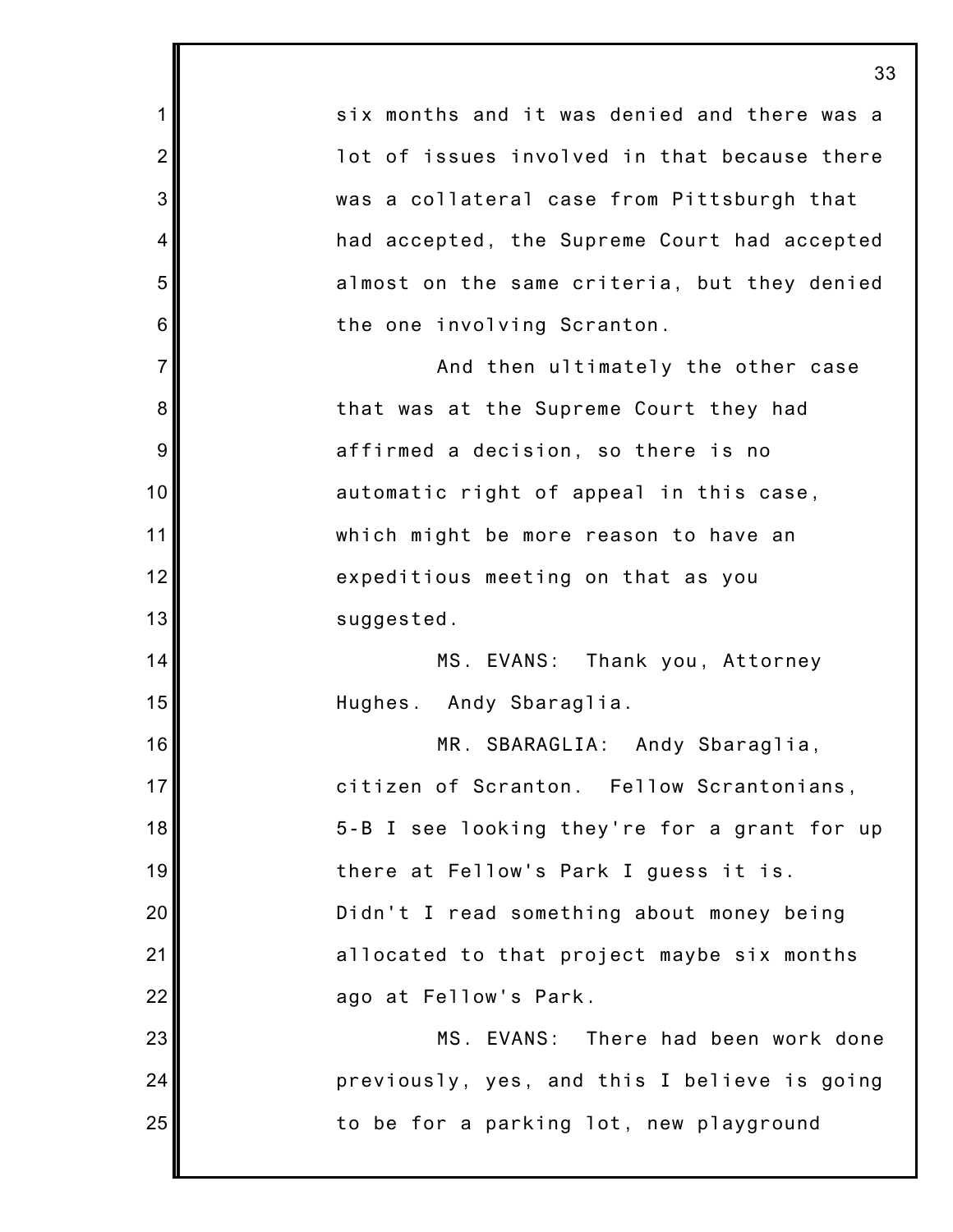six months and it was denied and there was a lot of issues involved in that because there was a collateral case from Pittsburgh that had accepted, the Supreme Court had accepted almost on the same criteria, but they denied the one involving Scranton.

And then ultimately the other case that was at the Supreme Court they had affirmed a decision, so there is no automatic right of appeal in this case, which might be more reason to have an expeditious meeting on that as you suggested.

MS. EVANS: Thank you, Attorney Hughes. Andy Sbaraglia.

MR. SBARAGLIA: Andy Sbaraglia, citizen of Scranton. Fellow Scrantonians, 5-B I see looking they're for a grant for up there at Fellow's Park I guess it is. Didn't I read something about money being allocated to that project maybe six months ago at Fellow's Park.

MS. EVANS: There had been work done previously, yes, and this I believe is going to be for a parking lot, new playground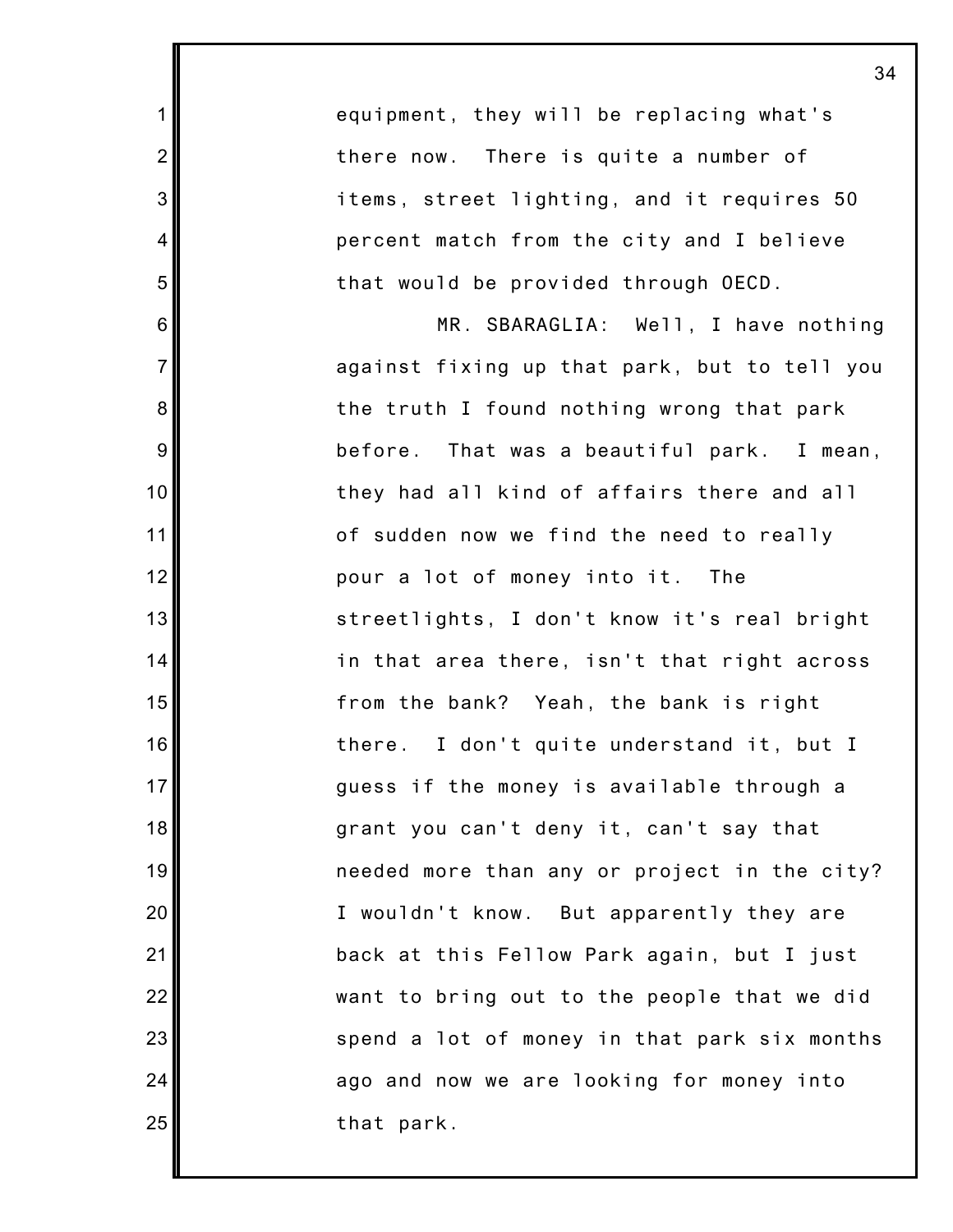equipment, they will be replacing what's there now. There is quite a number of items, street lighting, and it requires 50 percent match from the city and I believe that would be provided through OECD.

MR. SBARAGLIA: Well, I have nothing against fixing up that park, but to tell you the truth I found nothing wrong that park before. That was a beautiful park. I mean, they had all kind of affairs there and all of sudden now we find the need to really pour a lot of money into it. The streetlights, I don't know it's real bright in that area there, isn't that right across from the bank? Yeah, the bank is right there. I don't quite understand it, but I guess if the money is available through a grant you can't deny it, can't say that needed more than any or project in the city? I wouldn't know. But apparently they are back at this Fellow Park again, but I just want to bring out to the people that we did spend a lot of money in that park six months ago and now we are looking for money into that park.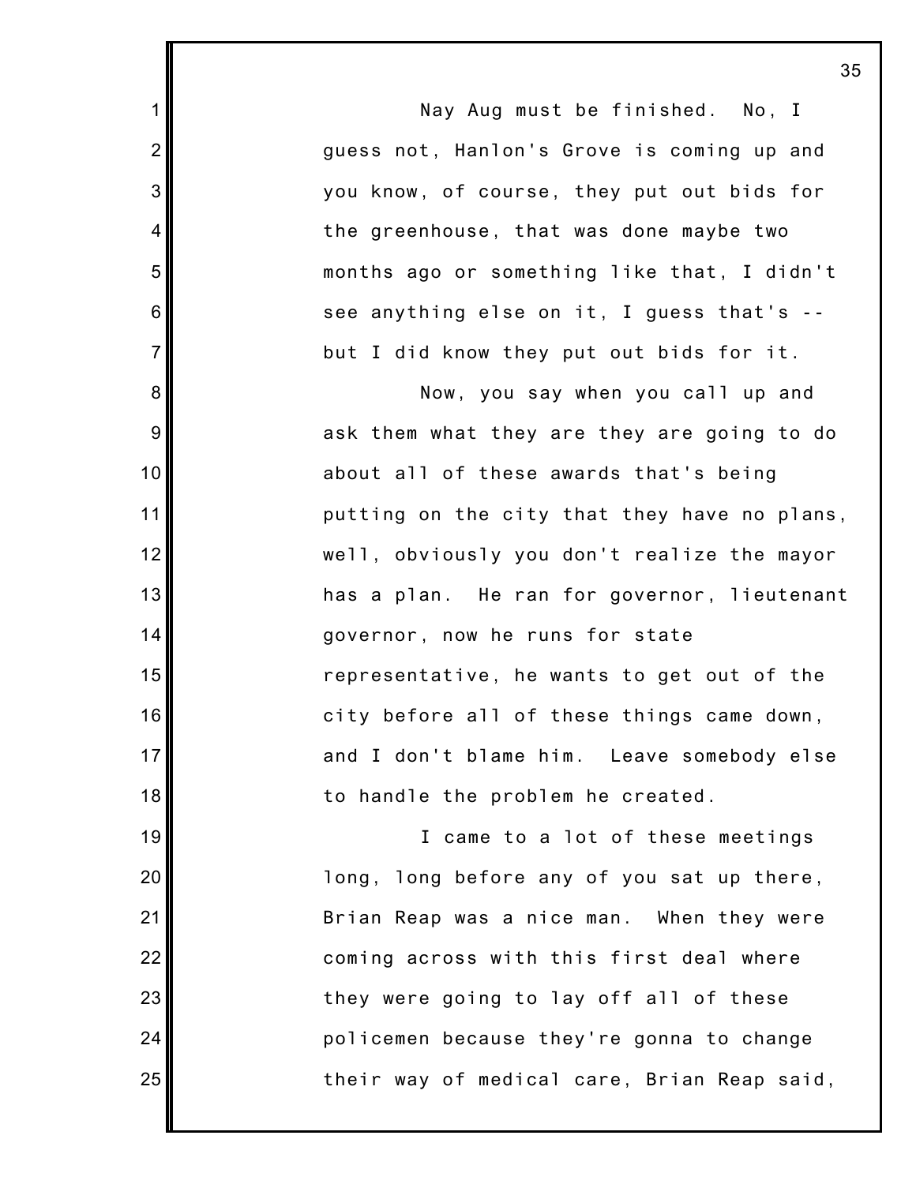Nay Aug must be finished. No, I guess not, Hanlon's Grove is coming up and you know, of course, they put out bids for the greenhouse, that was done maybe two months ago or something like that, I didn't see anything else on it, I guess that's -- but I did know they put out bids for it.

Now, you say when you call up and ask them what they are they are going to do about all of these awards that's being putting on the city that they have no plans, well, obviously you don't realize the mayor has a plan. He ran for governor, lieutenant governor, now he runs for state representative, he wants to get out of the city before all of these things came down, and I don't blame him. Leave somebody else to handle the problem he created.

I came to a lot of these meetings long, long before any of you sat up there, Brian Reap was a nice man. When they were coming across with this first deal where they were going to lay off all of these policemen because they're gonna to change their way of medical care, Brian Reap said,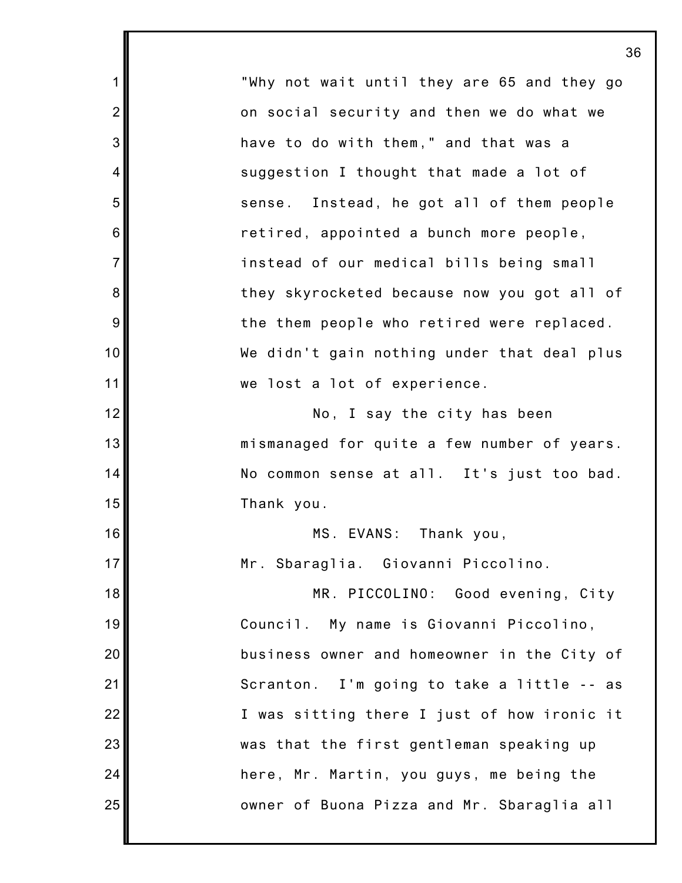"Why not wait until they are 65 and they go on social security and then we do what we have to do with them," and that was a suggestion I thought that made a lot of sense. Instead, he got all of them people retired, appointed a bunch more people, instead of our medical bills being small they skyrocketed because now you got all of the them people who retired were replaced. We didn't gain nothing under that deal plus we lost a lot of experience.

No, I say the city has been mismanaged for quite a few number of years. No common sense at all. It's just too bad. Thank you.

MS. EVANS: Thank you, Mr. Sbaraglia. Giovanni Piccolino.

MR. PICCOLINO: Good evening, City Council. My name is Giovanni Piccolino, business owner and homeowner in the City of Scranton. I'm going to take a little -- as I was sitting there I just of how ironic it was that the first gentleman speaking up here, Mr. Martin, you guys, me being the owner of Buona Pizza and Mr. Sbaraglia all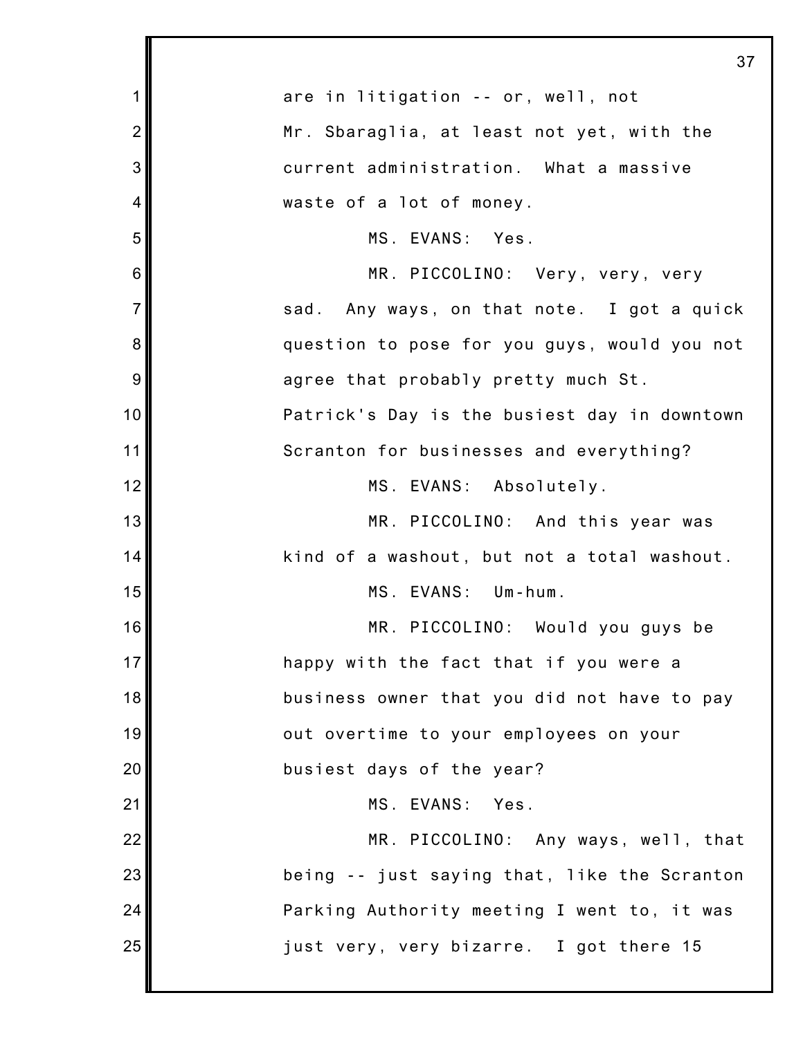are in litigation -- or, well, not Mr. Sbaraglia, at least not yet, with the current administration. What a massive waste of a lot of money.

MS. EVANS: Yes.

MR. PICCOLINO: Very, very, very sad. Any ways, on that note. I got a quick question to pose for you guys, would you not agree that probably pretty much St. Patrick's Day is the busiest day in downtown Scranton for businesses and everything?

MS. EVANS: Absolutely.

MR. PICCOLINO: And this year was kind of a washout, but not a total washout.

MS. EVANS: Um-hum.

MR. PICCOLINO: Would you guys be happy with the fact that if you were a business owner that you did not have to pay out overtime to your employees on your busiest days of the year?

MS. EVANS: Yes.

MR. PICCOLINO: Any ways, well, that being -- just saying that, like the Scranton Parking Authority meeting I went to, it was just very, very bizarre. I got there 15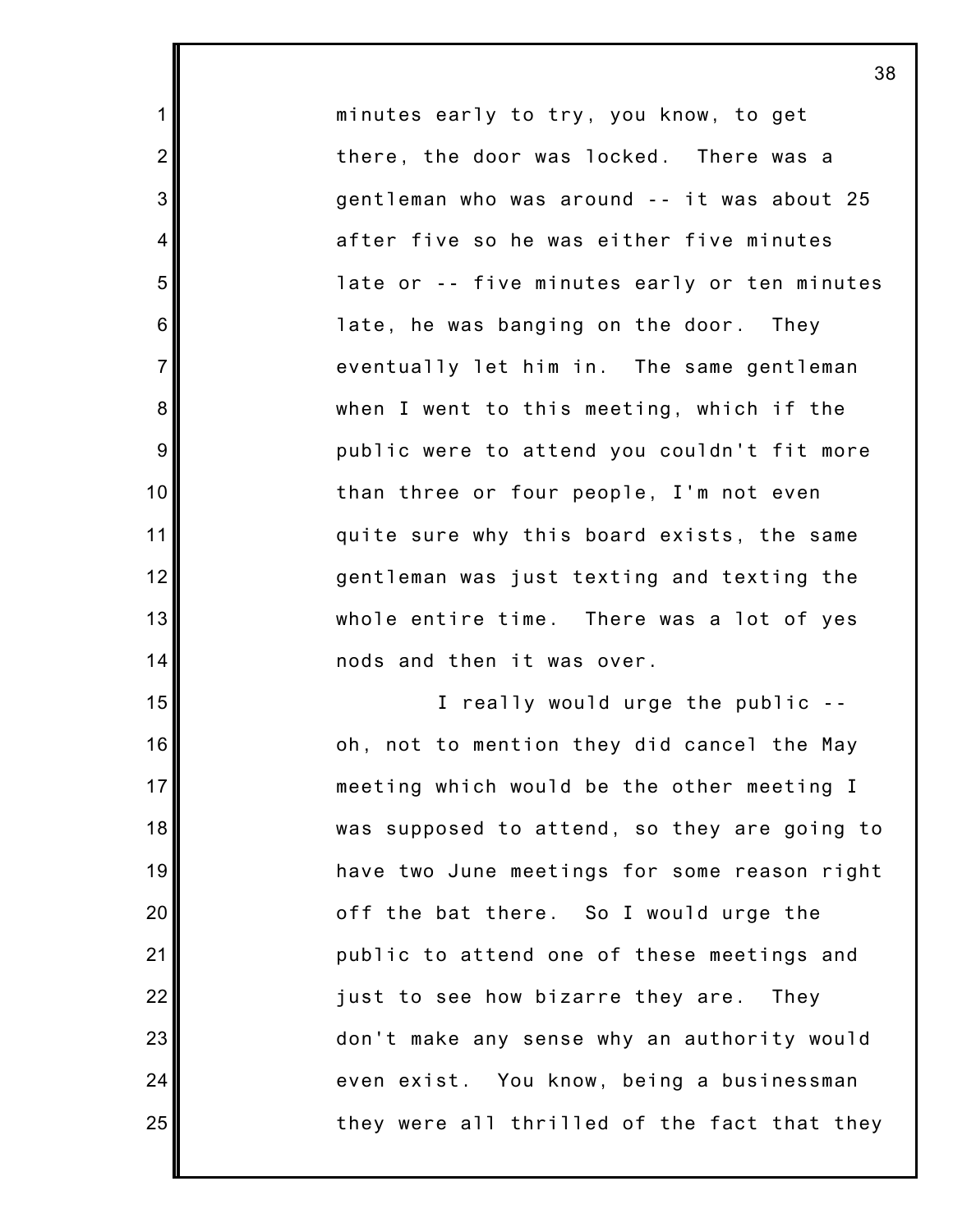minutes early to try, you know, to get there, the door was locked. There was a gentleman who was around -- it was about 25 after five so he was either five minutes late or -- five minutes early or ten minutes late, he was banging on the door. They eventually let him in. The same gentleman when I went to this meeting, which if the public were to attend you couldn't fit more than three or four people, I'm not even quite sure why this board exists, the same gentleman was just texting and texting the whole entire time. There was a lot of yes nods and then it was over.

I really would urge the public -- oh, not to mention they did cancel the May meeting which would be the other meeting I was supposed to attend, so they are going to have two June meetings for some reason right off the bat there. So I would urge the public to attend one of these meetings and just to see how bizarre they are. They don't make any sense why an authority would even exist. You know, being a businessman they were all thrilled of the fact that they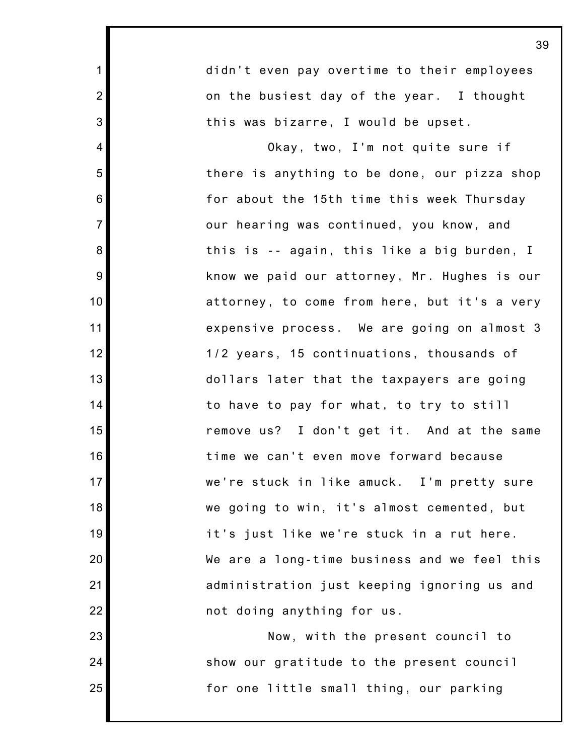didn't even pay overtime to their employees on the busiest day of the year. I thought this was bizarre, I would be upset.

Okay, two, I'm not quite sure if there is anything to be done, our pizza shop for about the 15th time this week Thursday our hearing was continued, you know, and this is -- again, this like a big burden, I know we paid our attorney, Mr. Hughes is our attorney, to come from here, but it's a very expensive process. We are going on almost 3 1/2 years, 15 continuations, thousands of dollars later that the taxpayers are going to have to pay for what, to try to still remove us? I don't get it. And at the same time we can't even move forward because we're stuck in like amuck. I'm pretty sure we going to win, it's almost cemented, but it's just like we're stuck in a rut here. We are a long-time business and we feel this administration just keeping ignoring us and not doing anything for us.

Now, with the present council to show our gratitude to the present council for one little small thing, our parking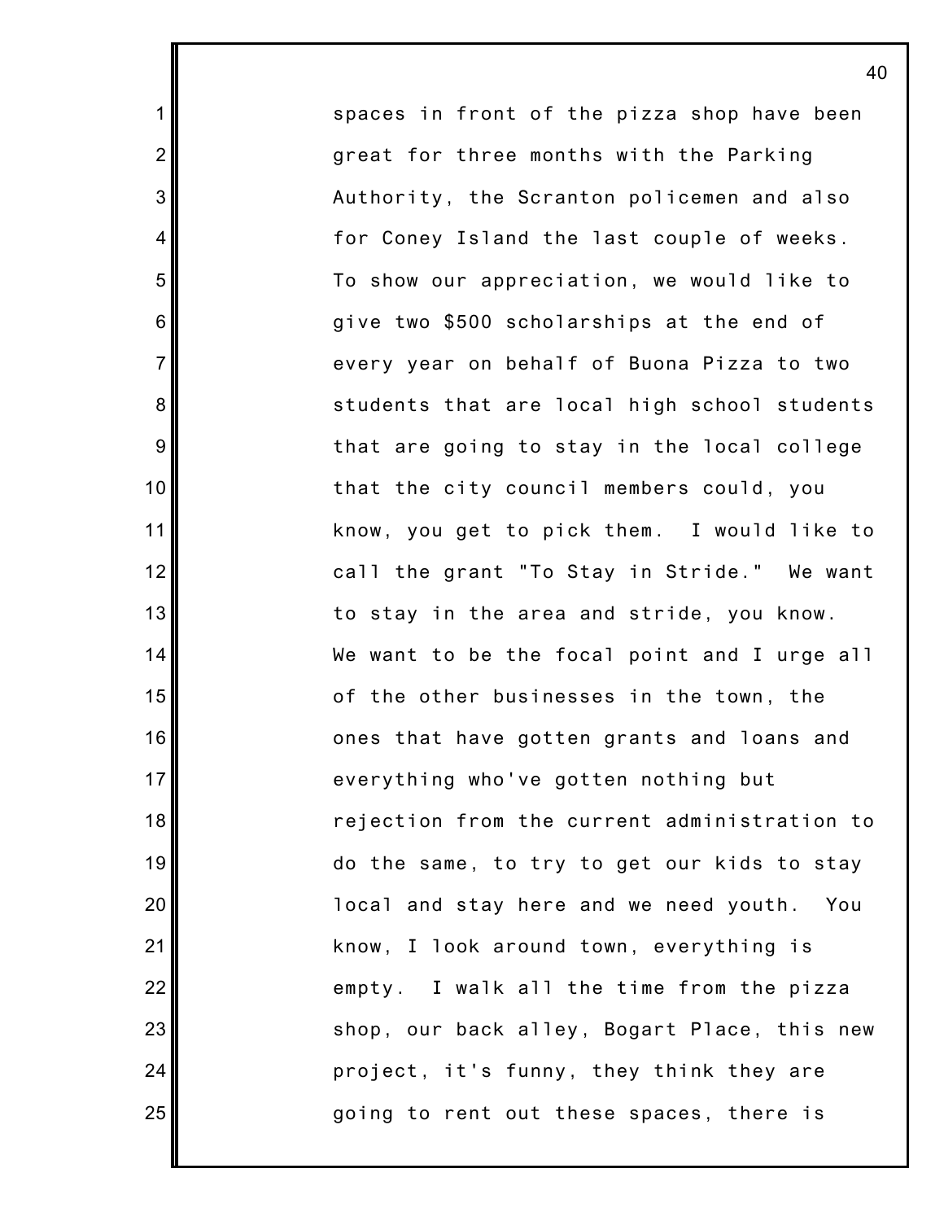spaces in front of the pizza shop have been great for three months with the Parking Authority, the Scranton policemen and also for Coney Island the last couple of weeks. To show our appreciation, we would like to give two $500 scholarships at the end of every year on behalf of Buona Pizza to two students that are local high school students that are going to stay in the local college that the city council members could, you know, you get to pick them. I would like to call the grant "To Stay in Stride." We want to stay in the area and stride, you know. We want to be the focal point and I urge all of the other businesses in the town, the ones that have gotten grants and loans and everything who've gotten nothing but rejection from the current administration to do the same, to try to get our kids to stay local and stay here and we need youth. You know, I look around town, everything is empty. I walk all the time from the pizza shop, our back alley, Bogart Place, this new project, it's funny, they think they are going to rent out these spaces, there is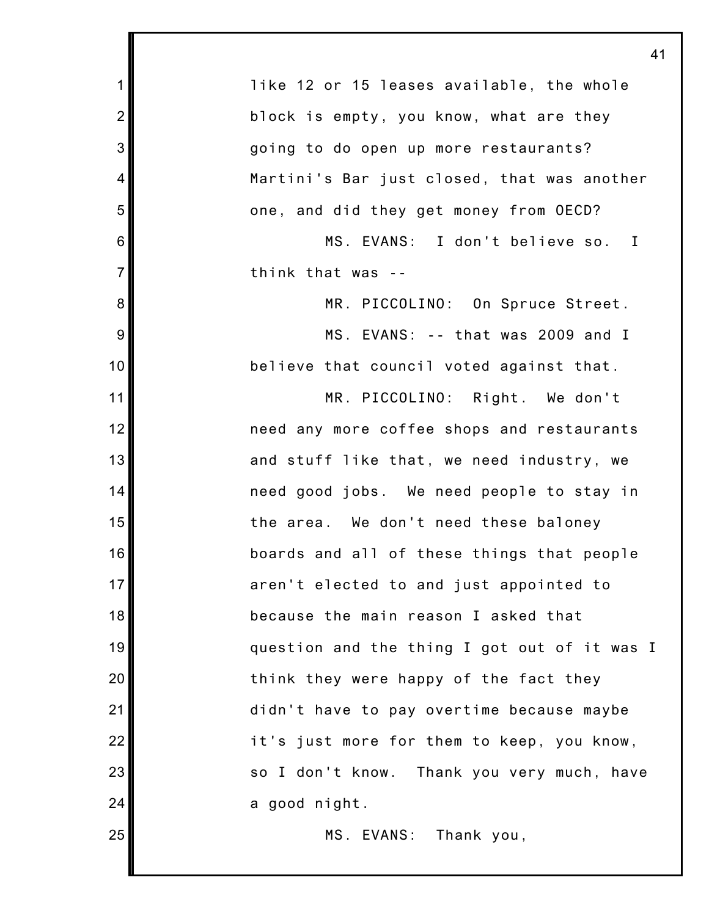like 12 or 15 leases available, the whole block is empty, you know, what are they going to do open up more restaurants? Martini's Bar just closed, that was another one, and did they get money from OECD?

MS. EVANS: I don't believe so. I think that was --

MR. PICCOLINO: On Spruce Street.

MS. EVANS: -- that was 2009 and I believe that council voted against that.

MR. PICCOLINO: Right. We don't need any more coffee shops and restaurants and stuff like that, we need industry, we need good jobs. We need people to stay in the area. We don't need these baloney boards and all of these things that people aren't elected to and just appointed to because the main reason I asked that question and the thing I got out of it was I think they were happy of the fact they didn't have to pay overtime because maybe it's just more for them to keep, you know, so I don't know. Thank you very much, have a good night.

MS. EVANS: Thank you,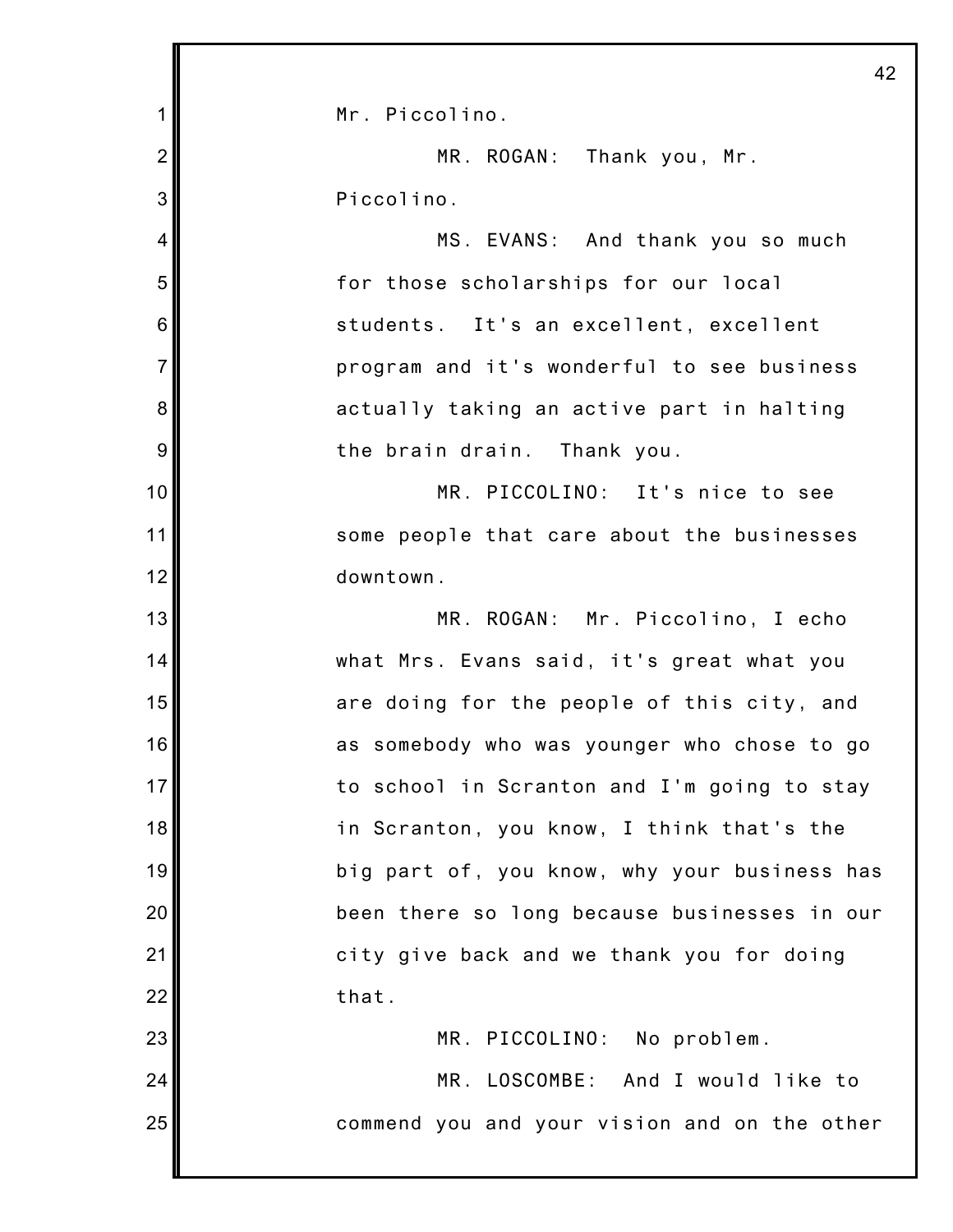Mr. Piccolino.

MR. ROGAN: Thank you, Mr. Piccolino.

MS. EVANS: And thank you so much for those scholarships for our local students. It's an excellent, excellent program and it's wonderful to see business actually taking an active part in halting the brain drain. Thank you.

MR. PICCOLINO: It's nice to see some people that care about the businesses downtown.

MR. ROGAN: Mr. Piccolino, I echo what Mrs. Evans said, it's great what you are doing for the people of this city, and as somebody who was younger who chose to go to school in Scranton and I'm going to stay in Scranton, you know, I think that's the big part of, you know, why your business has been there so long because businesses in our city give back and we thank you for doing that.

MR. PICCOLINO: No problem.

MR. LOSCOMBE: And I would like to commend you and your vision and on the other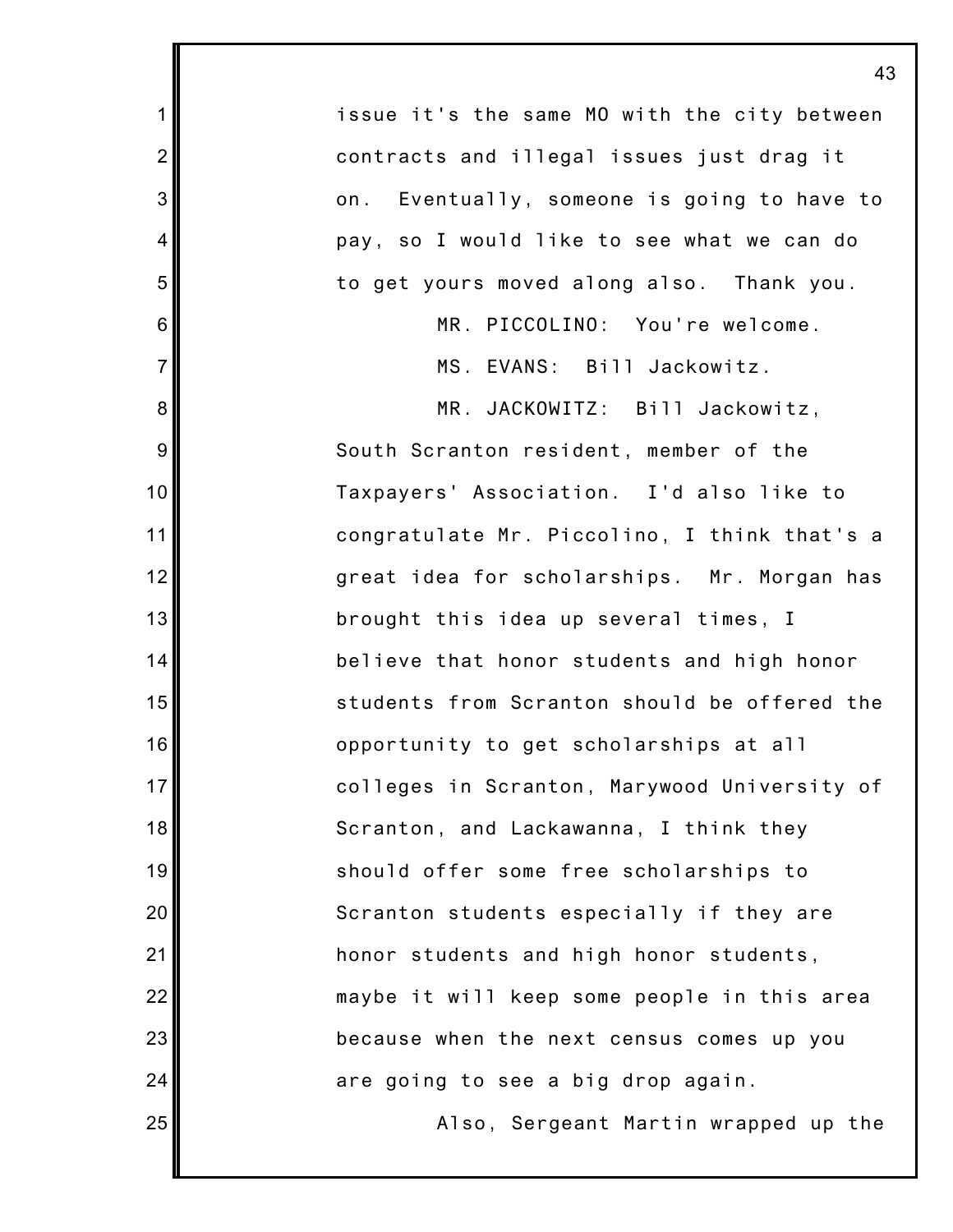issue it's the same MO with the city between contracts and illegal issues just drag it on. Eventually, someone is going to have to pay, so I would like to see what we can do to get yours moved along also. Thank you.

MR. PICCOLINO: You're welcome.

MS. EVANS: Bill Jackowitz.

MR. JACKOWITZ: Bill Jackowitz, South Scranton resident, member of the Taxpayers' Association. I'd also like to congratulate Mr. Piccolino, I think that's a great idea for scholarships. Mr. Morgan has brought this idea up several times, I believe that honor students and high honor students from Scranton should be offered the opportunity to get scholarships at all colleges in Scranton, Marywood University of Scranton, and Lackawanna, I think they should offer some free scholarships to Scranton students especially if they are honor students and high honor students, maybe it will keep some people in this area because when the next census comes up you are going to see a big drop again.

Also, Sergeant Martin wrapped up the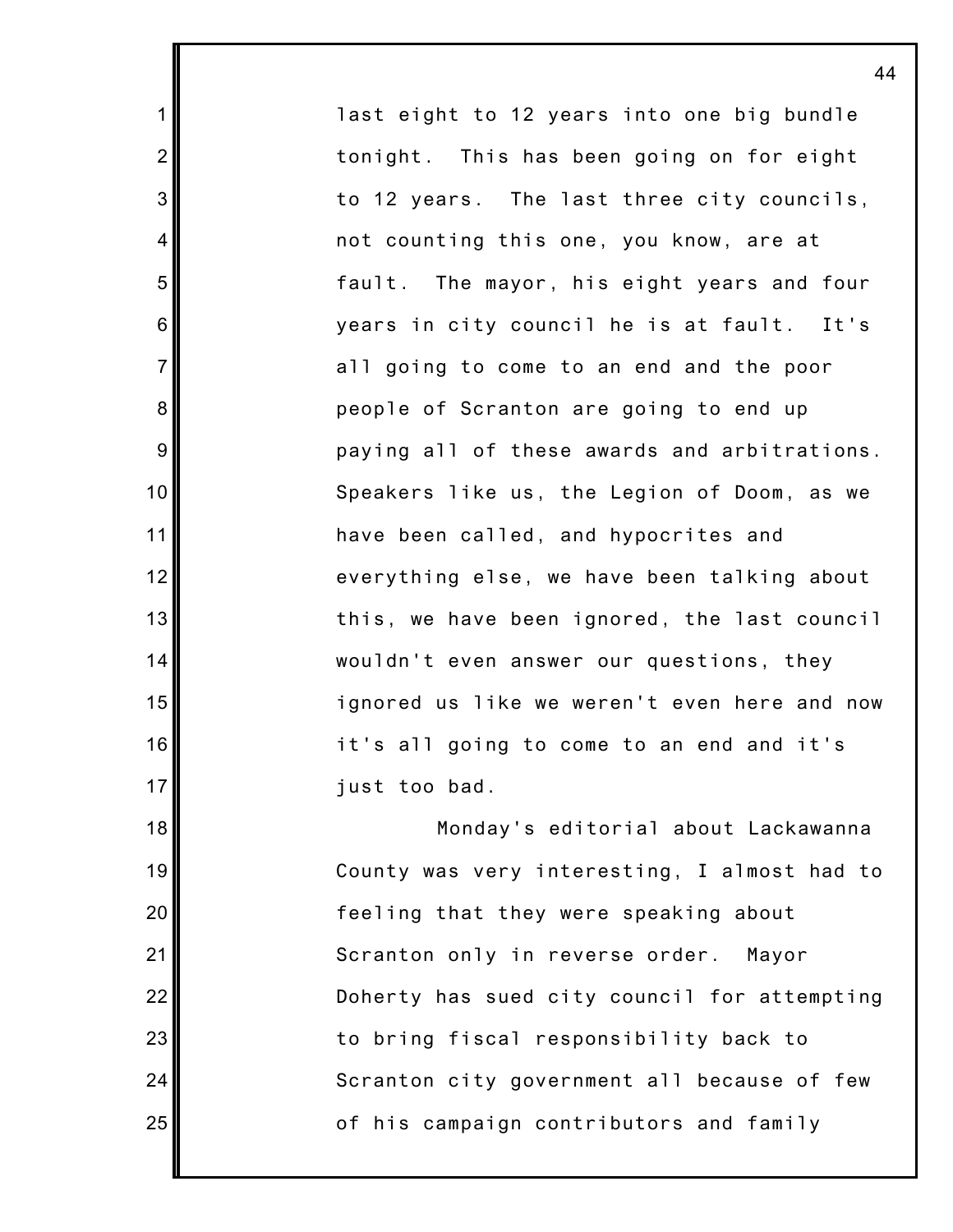last eight to 12 years into one big bundle tonight. This has been going on for eight to 12 years. The last three city councils, not counting this one, you know, are at fault. The mayor, his eight years and four years in city council he is at fault. It's all going to come to an end and the poor people of Scranton are going to end up paying all of these awards and arbitrations. Speakers like us, the Legion of Doom, as we have been called, and hypocrites and everything else, we have been talking about this, we have been ignored, the last council wouldn't even answer our questions, they ignored us like we weren't even here and now it's all going to come to an end and it's just too bad.

Monday's editorial about Lackawanna County was very interesting, I almost had to feeling that they were speaking about Scranton only in reverse order. Mayor Doherty has sued city council for attempting to bring fiscal responsibility back to Scranton city government all because of few of his campaign contributors and family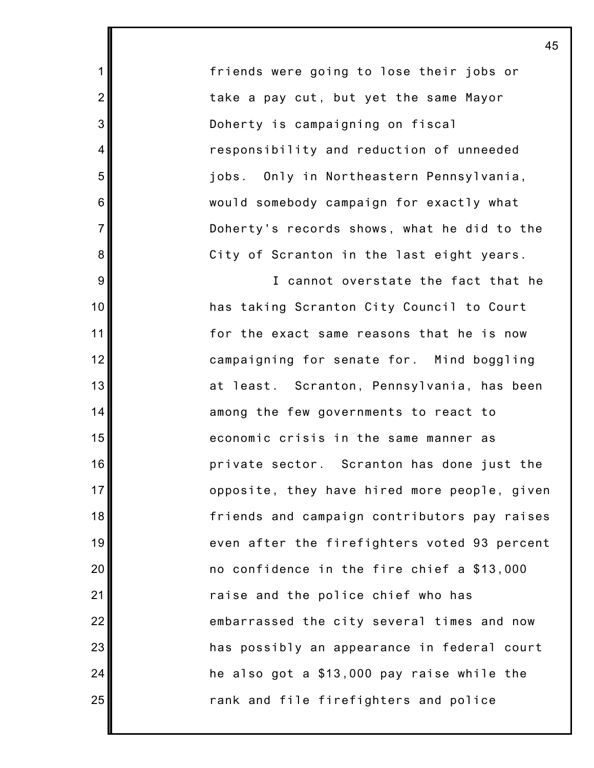friends were going to lose their jobs or take a pay cut, but yet the same Mayor Doherty is campaigning on fiscal responsibility and reduction of unneeded jobs. Only in Northeastern Pennsylvania, would somebody campaign for exactly what Doherty's records shows, what he did to the City of Scranton in the last eight years.

I cannot overstate the fact that he has taking Scranton City Council to Court for the exact same reasons that he is now campaigning for senate for. Mind boggling at least. Scranton, Pennsylvania, has been among the few governments to react to economic crisis in the same manner as private sector. Scranton has done just the opposite, they have hired more people, given friends and campaign contributors pay raises even after the firefighters voted 93 percent no confidence in the fire chief a $13,000 raise and the police chief who has embarrassed the city several times and now has possibly an appearance in federal court he also got a $13,000 pay raise while the rank and file firefighters and police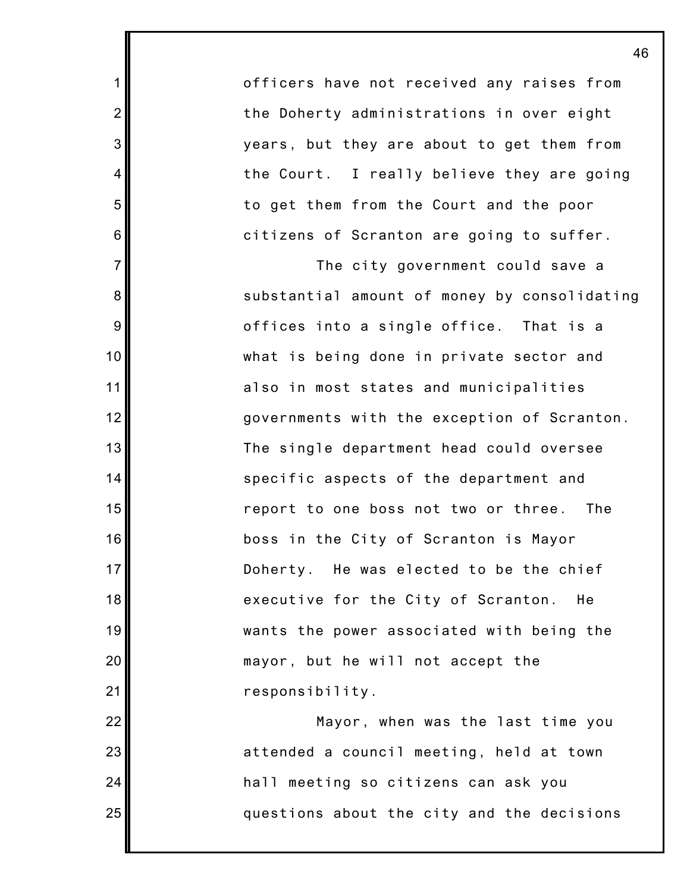officers have not received any raises from the Doherty administrations in over eight years, but they are about to get them from the Court. I really believe they are going to get them from the Court and the poor citizens of Scranton are going to suffer.

The city government could save a substantial amount of money by consolidating offices into a single office. That is a what is being done in private sector and also in most states and municipalities governments with the exception of Scranton. The single department head could oversee specific aspects of the department and report to one boss not two or three. The boss in the City of Scranton is Mayor Doherty. He was elected to be the chief executive for the City of Scranton. He wants the power associated with being the mayor, but he will not accept the responsibility.

Mayor, when was the last time you attended a council meeting, held at town hall meeting so citizens can ask you questions about the city and the decisions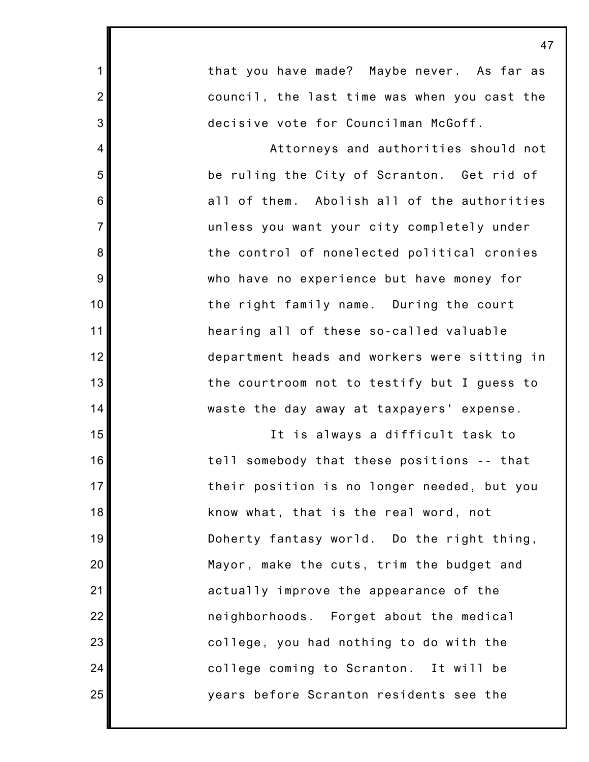that you have made? Maybe never. As far as council, the last time was when you cast the decisive vote for Councilman McGoff.

Attorneys and authorities should not be ruling the City of Scranton. Get rid of all of them. Abolish all of the authorities unless you want your city completely under the control of nonelected political cronies who have no experience but have money for the right family name. During the court hearing all of these so-called valuable department heads and workers were sitting in the courtroom not to testify but I guess to waste the day away at taxpayers' expense.

It is always a difficult task to tell somebody that these positions -- that their position is no longer needed, but you know what, that is the real word, not Doherty fantasy world. Do the right thing, Mayor, make the cuts, trim the budget and actually improve the appearance of the neighborhoods. Forget about the medical college, you had nothing to do with the college coming to Scranton. It will be years before Scranton residents see the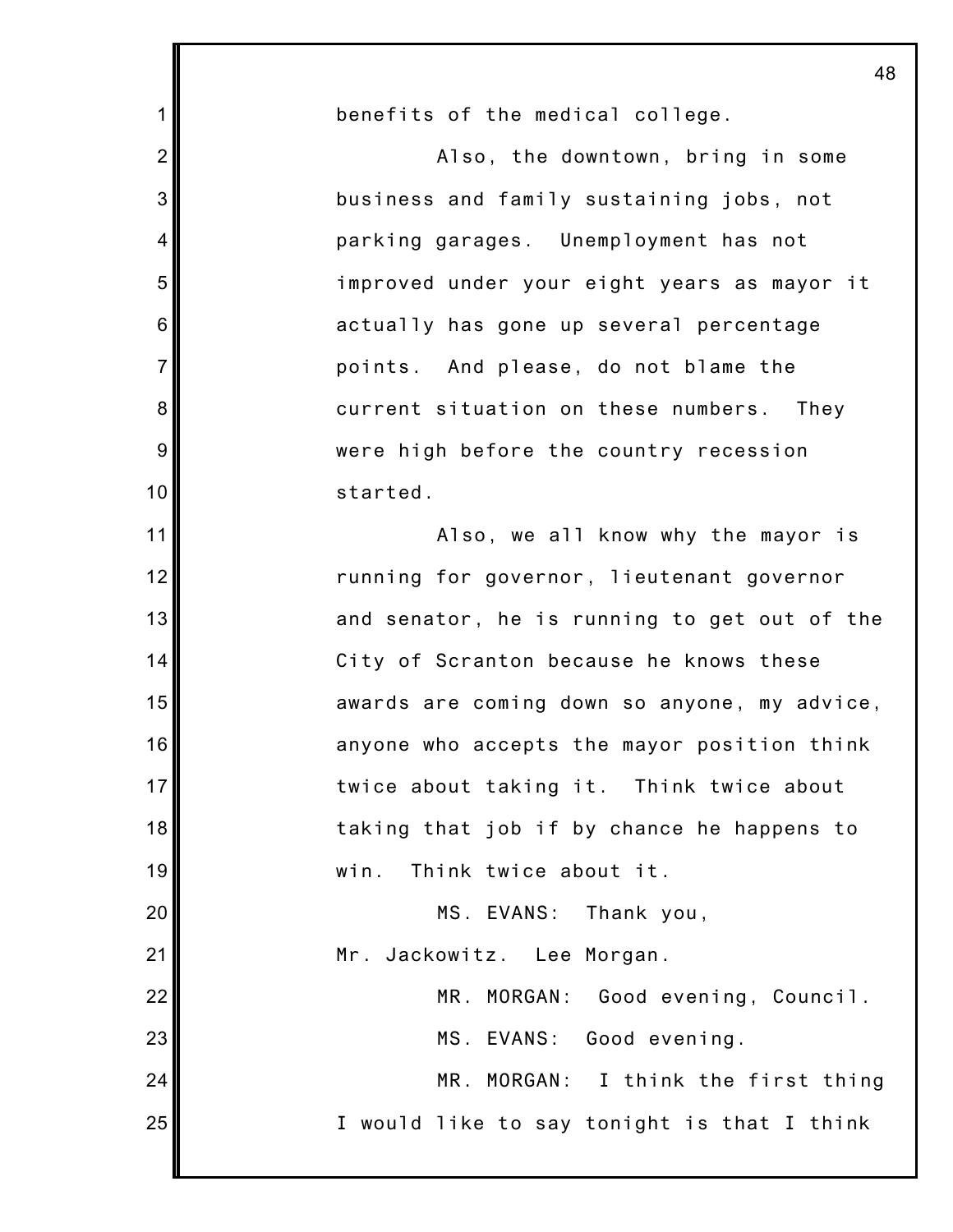benefits of the medical college.

Also, the downtown, bring in some business and family sustaining jobs, not parking garages. Unemployment has not improved under your eight years as mayor it actually has gone up several percentage points. And please, do not blame the current situation on these numbers. They were high before the country recession started.

Also, we all know why the mayor is running for governor, lieutenant governor and senator, he is running to get out of the City of Scranton because he knows these awards are coming down so anyone, my advice, anyone who accepts the mayor position think twice about taking it. Think twice about taking that job if by chance he happens to win. Think twice about it.

MS. EVANS: Thank you, Mr. Jackowitz. Lee Morgan.

MR. MORGAN: Good evening, Council.

MS. EVANS: Good evening.

MR. MORGAN: I think the first thing I would like to say tonight is that I think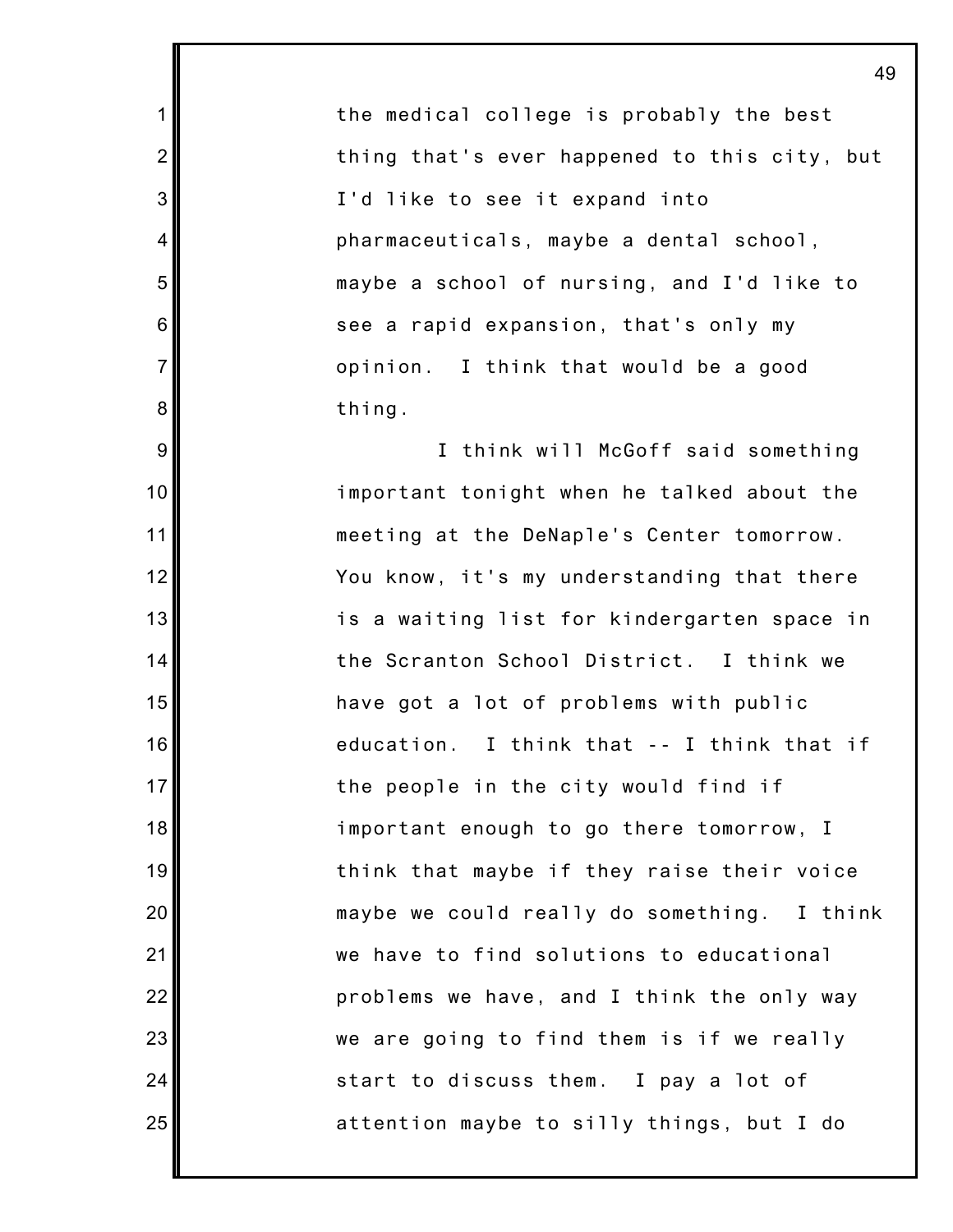the medical college is probably the best thing that's ever happened to this city, but I'd like to see it expand into pharmaceuticals, maybe a dental school, maybe a school of nursing, and I'd like to see a rapid expansion, that's only my opinion. I think that would be a good thing.

I think will McGoff said something important tonight when he talked about the meeting at the DeNaple's Center tomorrow. You know, it's my understanding that there is a waiting list for kindergarten space in the Scranton School District. I think we have got a lot of problems with public education. I think that -- I think that if the people in the city would find if important enough to go there tomorrow, I think that maybe if they raise their voice maybe we could really do something. I think we have to find solutions to educational problems we have, and I think the only way we are going to find them is if we really start to discuss them. I pay a lot of attention maybe to silly things, but I do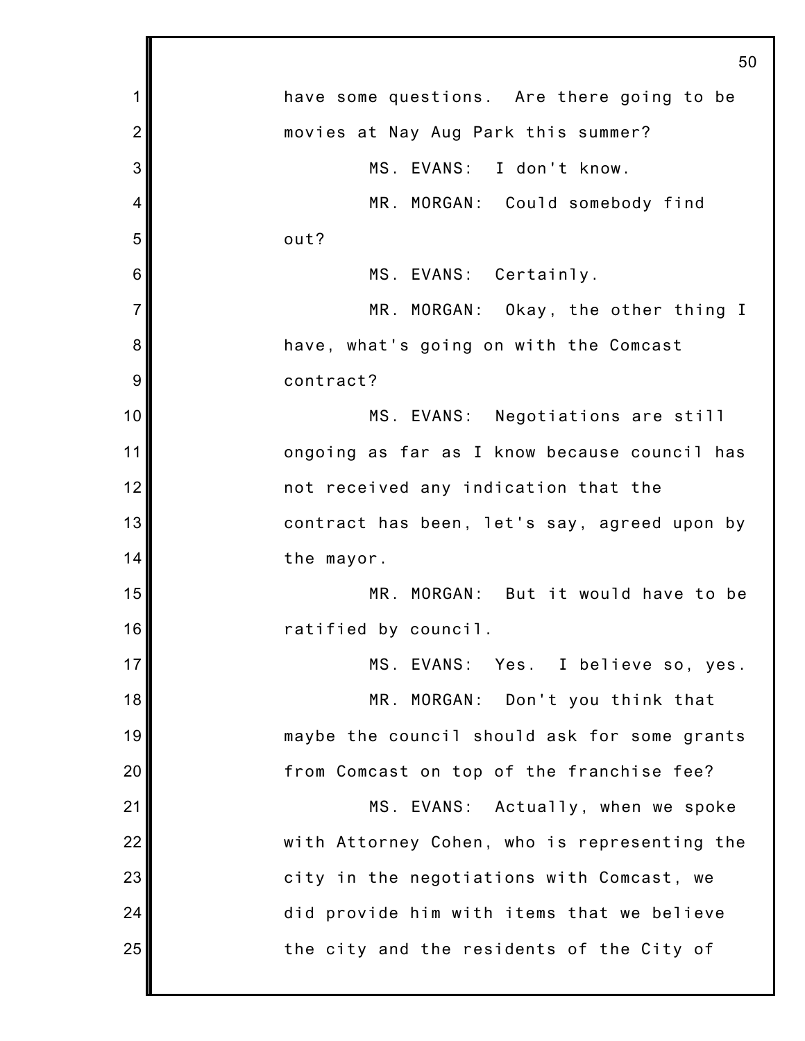have some questions. Are there going to be movies at Nay Aug Park this summer?

MS. EVANS: I don't know.

MR. MORGAN: Could somebody find out?

MS. EVANS: Certainly.

MR. MORGAN: Okay, the other thing I have, what's going on with the Comcast contract?

MS. EVANS: Negotiations are still ongoing as far as I know because council has not received any indication that the contract has been, let's say, agreed upon by the mayor.

MR. MORGAN: But it would have to be ratified by council.

MS. EVANS: Yes. I believe so, yes.

MR. MORGAN: Don't you think that maybe the council should ask for some grants from Comcast on top of the franchise fee?

MS. EVANS: Actually, when we spoke with Attorney Cohen, who is representing the city in the negotiations with Comcast, we did provide him with items that we believe the city and the residents of the City of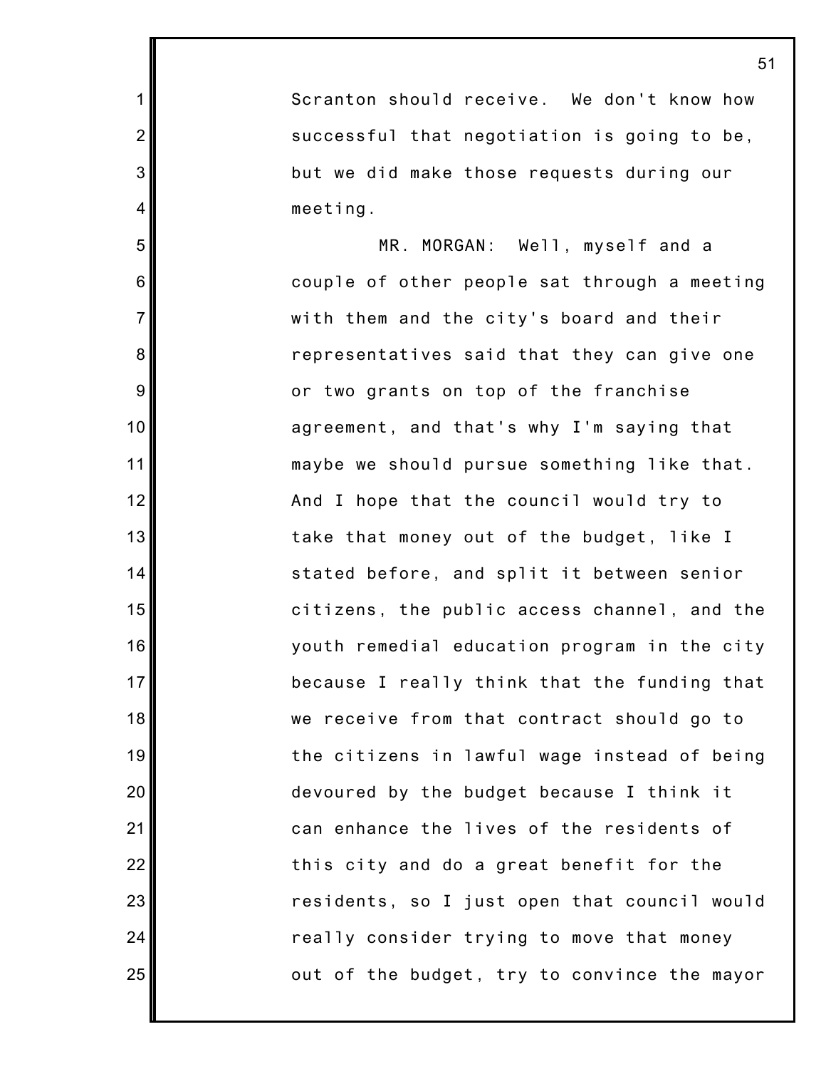Scranton should receive. We don't know how successful that negotiation is going to be, but we did make those requests during our meeting.

MR. MORGAN: Well, myself and a couple of other people sat through a meeting with them and the city's board and their representatives said that they can give one or two grants on top of the franchise agreement, and that's why I'm saying that maybe we should pursue something like that. And I hope that the council would try to take that money out of the budget, like I stated before, and split it between senior citizens, the public access channel, and the youth remedial education program in the city because I really think that the funding that we receive from that contract should go to the citizens in lawful wage instead of being devoured by the budget because I think it can enhance the lives of the residents of this city and do a great benefit for the residents, so I just open that council would really consider trying to move that money out of the budget, try to convince the mayor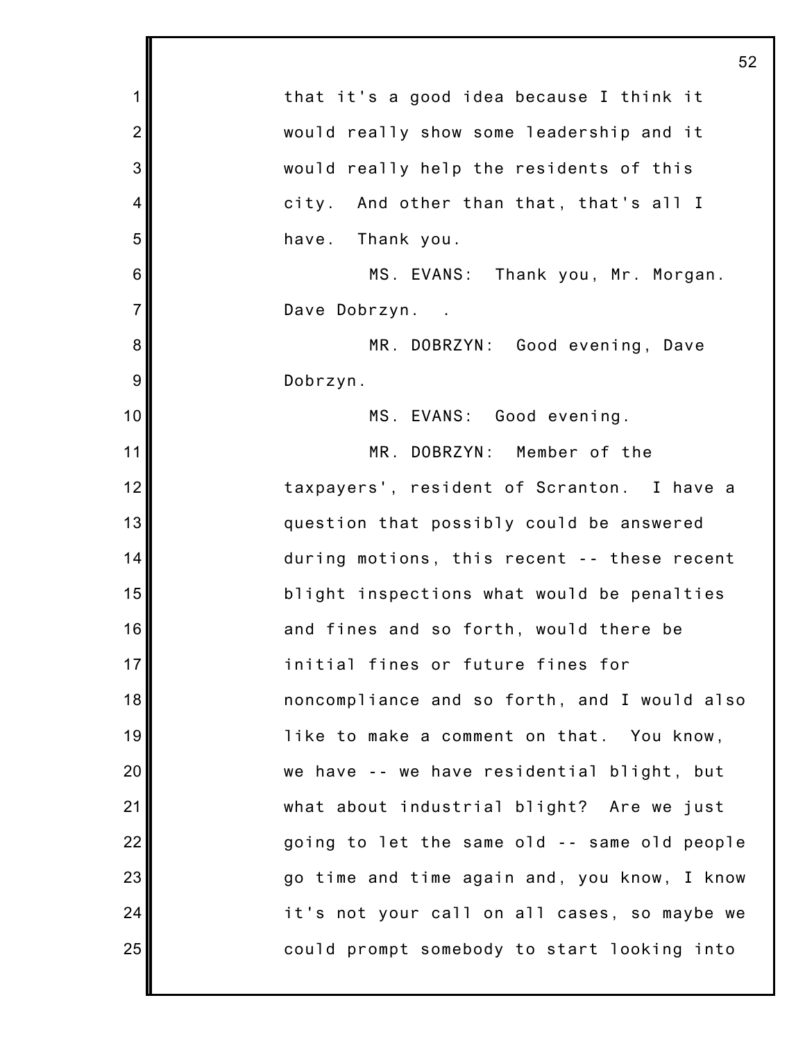that it's a good idea because I think it would really show some leadership and it would really help the residents of this city. And other than that, that's all I have. Thank you.

MS. EVANS: Thank you, Mr. Morgan. Dave Dobrzyn. .

MR. DOBRZYN: Good evening, Dave Dobrzyn.

MS. EVANS: Good evening.

MR. DOBRZYN: Member of the taxpayers', resident of Scranton. I have a question that possibly could be answered during motions, this recent -- these recent blight inspections what would be penalties and fines and so forth, would there be initial fines or future fines for noncompliance and so forth, and I would also like to make a comment on that. You know, we have -- we have residential blight, but what about industrial blight? Are we just going to let the same old -- same old people go time and time again and, you know, I know it's not your call on all cases, so maybe we could prompt somebody to start looking into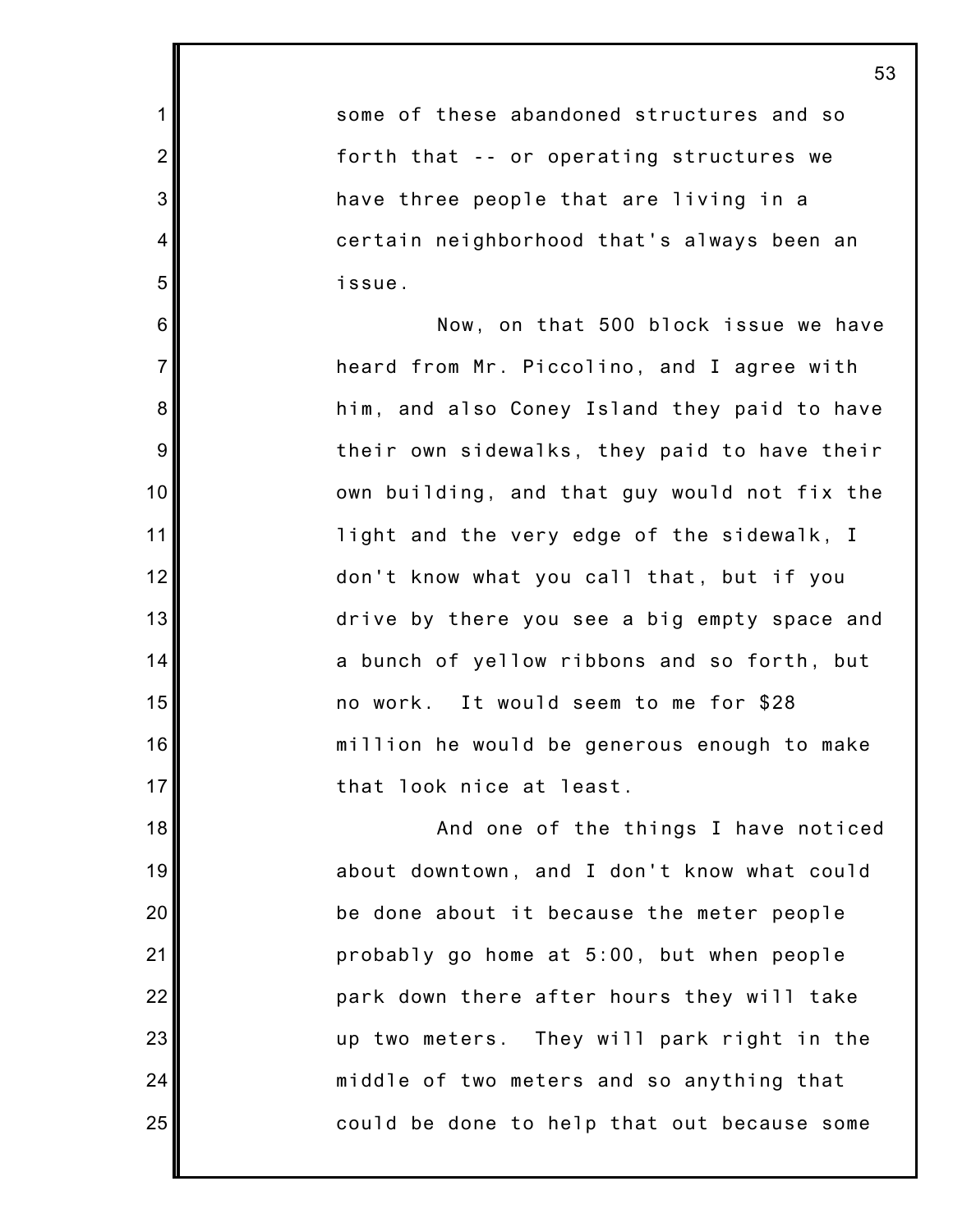some of these abandoned structures and so forth that -- or operating structures we have three people that are living in a certain neighborhood that's always been an issue.

Now, on that 500 block issue we have heard from Mr. Piccolino, and I agree with him, and also Coney Island they paid to have their own sidewalks, they paid to have their own building, and that guy would not fix the light and the very edge of the sidewalk, I don't know what you call that, but if you drive by there you see a big empty space and a bunch of yellow ribbons and so forth, but no work. It would seem to me for $28 million he would be generous enough to make that look nice at least.

And one of the things I have noticed about downtown, and I don't know what could be done about it because the meter people probably go home at 5:00, but when people park down there after hours they will take up two meters. They will park right in the middle of two meters and so anything that could be done to help that out because some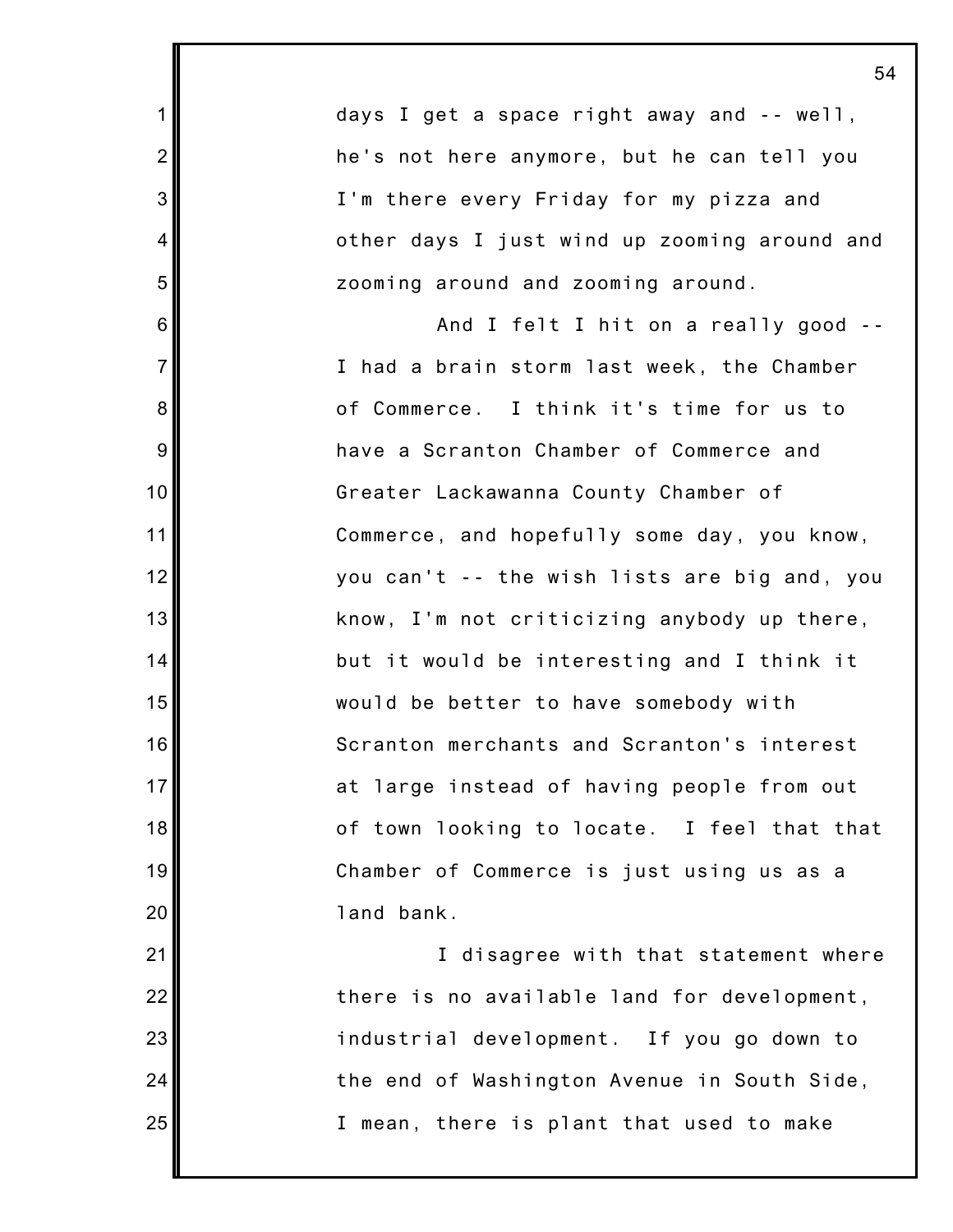days I get a space right away and -- well, he's not here anymore, but he can tell you I'm there every Friday for my pizza and other days I just wind up zooming around and zooming around and zooming around.

And I felt I hit on a really good -- I had a brain storm last week, the Chamber of Commerce. I think it's time for us to have a Scranton Chamber of Commerce and Greater Lackawanna County Chamber of Commerce, and hopefully some day, you know, you can't -- the wish lists are big and, you know, I'm not criticizing anybody up there, but it would be interesting and I think it would be better to have somebody with Scranton merchants and Scranton's interest at large instead of having people from out of town looking to locate. I feel that that Chamber of Commerce is just using us as a land bank.

I disagree with that statement where there is no available land for development, industrial development. If you go down to the end of Washington Avenue in South Side, I mean, there is plant that used to make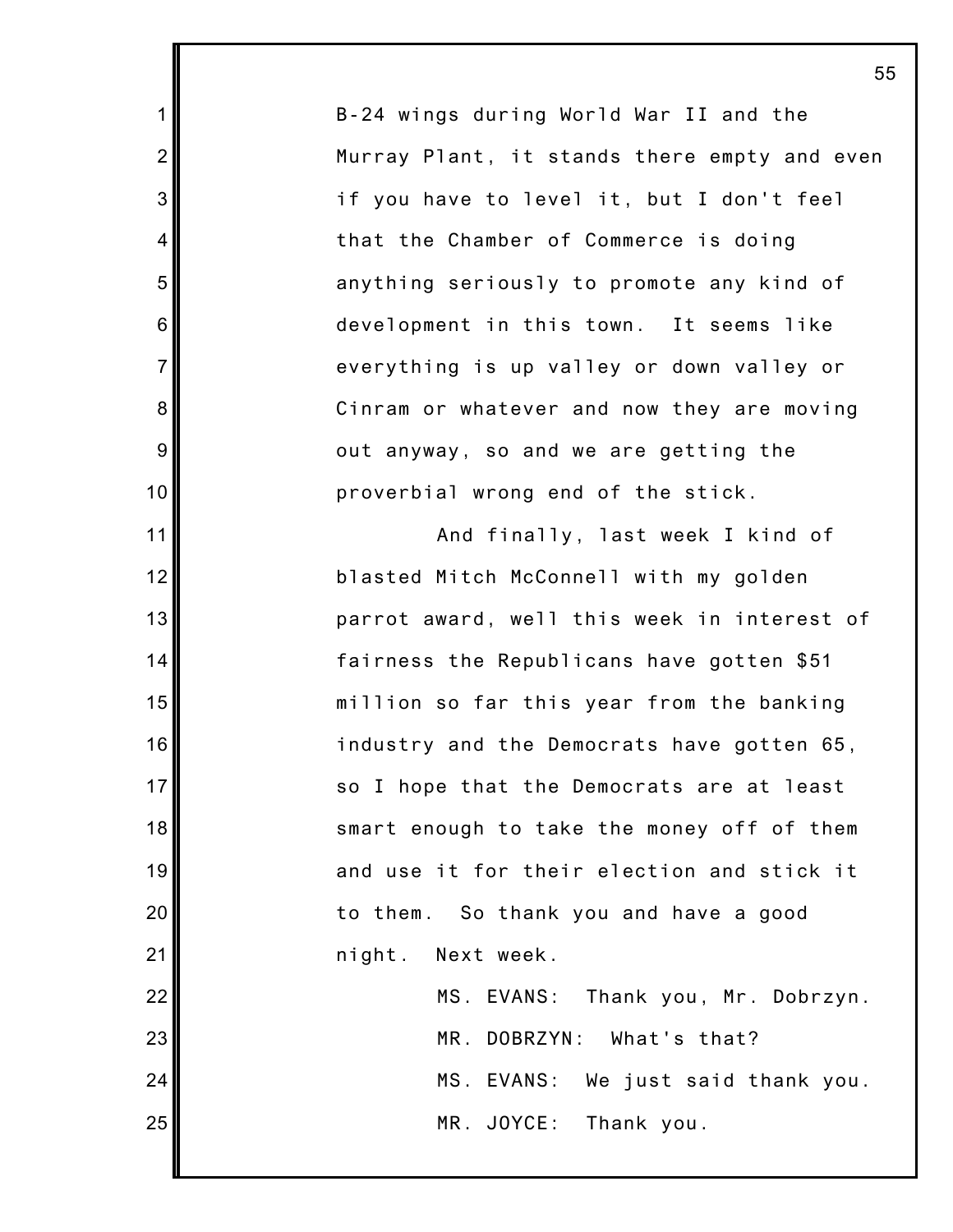B-24 wings during World War II and the Murray Plant, it stands there empty and even if you have to level it, but I don't feel that the Chamber of Commerce is doing anything seriously to promote any kind of development in this town. It seems like everything is up valley or down valley or Cinram or whatever and now they are moving out anyway, so and we are getting the proverbial wrong end of the stick.

And finally, last week I kind of blasted Mitch McConnell with my golden parrot award, well this week in interest of fairness the Republicans have gotten $51 million so far this year from the banking industry and the Democrats have gotten 65, so I hope that the Democrats are at least smart enough to take the money off of them and use it for their election and stick it to them. So thank you and have a good night. Next week.

MS. EVANS: Thank you, Mr. Dobrzyn.

MR. DOBRZYN: What's that?

MS. EVANS: We just said thank you.

MR. JOYCE: Thank you.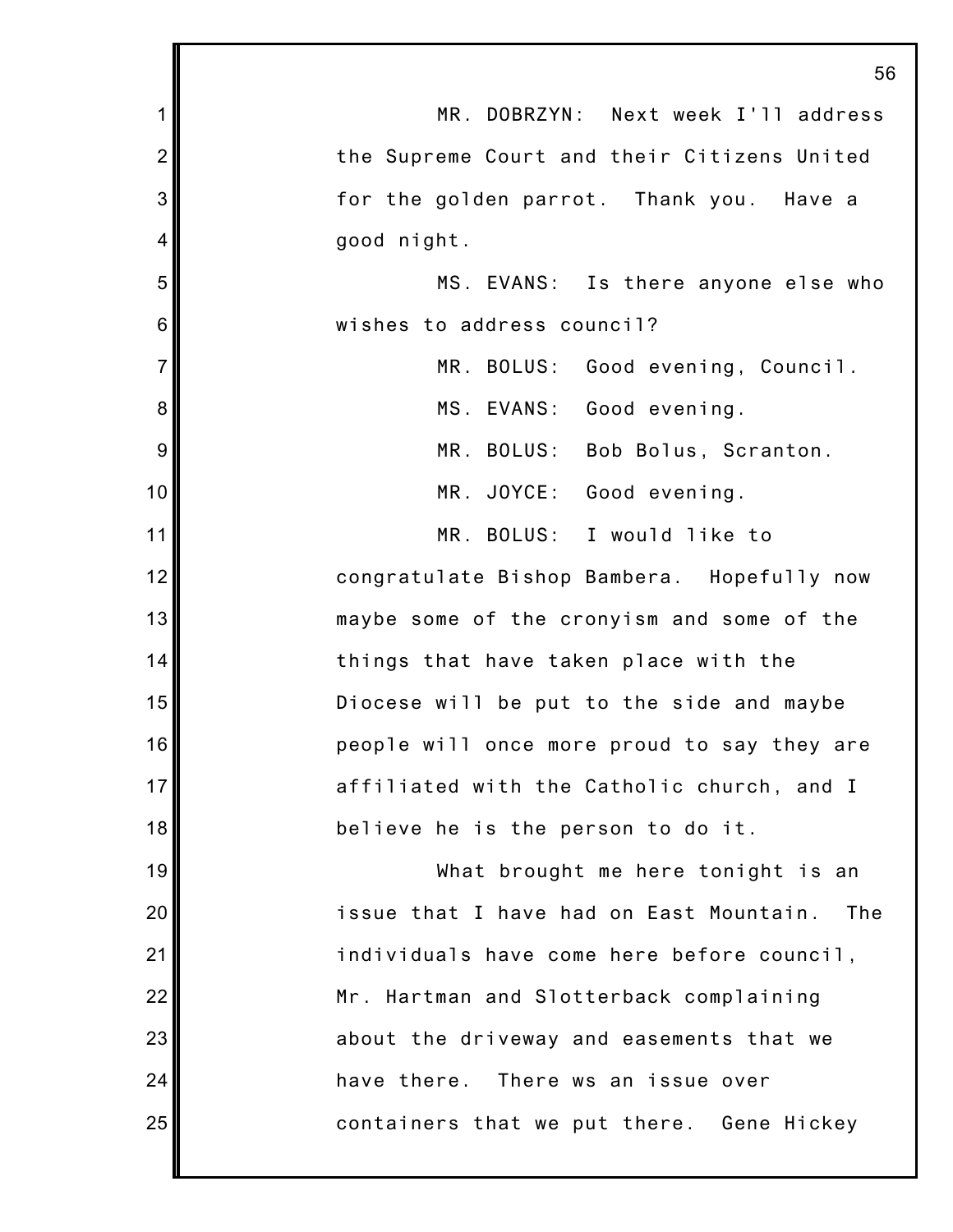MR. DOBRZYN: Next week I'll address the Supreme Court and their Citizens United for the golden parrot. Thank you. Have a good night.

MS. EVANS: Is there anyone else who wishes to address council?

MR. BOLUS: Good evening, Council.

MS. EVANS: Good evening.

MR. BOLUS: Bob Bolus, Scranton.

MR. JOYCE: Good evening.

MR. BOLUS: I would like to congratulate Bishop Bambera. Hopefully now maybe some of the cronyism and some of the things that have taken place with the Diocese will be put to the side and maybe people will once more proud to say they are affiliated with the Catholic church, and I believe he is the person to do it.

What brought me here tonight is an issue that I have had on East Mountain. The individuals have come here before council, Mr. Hartman and Slotterback complaining about the driveway and easements that we have there. There ws an issue over containers that we put there. Gene Hickey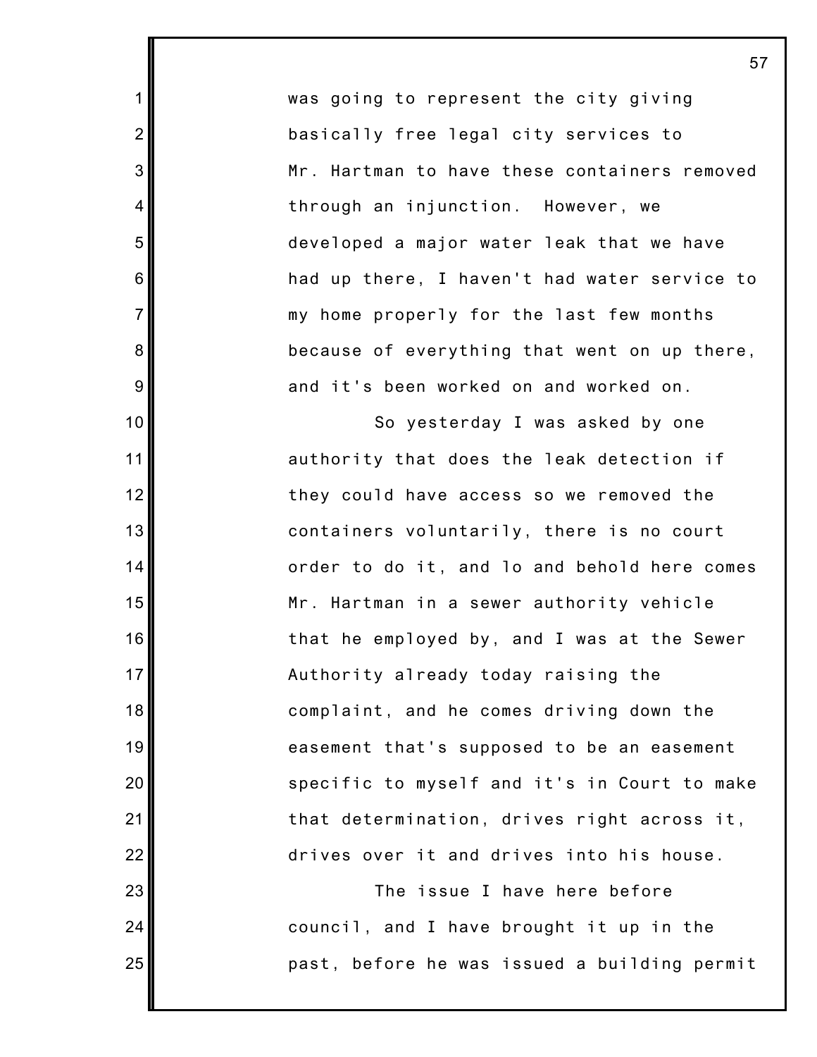was going to represent the city giving basically free legal city services to Mr. Hartman to have these containers removed through an injunction. However, we developed a major water leak that we have had up there, I haven't had water service to my home properly for the last few months because of everything that went on up there, and it's been worked on and worked on.

So yesterday I was asked by one authority that does the leak detection if they could have access so we removed the containers voluntarily, there is no court order to do it, and lo and behold here comes Mr. Hartman in a sewer authority vehicle that he employed by, and I was at the Sewer Authority already today raising the complaint, and he comes driving down the easement that's supposed to be an easement specific to myself and it's in Court to make that determination, drives right across it, drives over it and drives into his house.

The issue I have here before council, and I have brought it up in the past, before he was issued a building permit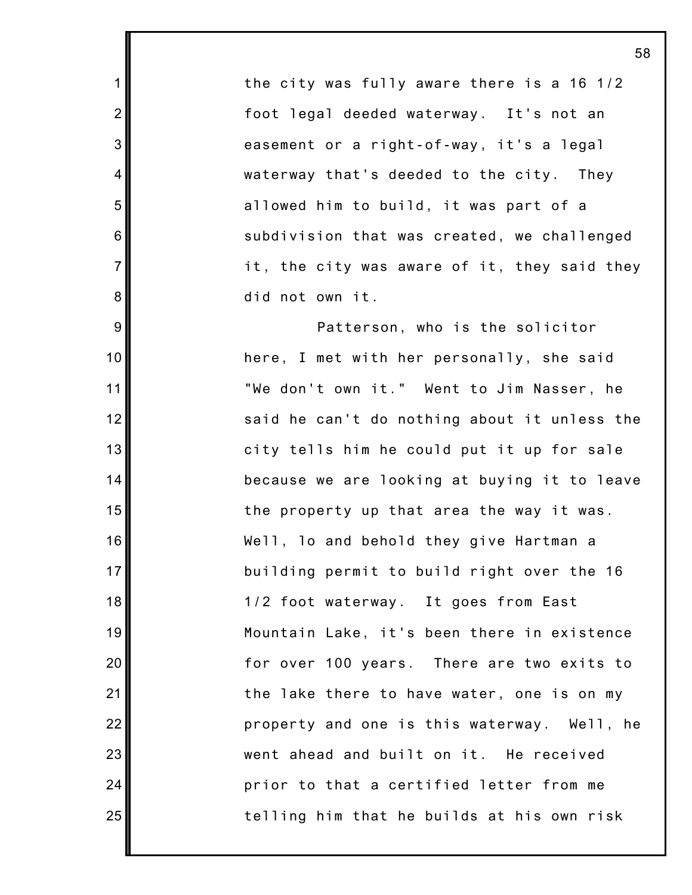the city was fully aware there is a 16 1/2 foot legal deeded waterway. It's not an easement or a right-of-way, it's a legal waterway that's deeded to the city. They allowed him to build, it was part of a subdivision that was created, we challenged it, the city was aware of it, they said they did not own it.

Patterson, who is the solicitor here, I met with her personally, she said "We don't own it." Went to Jim Nasser, he said he can't do nothing about it unless the city tells him he could put it up for sale because we are looking at buying it to leave the property up that area the way it was. Well, lo and behold they give Hartman a building permit to build right over the 16 1/2 foot waterway. It goes from East Mountain Lake, it's been there in existence for over 100 years. There are two exits to the lake there to have water, one is on my property and one is this waterway. Well, he went ahead and built on it. He received prior to that a certified letter from me telling him that he builds at his own risk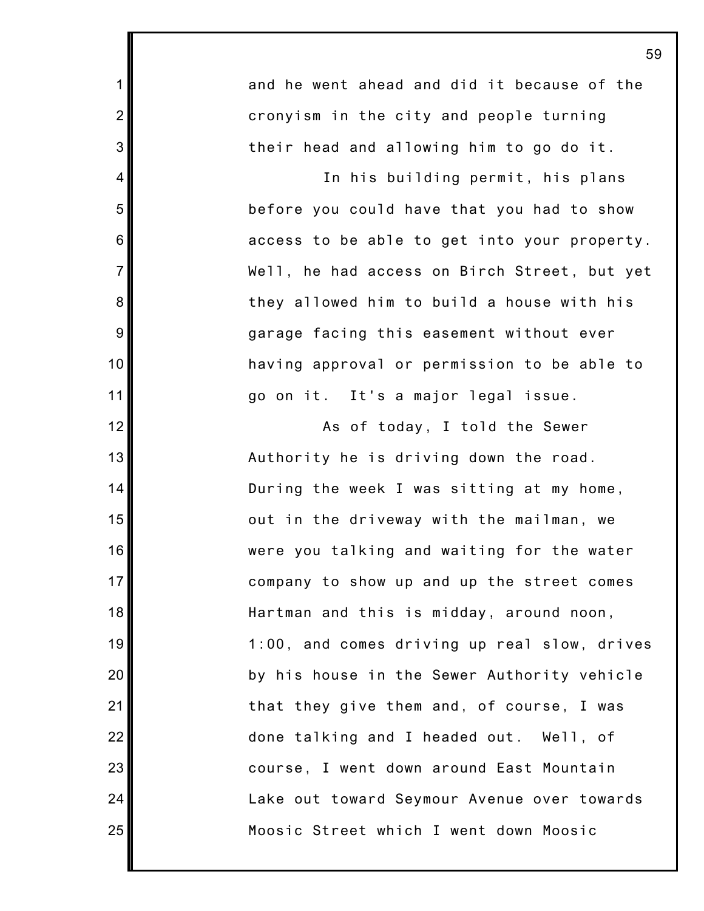and he went ahead and did it because of the cronyism in the city and people turning their head and allowing him to go do it.

In his building permit, his plans before you could have that you had to show access to be able to get into your property. Well, he had access on Birch Street, but yet they allowed him to build a house with his garage facing this easement without ever having approval or permission to be able to go on it. It's a major legal issue.

As of today, I told the Sewer Authority he is driving down the road. During the week I was sitting at my home, out in the driveway with the mailman, we were you talking and waiting for the water company to show up and up the street comes Hartman and this is midday, around noon, 1:00, and comes driving up real slow, drives by his house in the Sewer Authority vehicle that they give them and, of course, I was done talking and I headed out. Well, of course, I went down around East Mountain Lake out toward Seymour Avenue over towards Moosic Street which I went down Moosic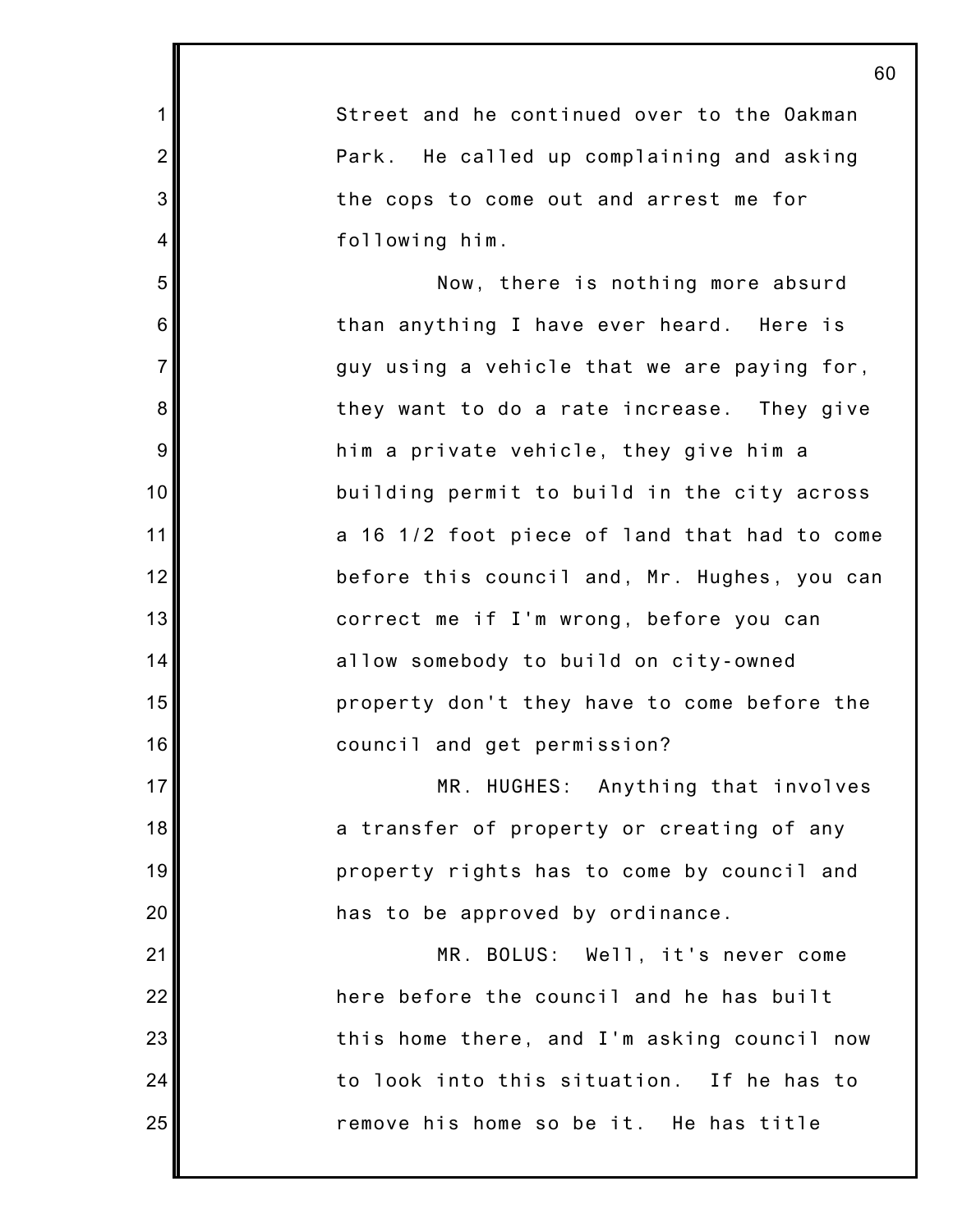Street and he continued over to the Oakman Park. He called up complaining and asking the cops to come out and arrest me for following him.

Now, there is nothing more absurd than anything I have ever heard. Here is guy using a vehicle that we are paying for, they want to do a rate increase. They give him a private vehicle, they give him a building permit to build in the city across a 16 1/2 foot piece of land that had to come before this council and, Mr. Hughes, you can correct me if I'm wrong, before you can allow somebody to build on city-owned property don't they have to come before the council and get permission?

MR. HUGHES: Anything that involves a transfer of property or creating of any property rights has to come by council and has to be approved by ordinance.

MR. BOLUS: Well, it's never come here before the council and he has built this home there, and I'm asking council now to look into this situation. If he has to remove his home so be it. He has title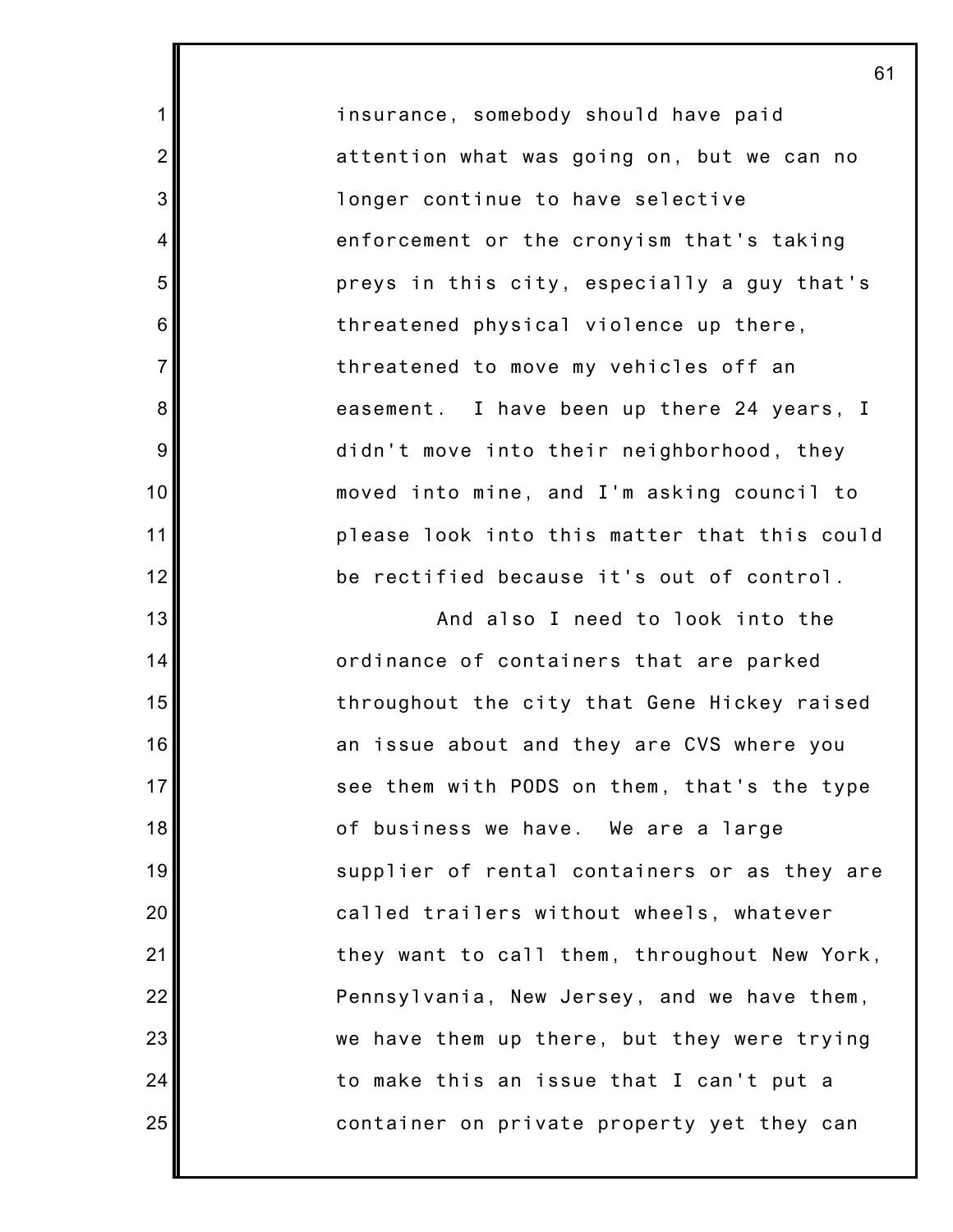insurance, somebody should have paid attention what was going on, but we can no longer continue to have selective enforcement or the cronyism that's taking preys in this city, especially a guy that's threatened physical violence up there, threatened to move my vehicles off an easement. I have been up there 24 years, I didn't move into their neighborhood, they moved into mine, and I'm asking council to please look into this matter that this could be rectified because it's out of control.

And also I need to look into the ordinance of containers that are parked throughout the city that Gene Hickey raised an issue about and they are CVS where you see them with PODS on them, that's the type of business we have. We are a large supplier of rental containers or as they are called trailers without wheels, whatever they want to call them, throughout New York, Pennsylvania, New Jersey, and we have them, we have them up there, but they were trying to make this an issue that I can't put a container on private property yet they can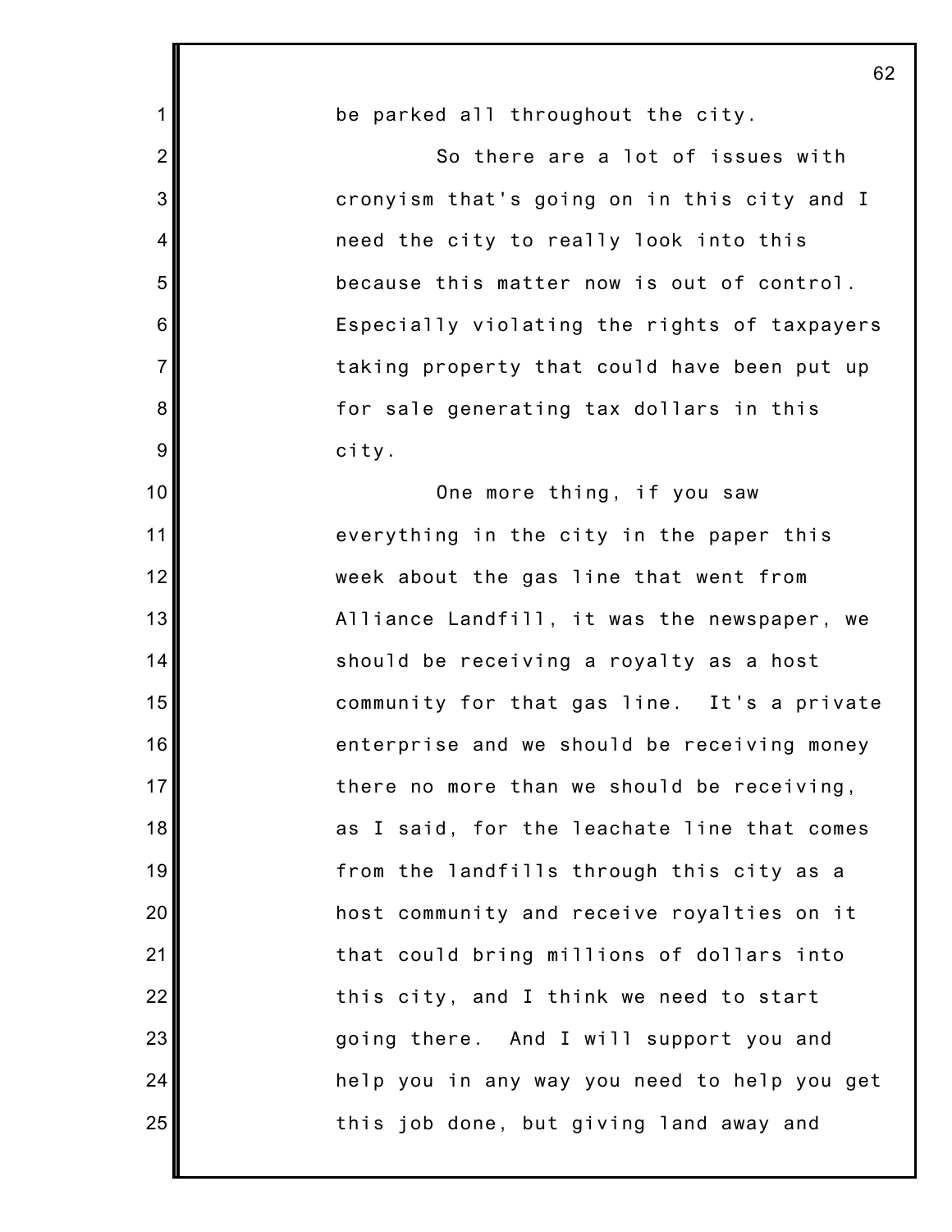be parked all throughout the city.

So there are a lot of issues with cronyism that's going on in this city and I need the city to really look into this because this matter now is out of control. Especially violating the rights of taxpayers taking property that could have been put up for sale generating tax dollars in this city.

One more thing, if you saw everything in the city in the paper this week about the gas line that went from Alliance Landfill, it was the newspaper, we should be receiving a royalty as a host community for that gas line. It's a private enterprise and we should be receiving money there no more than we should be receiving, as I said, for the leachate line that comes from the landfills through this city as a host community and receive royalties on it that could bring millions of dollars into this city, and I think we need to start going there. And I will support you and help you in any way you need to help you get this job done, but giving land away and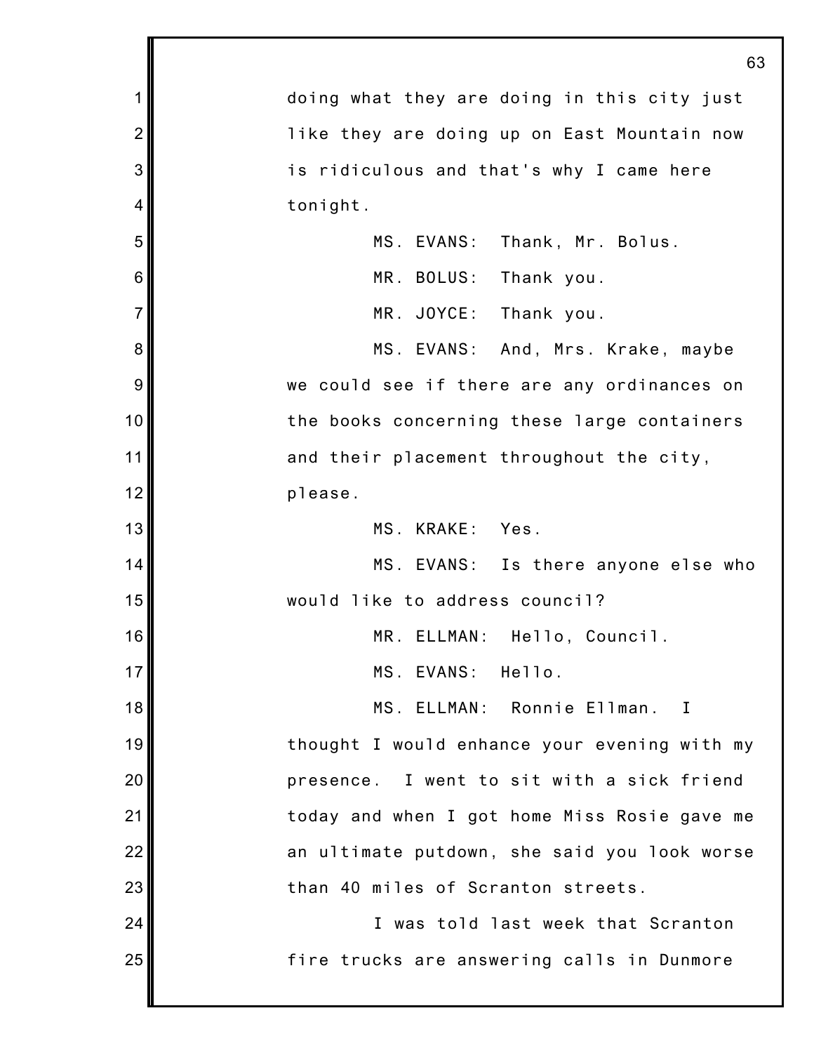doing what they are doing in this city just like they are doing up on East Mountain now is ridiculous and that's why I came here tonight.

MS. EVANS: Thank, Mr. Bolus.

MR. BOLUS: Thank you.

MR. JOYCE: Thank you.

MS. EVANS: And, Mrs. Krake, maybe we could see if there are any ordinances on the books concerning these large containers and their placement throughout the city, please.

MS. KRAKE: Yes.

MS. EVANS: Is there anyone else who would like to address council?

MR. ELLMAN: Hello, Council.

MS. EVANS: Hello.

MS. ELLMAN: Ronnie Ellman. I thought I would enhance your evening with my presence. I went to sit with a sick friend today and when I got home Miss Rosie gave me an ultimate putdown, she said you look worse than 40 miles of Scranton streets.

I was told last week that Scranton fire trucks are answering calls in Dunmore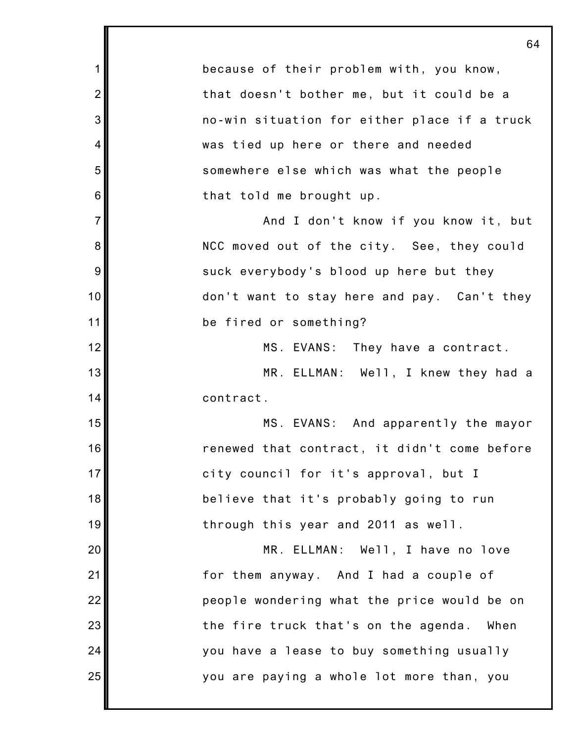because of their problem with, you know, that doesn't bother me, but it could be a no-win situation for either place if a truck was tied up here or there and needed somewhere else which was what the people that told me brought up.

And I don't know if you know it, but NCC moved out of the city. See, they could suck everybody's blood up here but they don't want to stay here and pay. Can't they be fired or something?

MS. EVANS: They have a contract.

MR. ELLMAN: Well, I knew they had a contract.

MS. EVANS: And apparently the mayor renewed that contract, it didn't come before city council for it's approval, but I believe that it's probably going to run through this year and 2011 as well.

MR. ELLMAN: Well, I have no love for them anyway. And I had a couple of people wondering what the price would be on the fire truck that's on the agenda. When you have a lease to buy something usually you are paying a whole lot more than, you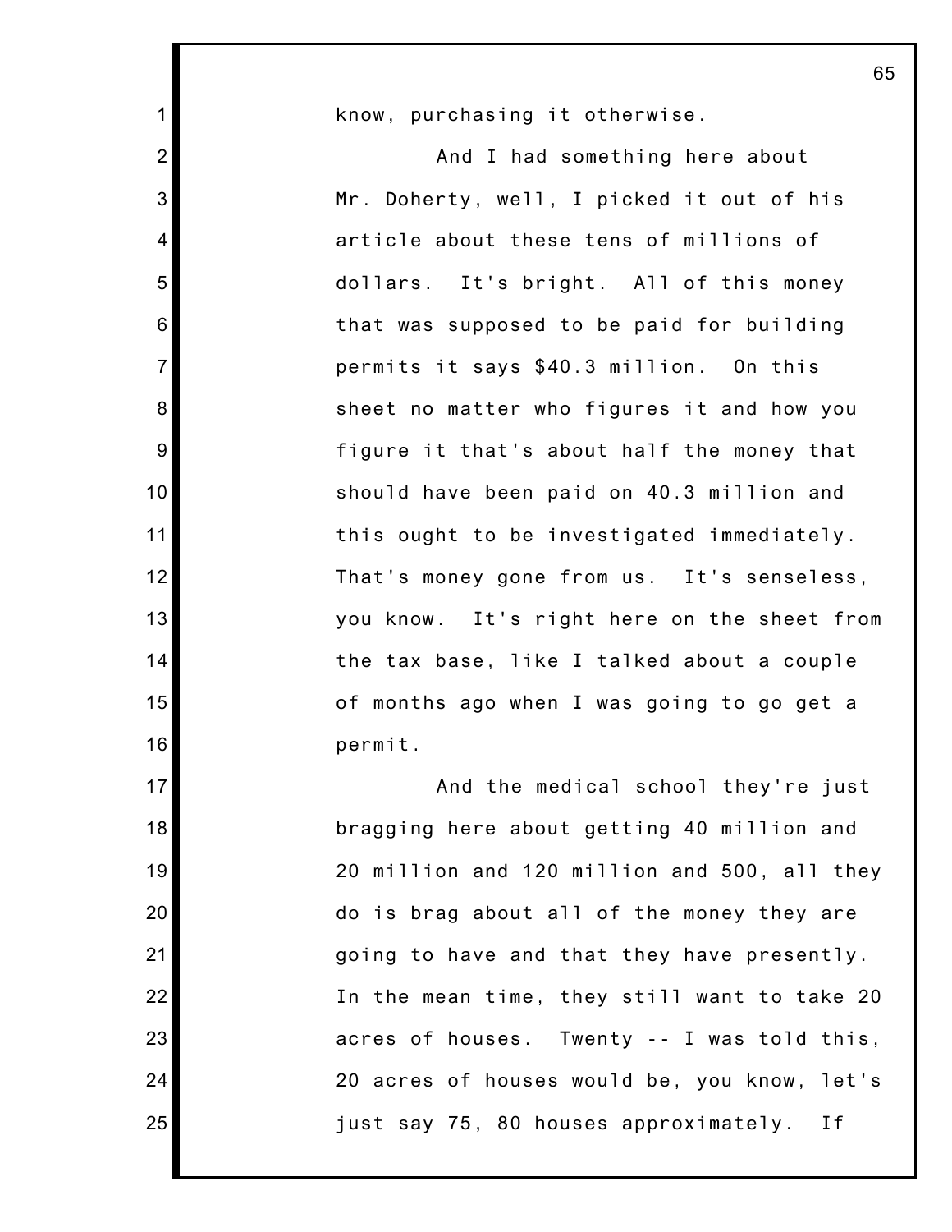know, purchasing it otherwise.

And I had something here about Mr. Doherty, well, I picked it out of his article about these tens of millions of dollars. It's bright. All of this money that was supposed to be paid for building permits it says $40.3 million. On this sheet no matter who figures it and how you figure it that's about half the money that should have been paid on 40.3 million and this ought to be investigated immediately. That's money gone from us. It's senseless, you know. It's right here on the sheet from the tax base, like I talked about a couple of months ago when I was going to go get a permit.

And the medical school they're just bragging here about getting 40 million and 20 million and 120 million and 500, all they do is brag about all of the money they are going to have and that they have presently. In the mean time, they still want to take 20 acres of houses. Twenty -- I was told this, 20 acres of houses would be, you know, let's just say 75, 80 houses approximately. If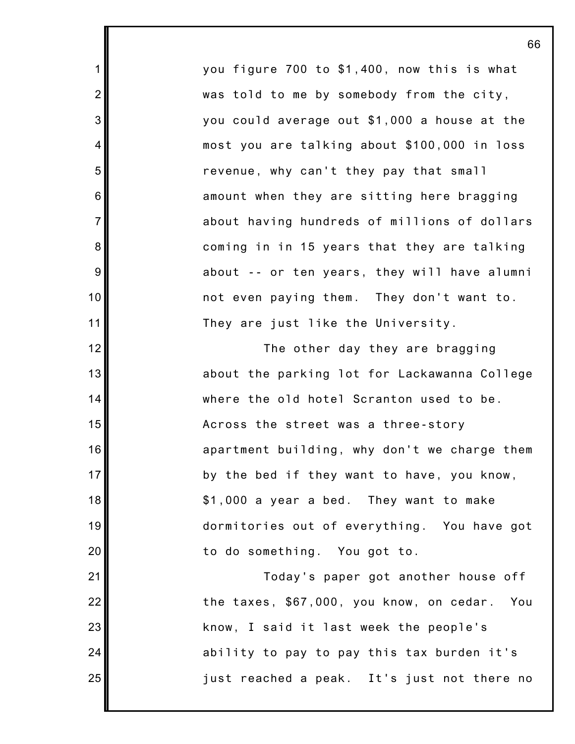you figure 700 to $1,400, now this is what was told to me by somebody from the city, you could average out $1,000 a house at the most you are talking about $100,000 in loss revenue, why can't they pay that small amount when they are sitting here bragging about having hundreds of millions of dollars coming in in 15 years that they are talking about -- or ten years, they will have alumni not even paying them. They don't want to. They are just like the University.

The other day they are bragging about the parking lot for Lackawanna College where the old hotel Scranton used to be. Across the street was a three-story apartment building, why don't we charge them by the bed if they want to have, you know, $1,000 a year a bed. They want to make dormitories out of everything. You have got to do something. You got to.

Today's paper got another house off the taxes, $67,000, you know, on cedar. You know, I said it last week the people's ability to pay to pay this tax burden it's just reached a peak. It's just not there no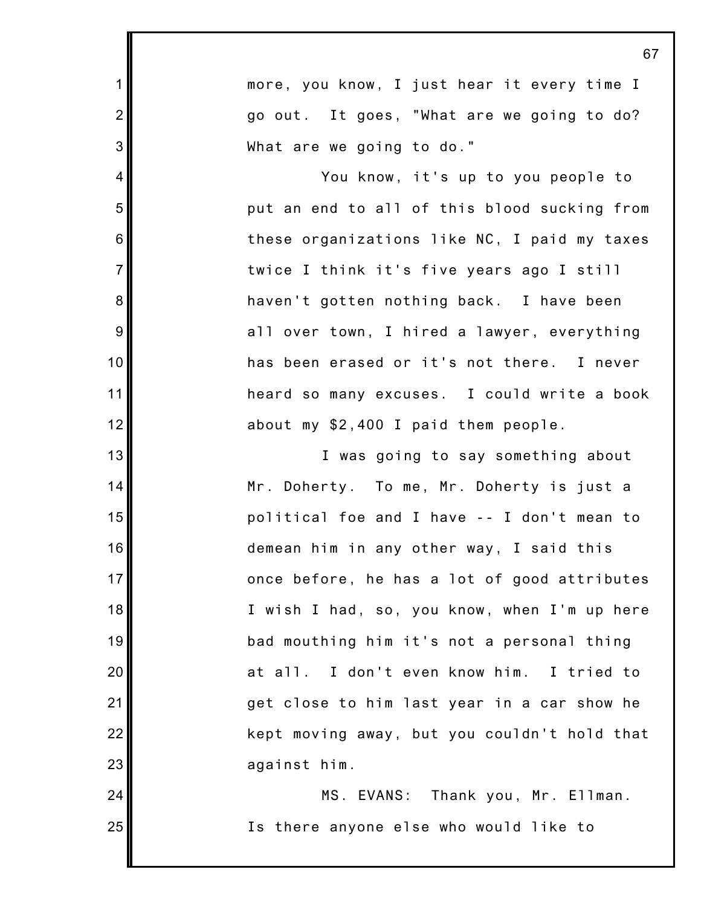more, you know, I just hear it every time I go out. It goes, "What are we going to do? What are we going to do."

You know, it's up to you people to put an end to all of this blood sucking from these organizations like NC, I paid my taxes twice I think it's five years ago I still haven't gotten nothing back. I have been all over town, I hired a lawyer, everything has been erased or it's not there. I never heard so many excuses. I could write a book about my $2,400 I paid them people.

I was going to say something about Mr. Doherty. To me, Mr. Doherty is just a political foe and I have -- I don't mean to demean him in any other way, I said this once before, he has a lot of good attributes I wish I had, so, you know, when I'm up here bad mouthing him it's not a personal thing at all. I don't even know him. I tried to get close to him last year in a car show he kept moving away, but you couldn't hold that against him.

MS. EVANS: Thank you, Mr. Ellman. Is there anyone else who would like to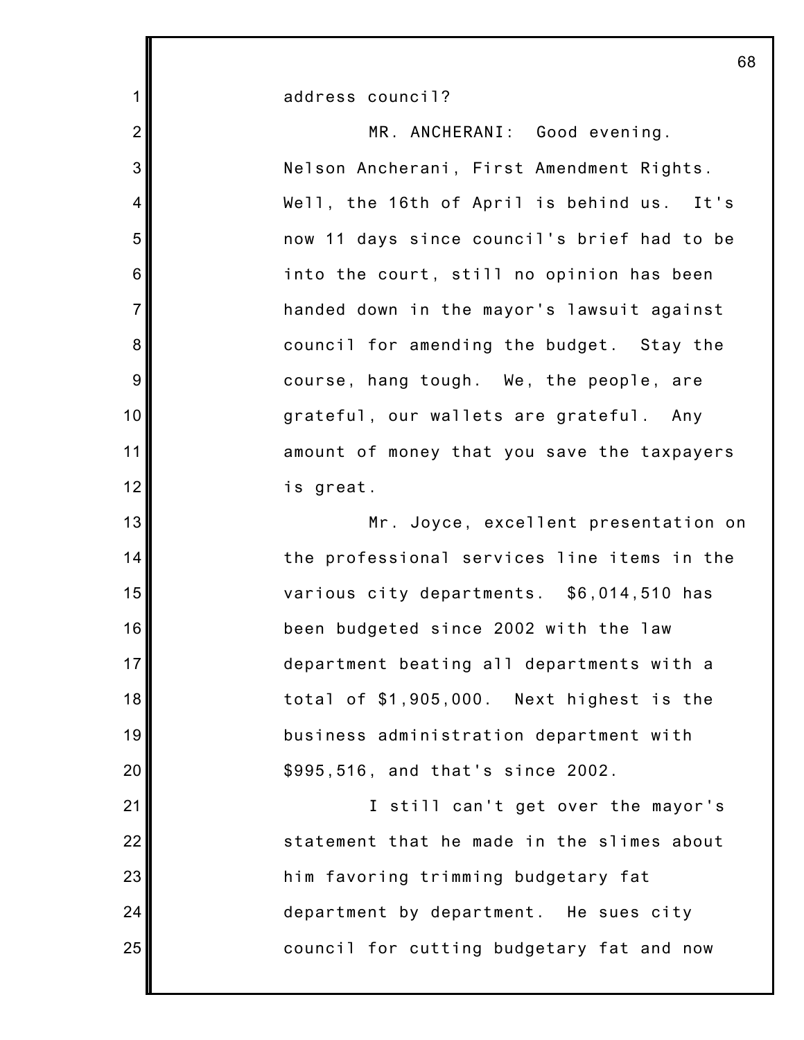address council?

MR. ANCHERANI: Good evening. Nelson Ancherani, First Amendment Rights. Well, the 16th of April is behind us. It's now 11 days since council's brief had to be into the court, still no opinion has been handed down in the mayor's lawsuit against council for amending the budget. Stay the course, hang tough. We, the people, are grateful, our wallets are grateful. Any amount of money that you save the taxpayers is great.

Mr. Joyce, excellent presentation on the professional services line items in the various city departments. $6,014,510 has been budgeted since 2002 with the law department beating all departments with a total of $1,905,000. Next highest is the business administration department with $995,516, and that's since 2002.

I still can't get over the mayor's statement that he made in the slimes about him favoring trimming budgetary fat department by department. He sues city council for cutting budgetary fat and now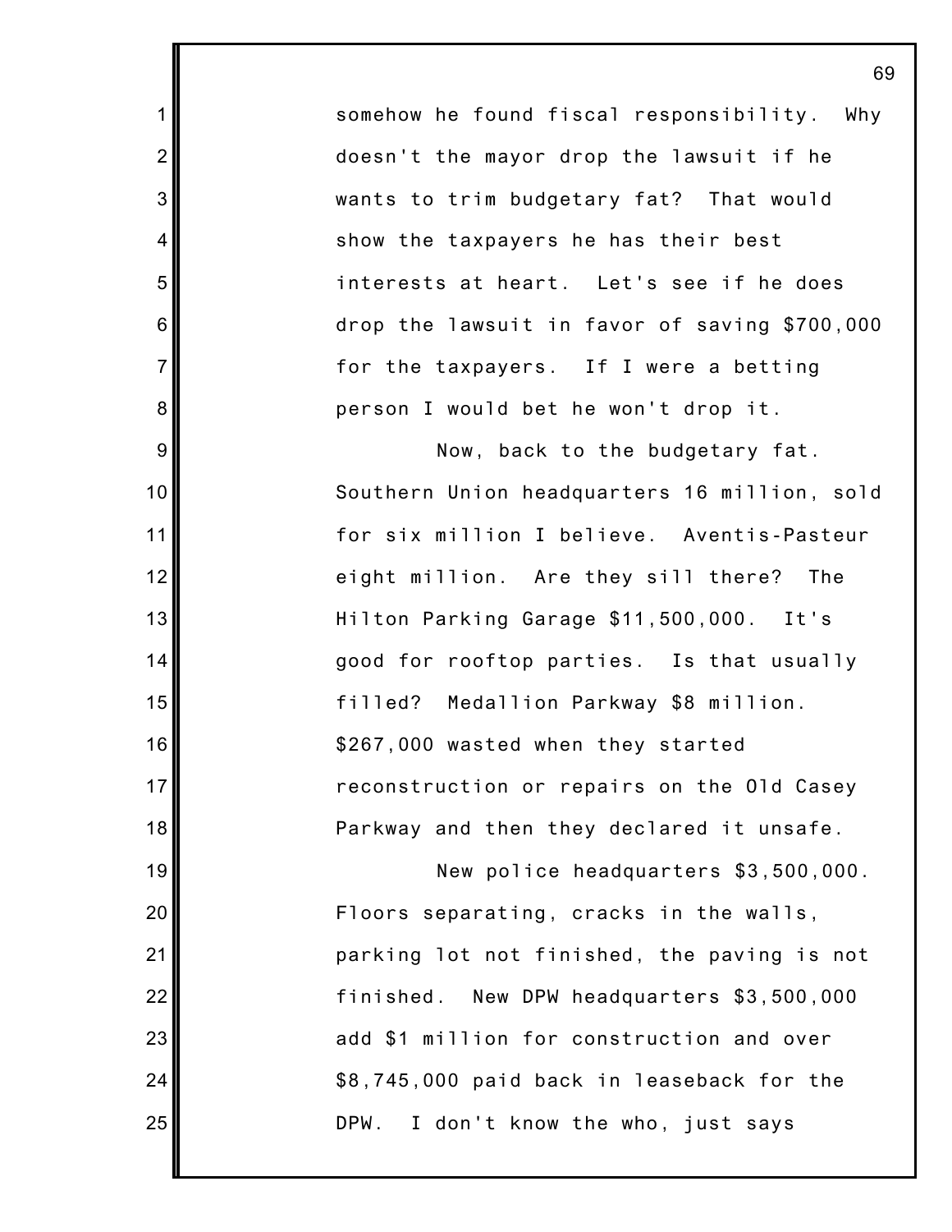somehow he found fiscal responsibility. Why doesn't the mayor drop the lawsuit if he wants to trim budgetary fat? That would show the taxpayers he has their best interests at heart. Let's see if he does drop the lawsuit in favor of saving $700,000 for the taxpayers. If I were a betting person I would bet he won't drop it.

Now, back to the budgetary fat. Southern Union headquarters 16 million, sold for six million I believe. Aventis-Pasteur eight million. Are they sill there? The Hilton Parking Garage $11,500,000. It's good for rooftop parties. Is that usually filled? Medallion Parkway $8 million. $267,000 wasted when they started reconstruction or repairs on the Old Casey Parkway and then they declared it unsafe.

New police headquarters $3,500,000. Floors separating, cracks in the walls, parking lot not finished, the paving is not finished. New DPW headquarters $3,500,000 add $1 million for construction and over $8,745,000 paid back in leaseback for the DPW. I don't know the who, just says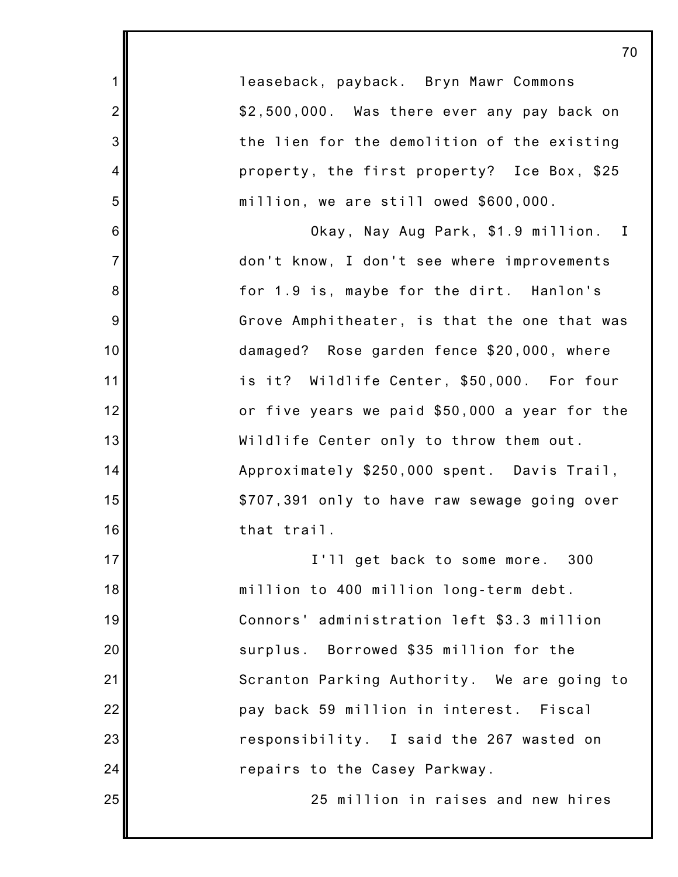leaseback, payback. Bryn Mawr Commons $2,500,000. Was there ever any pay back on the lien for the demolition of the existing property, the first property? Ice Box, $25 million, we are still owed $600,000.

Okay, Nay Aug Park, $1.9 million. I don't know, I don't see where improvements for 1.9 is, maybe for the dirt. Hanlon's Grove Amphitheater, is that the one that was damaged? Rose garden fence $20,000, where is it? Wildlife Center, $50,000. For four or five years we paid $50,000 a year for the Wildlife Center only to throw them out. Approximately $250,000 spent. Davis Trail, $707,391 only to have raw sewage going over that trail.

I'll get back to some more. 300 million to 400 million long-term debt. Connors' administration left $3.3 million surplus. Borrowed $35 million for the Scranton Parking Authority. We are going to pay back 59 million in interest. Fiscal responsibility. I said the 267 wasted on repairs to the Casey Parkway.

25 million in raises and new hires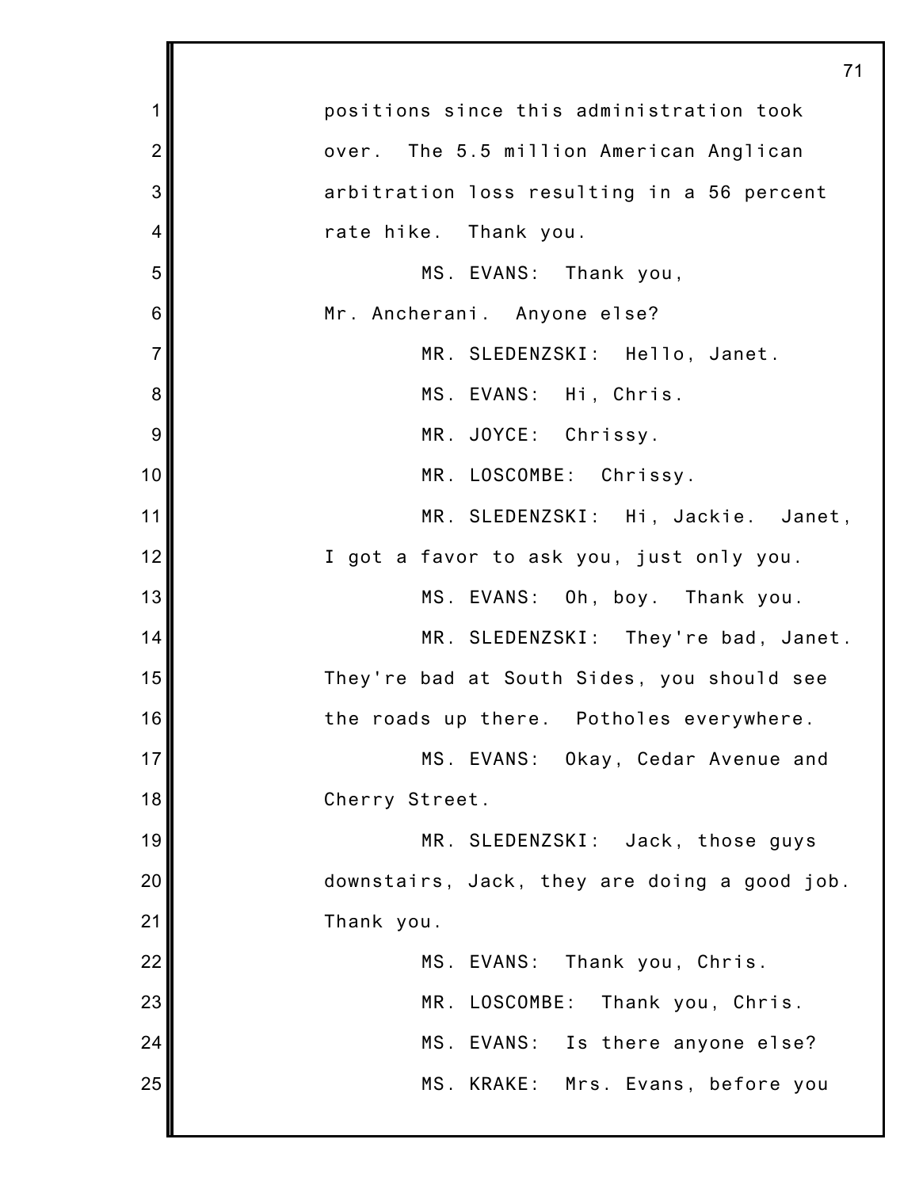positions since this administration took over. The 5.5 million American Anglican arbitration loss resulting in a 56 percent rate hike. Thank you.

MS. EVANS: Thank you, Mr. Ancherani. Anyone else?

MR. SLEDENZSKI: Hello, Janet.

MS. EVANS: Hi, Chris.

MR. JOYCE: Chrissy.

MR. LOSCOMBE: Chrissy.

MR. SLEDENZSKI: Hi, Jackie. Janet, I got a favor to ask you, just only you.

MS. EVANS: Oh, boy. Thank you.

MR. SLEDENZSKI: They're bad, Janet. They're bad at South Sides, you should see the roads up there. Potholes everywhere.

MS. EVANS: Okay, Cedar Avenue and Cherry Street.

MR. SLEDENZSKI: Jack, those guys downstairs, Jack, they are doing a good job. Thank you.

MS. EVANS: Thank you, Chris.

MR. LOSCOMBE: Thank you, Chris.

MS. EVANS: Is there anyone else?

MS. KRAKE: Mrs. Evans, before you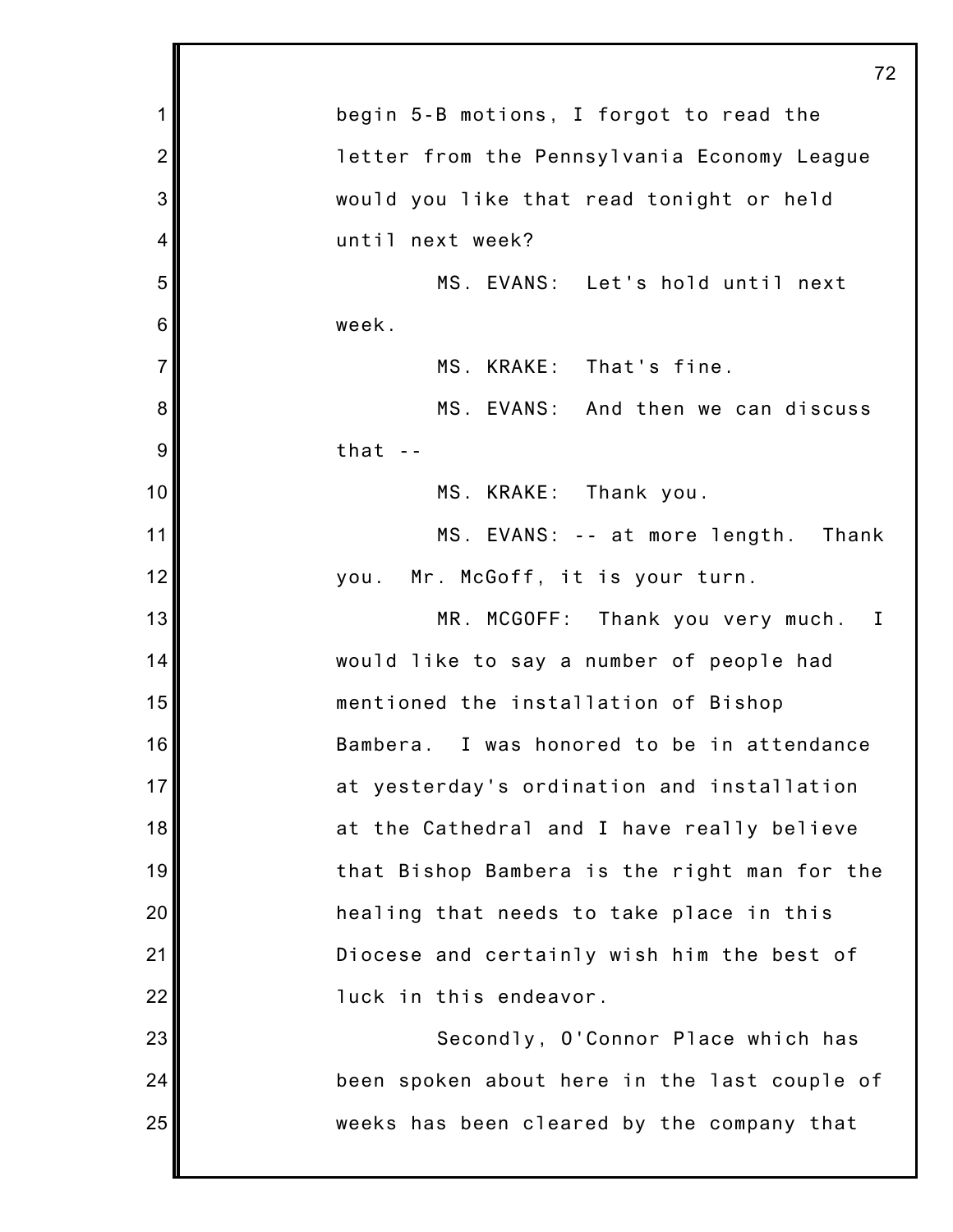begin 5-B motions, I forgot to read the letter from the Pennsylvania Economy League would you like that read tonight or held until next week?

MS. EVANS: Let's hold until next week.

MS. KRAKE: That's fine.

MS. EVANS: And then we can discuss that --

MS. KRAKE: Thank you.

MS. EVANS: -- at more length. Thank you. Mr. McGoff, it is your turn.

MR. MCGOFF: Thank you very much. I would like to say a number of people had mentioned the installation of Bishop Bambera. I was honored to be in attendance at yesterday's ordination and installation at the Cathedral and I have really believe that Bishop Bambera is the right man for the healing that needs to take place in this Diocese and certainly wish him the best of luck in this endeavor.

Secondly, O'Connor Place which has been spoken about here in the last couple of weeks has been cleared by the company that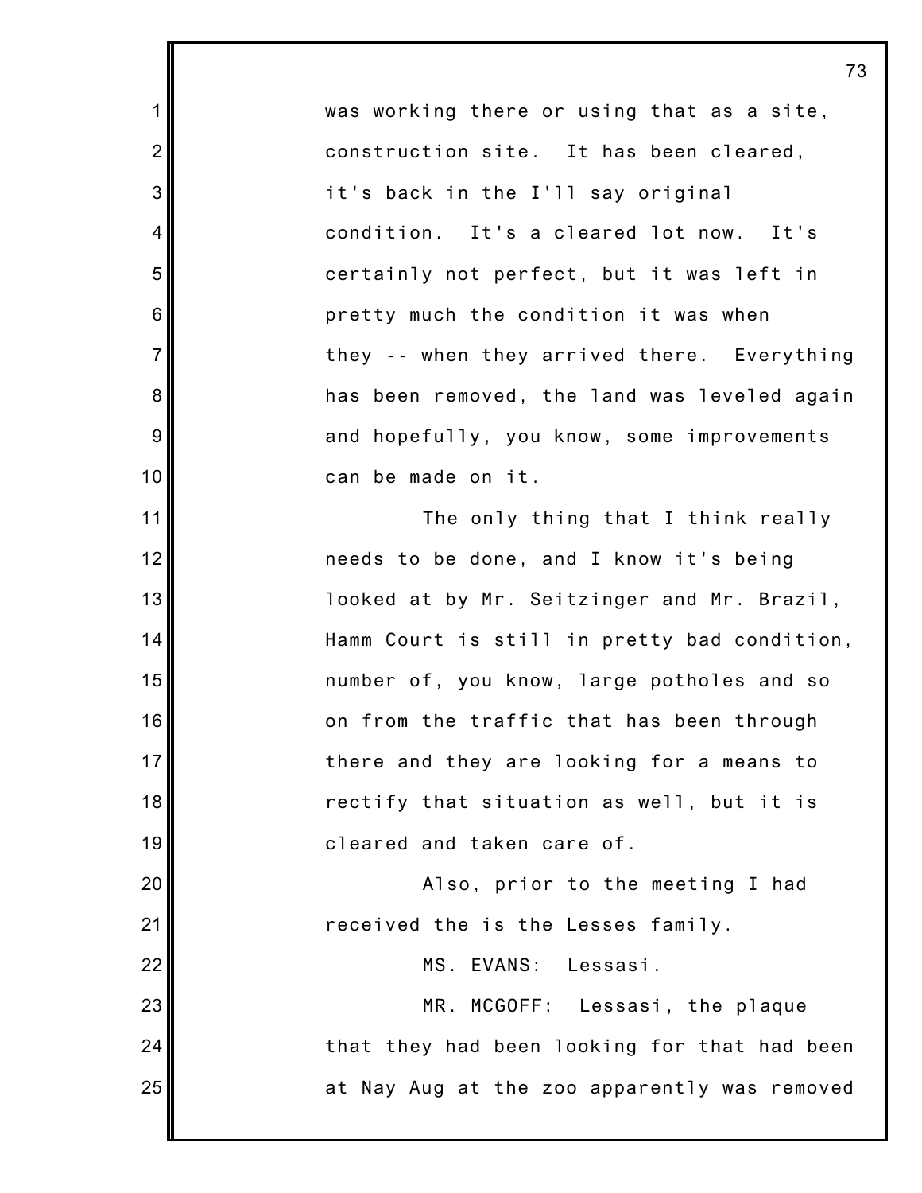was working there or using that as a site, construction site. It has been cleared, it's back in the I'll say original condition. It's a cleared lot now. It's certainly not perfect, but it was left in pretty much the condition it was when they -- when they arrived there. Everything has been removed, the land was leveled again and hopefully, you know, some improvements can be made on it.

The only thing that I think really needs to be done, and I know it's being looked at by Mr. Seitzinger and Mr. Brazil, Hamm Court is still in pretty bad condition, number of, you know, large potholes and so on from the traffic that has been through there and they are looking for a means to rectify that situation as well, but it is cleared and taken care of.

Also, prior to the meeting I had received the is the Lesses family.

MS. EVANS: Lessasi.

MR. MCGOFF: Lessasi, the plaque that they had been looking for that had been at Nay Aug at the zoo apparently was removed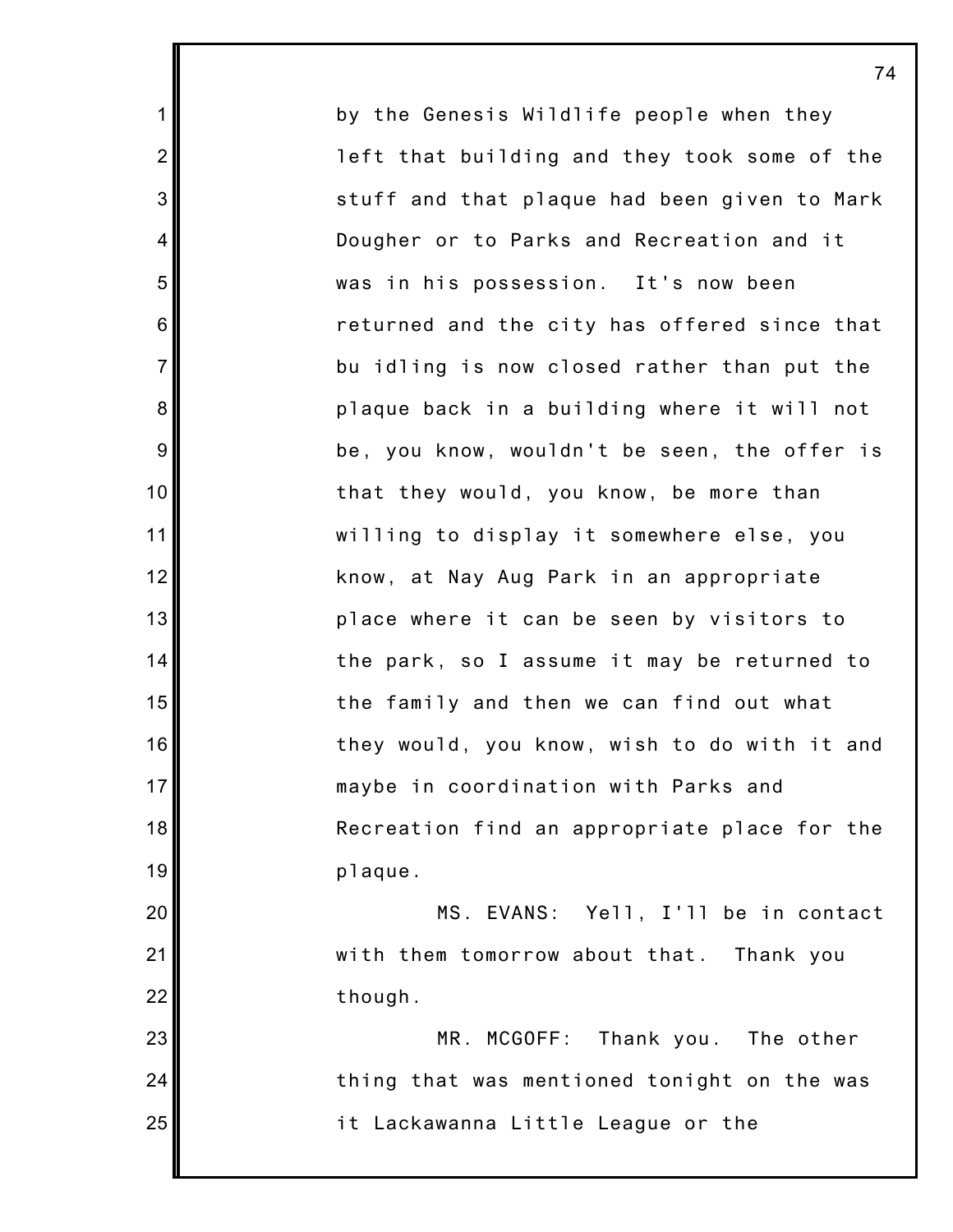by the Genesis Wildlife people when they left that building and they took some of the stuff and that plaque had been given to Mark Dougher or to Parks and Recreation and it was in his possession. It's now been returned and the city has offered since that bu idling is now closed rather than put the plaque back in a building where it will not be, you know, wouldn't be seen, the offer is that they would, you know, be more than willing to display it somewhere else, you know, at Nay Aug Park in an appropriate place where it can be seen by visitors to the park, so I assume it may be returned to the family and then we can find out what they would, you know, wish to do with it and maybe in coordination with Parks and Recreation find an appropriate place for the plaque.

MS. EVANS: Yell, I'll be in contact with them tomorrow about that. Thank you though.

MR. MCGOFF: Thank you. The other thing that was mentioned tonight on the was it Lackawanna Little League or the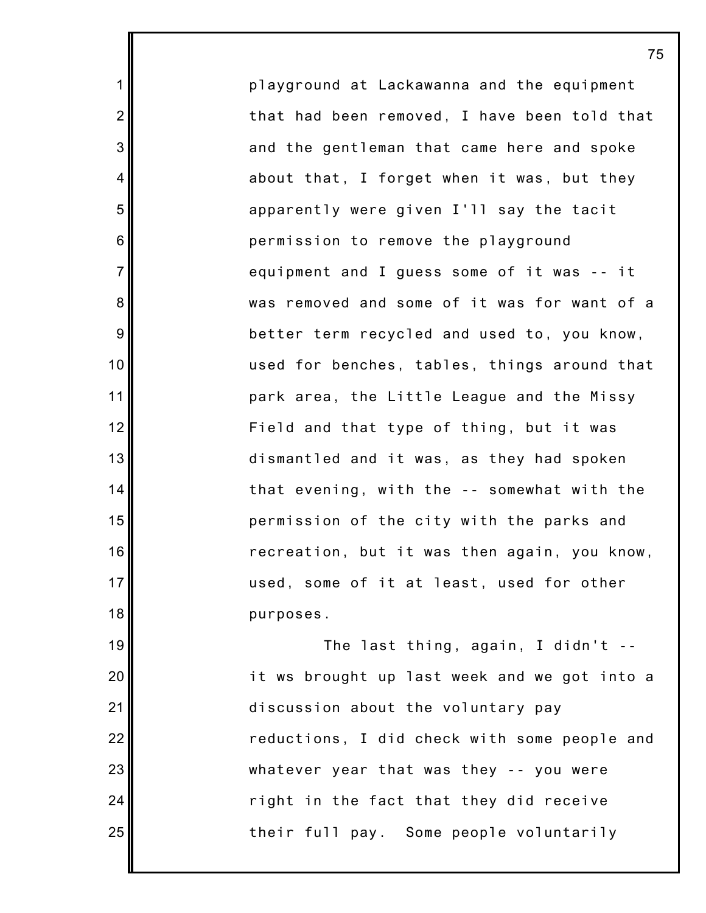playground at Lackawanna and the equipment that had been removed, I have been told that and the gentleman that came here and spoke about that, I forget when it was, but they apparently were given I'll say the tacit permission to remove the playground equipment and I guess some of it was -- it was removed and some of it was for want of a better term recycled and used to, you know, used for benches, tables, things around that park area, the Little League and the Missy Field and that type of thing, but it was dismantled and it was, as they had spoken that evening, with the -- somewhat with the permission of the city with the parks and recreation, but it was then again, you know, used, some of it at least, used for other purposes.

The last thing, again, I didn't -- it ws brought up last week and we got into a discussion about the voluntary pay reductions, I did check with some people and whatever year that was they -- you were right in the fact that they did receive their full pay. Some people voluntarily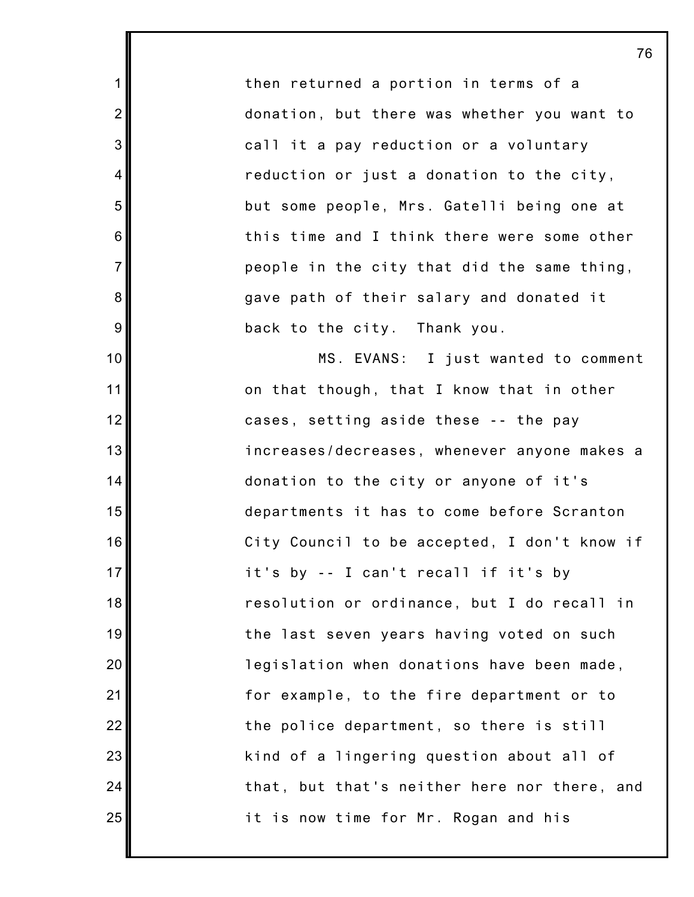then returned a portion in terms of a donation, but there was whether you want to call it a pay reduction or a voluntary reduction or just a donation to the city, but some people, Mrs. Gatelli being one at this time and I think there were some other people in the city that did the same thing, gave path of their salary and donated it back to the city. Thank you.

MS. EVANS: I just wanted to comment on that though, that I know that in other cases, setting aside these -- the pay increases/decreases, whenever anyone makes a donation to the city or anyone of it's departments it has to come before Scranton City Council to be accepted, I don't know if it's by -- I can't recall if it's by resolution or ordinance, but I do recall in the last seven years having voted on such legislation when donations have been made, for example, to the fire department or to the police department, so there is still kind of a lingering question about all of that, but that's neither here nor there, and it is now time for Mr. Rogan and his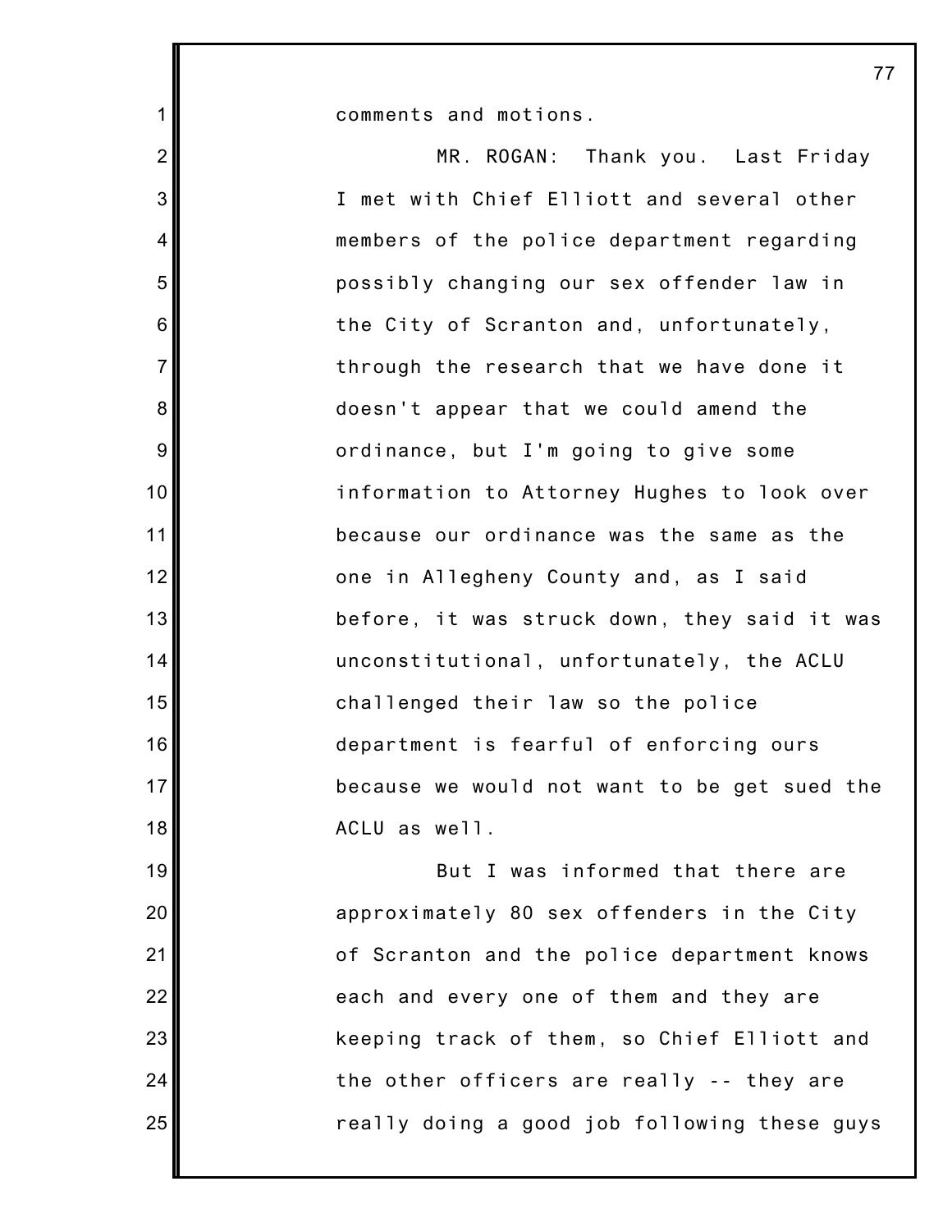comments and motions.

MR. ROGAN: Thank you. Last Friday I met with Chief Elliott and several other members of the police department regarding possibly changing our sex offender law in the City of Scranton and, unfortunately, through the research that we have done it doesn't appear that we could amend the ordinance, but I'm going to give some information to Attorney Hughes to look over because our ordinance was the same as the one in Allegheny County and, as I said before, it was struck down, they said it was unconstitutional, unfortunately, the ACLU challenged their law so the police department is fearful of enforcing ours because we would not want to be get sued the ACLU as well.

But I was informed that there are approximately 80 sex offenders in the City of Scranton and the police department knows each and every one of them and they are keeping track of them, so Chief Elliott and the other officers are really -- they are really doing a good job following these guys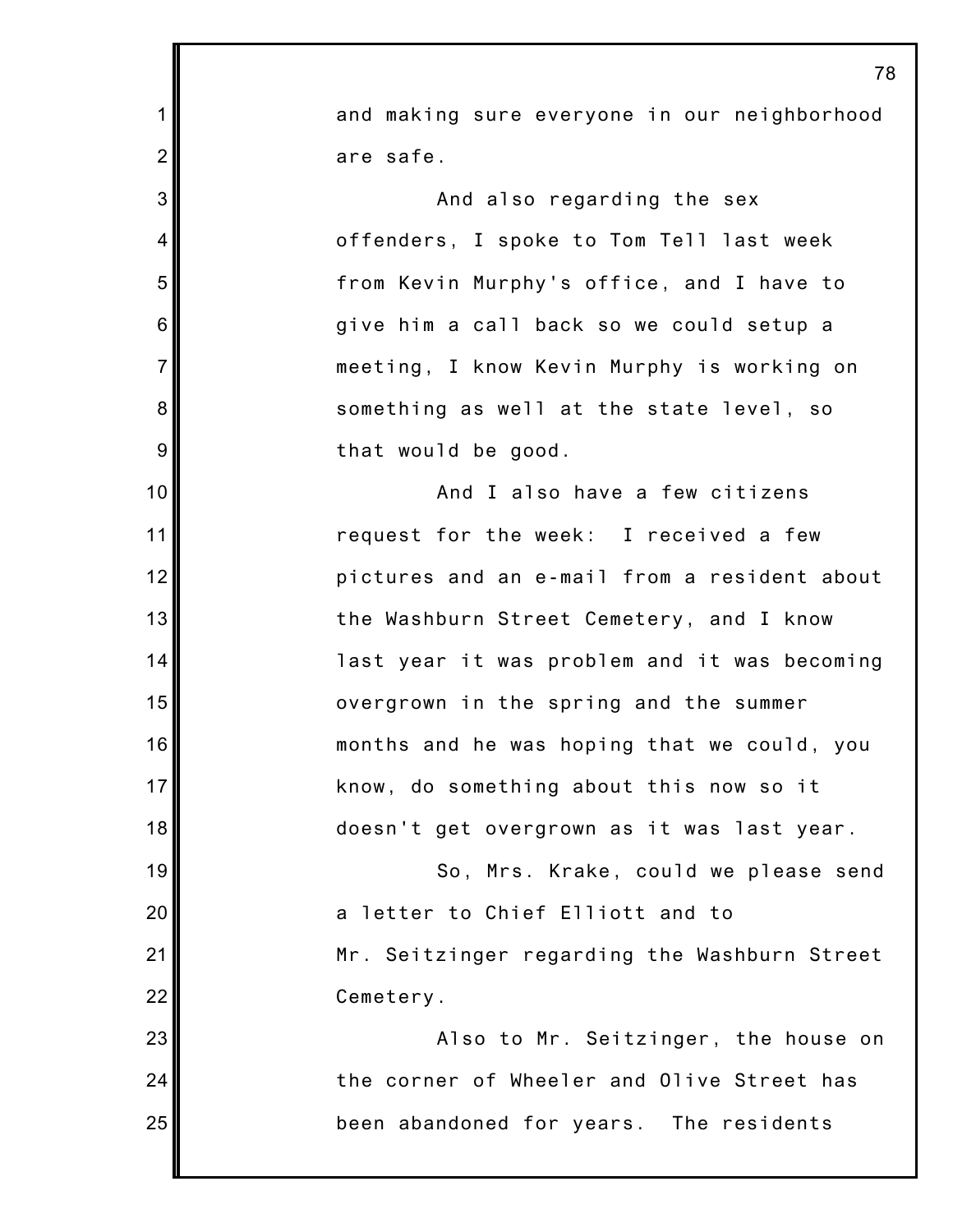and making sure everyone in our neighborhood are safe.

And also regarding the sex offenders, I spoke to Tom Tell last week from Kevin Murphy's office, and I have to give him a call back so we could setup a meeting, I know Kevin Murphy is working on something as well at the state level, so that would be good.

And I also have a few citizens request for the week: I received a few pictures and an e-mail from a resident about the Washburn Street Cemetery, and I know last year it was problem and it was becoming overgrown in the spring and the summer months and he was hoping that we could, you know, do something about this now so it doesn't get overgrown as it was last year.

So, Mrs. Krake, could we please send a letter to Chief Elliott and to Mr. Seitzinger regarding the Washburn Street Cemetery.

Also to Mr. Seitzinger, the house on the corner of Wheeler and Olive Street has been abandoned for years. The residents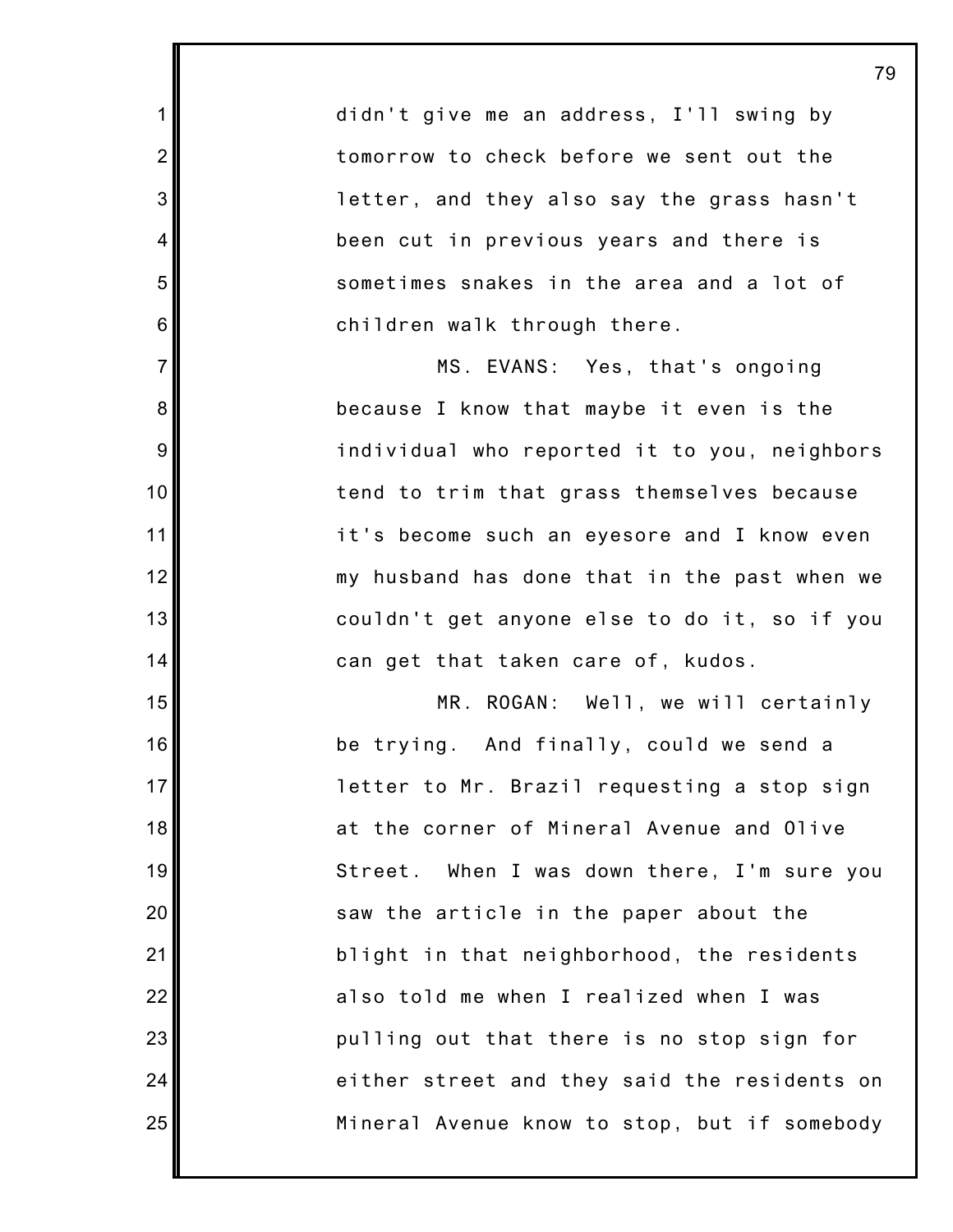didn't give me an address, I'll swing by tomorrow to check before we sent out the letter, and they also say the grass hasn't been cut in previous years and there is sometimes snakes in the area and a lot of children walk through there.

MS. EVANS: Yes, that's ongoing because I know that maybe it even is the individual who reported it to you, neighbors tend to trim that grass themselves because it's become such an eyesore and I know even my husband has done that in the past when we couldn't get anyone else to do it, so if you can get that taken care of, kudos.

MR. ROGAN: Well, we will certainly be trying. And finally, could we send a letter to Mr. Brazil requesting a stop sign at the corner of Mineral Avenue and Olive Street. When I was down there, I'm sure you saw the article in the paper about the blight in that neighborhood, the residents also told me when I realized when I was pulling out that there is no stop sign for either street and they said the residents on Mineral Avenue know to stop, but if somebody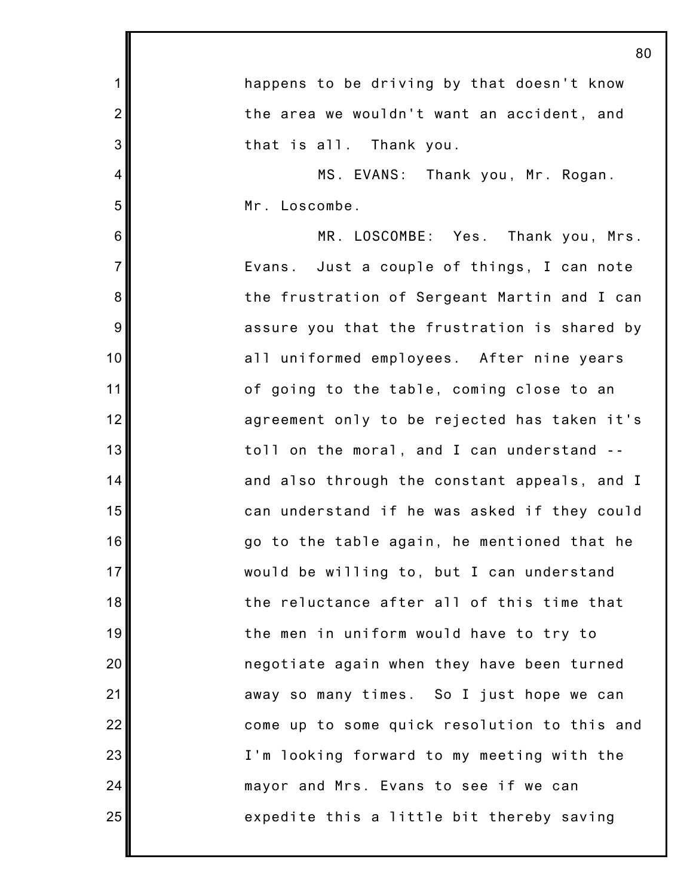happens to be driving by that doesn't know the area we wouldn't want an accident, and that is all. Thank you.

MS. EVANS: Thank you, Mr. Rogan. Mr. Loscombe.

MR. LOSCOMBE: Yes. Thank you, Mrs. Evans. Just a couple of things, I can note the frustration of Sergeant Martin and I can assure you that the frustration is shared by all uniformed employees. After nine years of going to the table, coming close to an agreement only to be rejected has taken it's toll on the moral, and I can understand -- and also through the constant appeals, and I can understand if he was asked if they could go to the table again, he mentioned that he would be willing to, but I can understand the reluctance after all of this time that the men in uniform would have to try to negotiate again when they have been turned away so many times. So I just hope we can come up to some quick resolution to this and I'm looking forward to my meeting with the mayor and Mrs. Evans to see if we can expedite this a little bit thereby saving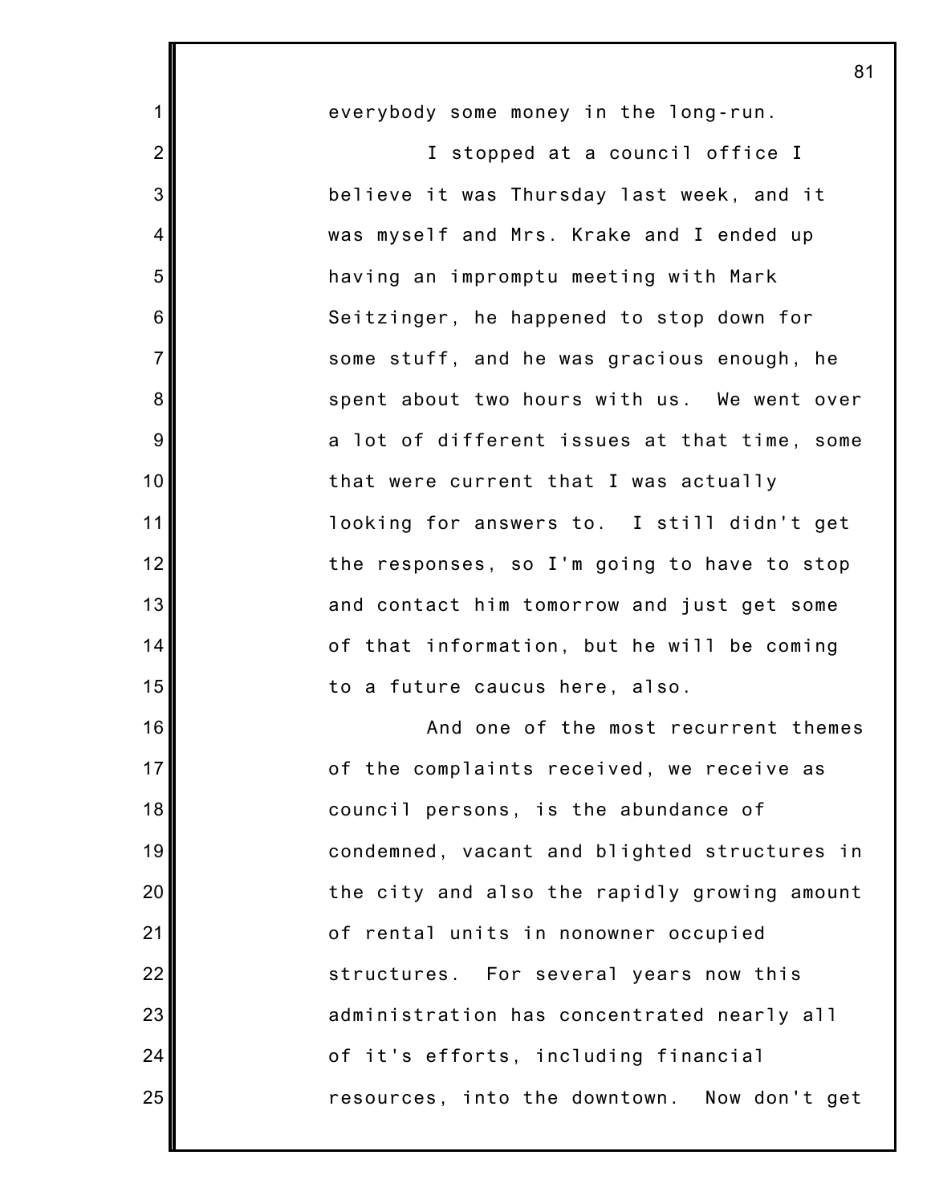everybody some money in the long-run.

I stopped at a council office I believe it was Thursday last week, and it was myself and Mrs. Krake and I ended up having an impromptu meeting with Mark Seitzinger, he happened to stop down for some stuff, and he was gracious enough, he spent about two hours with us. We went over a lot of different issues at that time, some that were current that I was actually looking for answers to. I still didn't get the responses, so I'm going to have to stop and contact him tomorrow and just get some of that information, but he will be coming to a future caucus here, also.

And one of the most recurrent themes of the complaints received, we receive as council persons, is the abundance of condemned, vacant and blighted structures in the city and also the rapidly growing amount of rental units in nonowner occupied structures. For several years now this administration has concentrated nearly all of it's efforts, including financial resources, into the downtown. Now don't get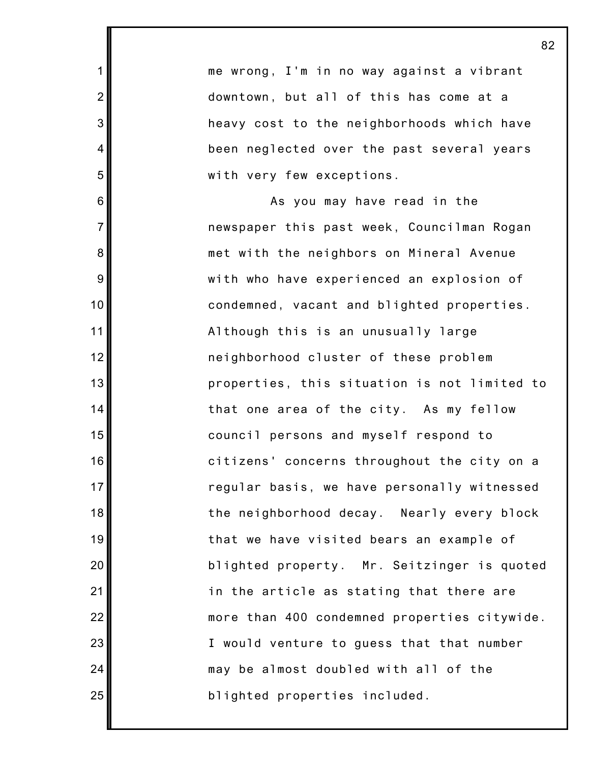me wrong, I'm in no way against a vibrant downtown, but all of this has come at a heavy cost to the neighborhoods which have been neglected over the past several years with very few exceptions.

As you may have read in the newspaper this past week, Councilman Rogan met with the neighbors on Mineral Avenue with who have experienced an explosion of condemned, vacant and blighted properties. Although this is an unusually large neighborhood cluster of these problem properties, this situation is not limited to that one area of the city. As my fellow council persons and myself respond to citizens' concerns throughout the city on a regular basis, we have personally witnessed the neighborhood decay. Nearly every block that we have visited bears an example of blighted property. Mr. Seitzinger is quoted in the article as stating that there are more than 400 condemned properties citywide. I would venture to guess that that number may be almost doubled with all of the blighted properties included.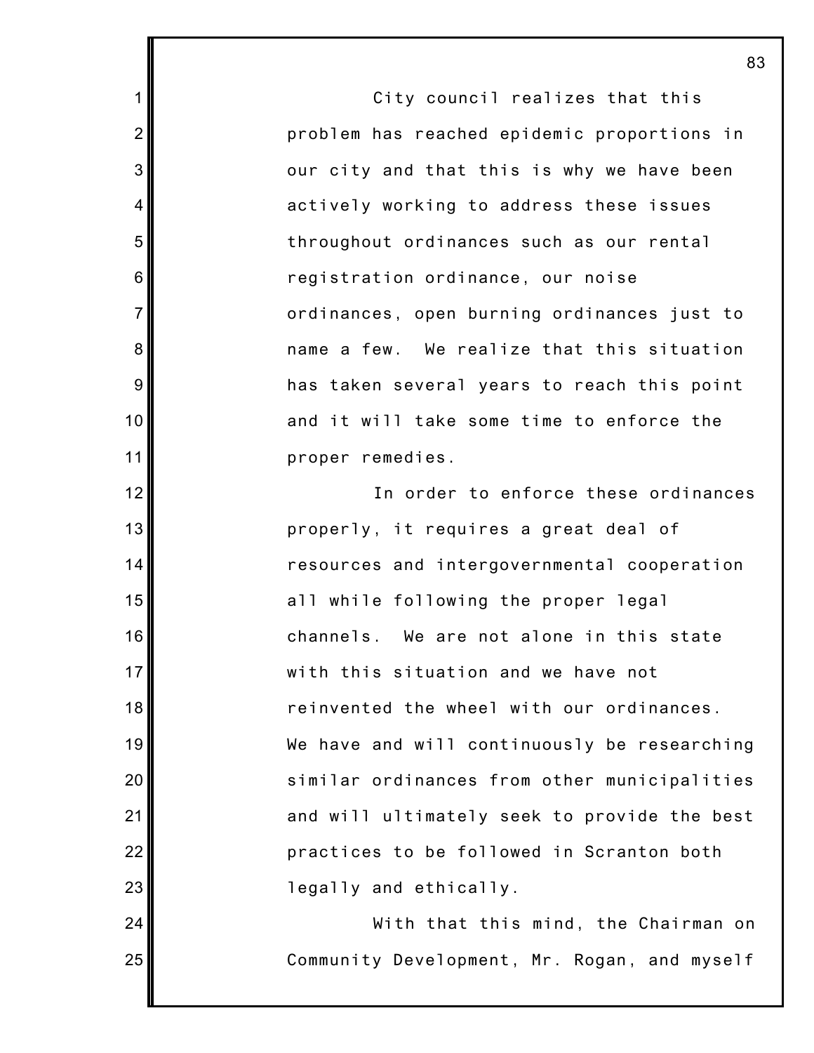City council realizes that this problem has reached epidemic proportions in our city and that this is why we have been actively working to address these issues throughout ordinances such as our rental registration ordinance, our noise ordinances, open burning ordinances just to name a few. We realize that this situation has taken several years to reach this point and it will take some time to enforce the proper remedies.

In order to enforce these ordinances properly, it requires a great deal of resources and intergovernmental cooperation all while following the proper legal channels. We are not alone in this state with this situation and we have not reinvented the wheel with our ordinances. We have and will continuously be researching similar ordinances from other municipalities and will ultimately seek to provide the best practices to be followed in Scranton both legally and ethically.

With that this mind, the Chairman on Community Development, Mr. Rogan, and myself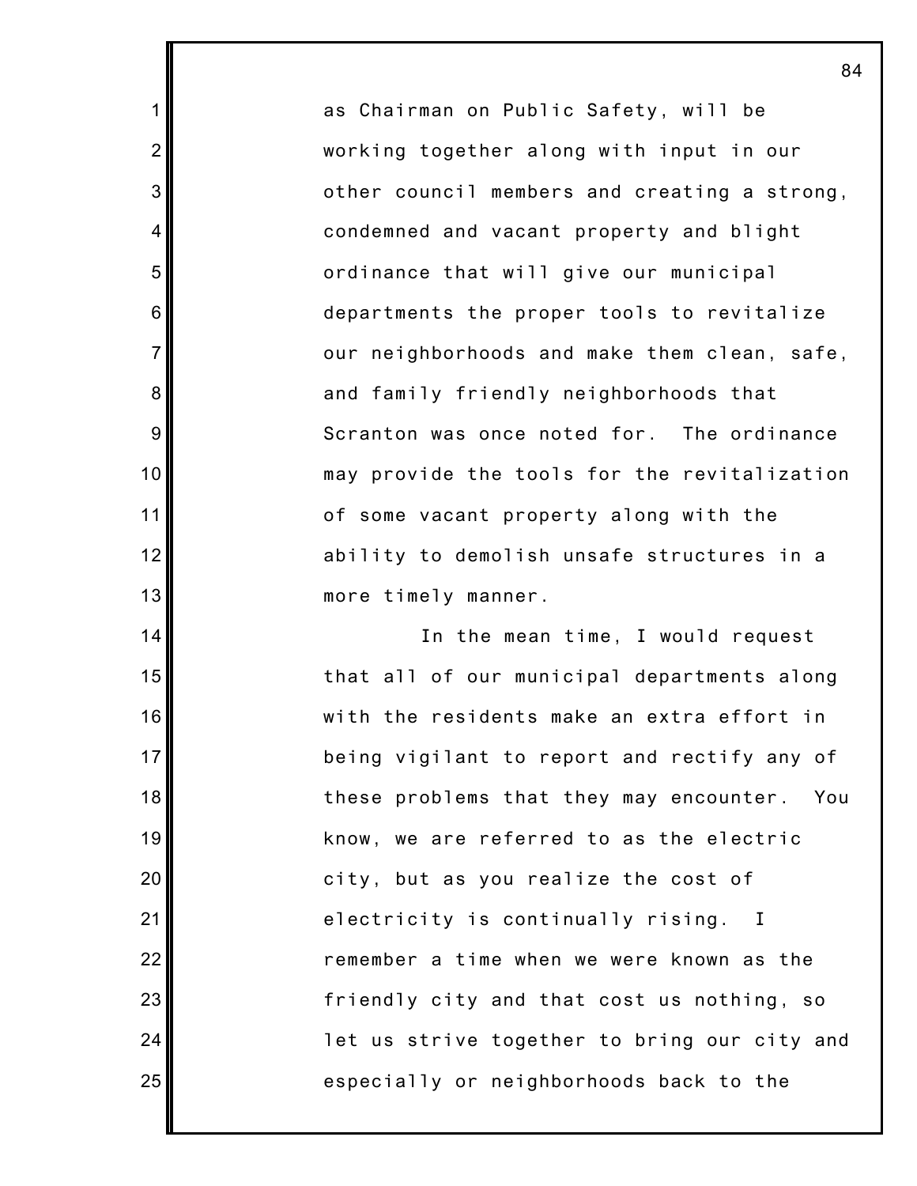as Chairman on Public Safety, will be working together along with input in our other council members and creating a strong, condemned and vacant property and blight ordinance that will give our municipal departments the proper tools to revitalize our neighborhoods and make them clean, safe, and family friendly neighborhoods that Scranton was once noted for. The ordinance may provide the tools for the revitalization of some vacant property along with the ability to demolish unsafe structures in a more timely manner.

In the mean time, I would request that all of our municipal departments along with the residents make an extra effort in being vigilant to report and rectify any of these problems that they may encounter. You know, we are referred to as the electric city, but as you realize the cost of electricity is continually rising. I remember a time when we were known as the friendly city and that cost us nothing, so let us strive together to bring our city and especially or neighborhoods back to the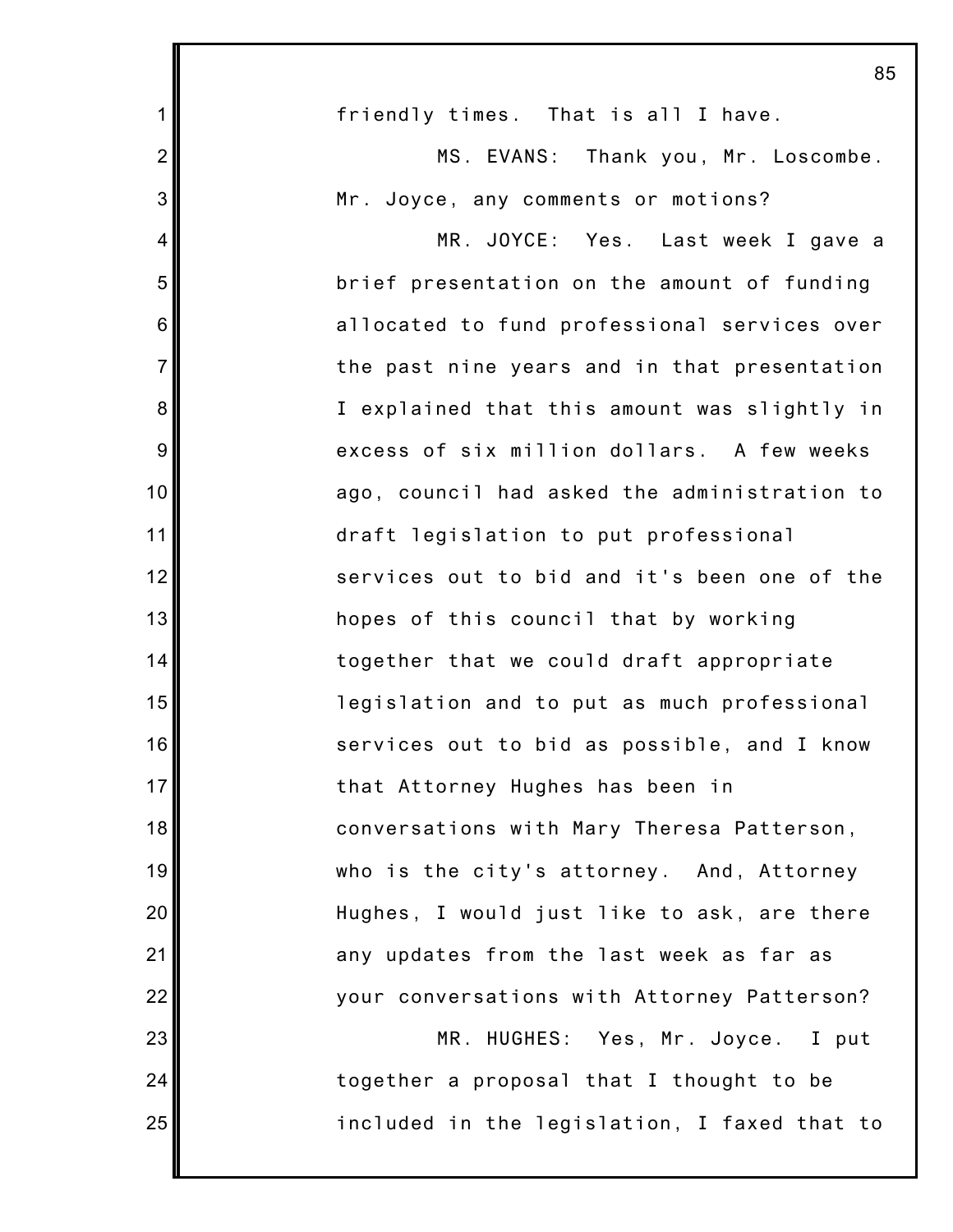friendly times. That is all I have.

MS. EVANS: Thank you, Mr. Loscombe. Mr. Joyce, any comments or motions?

MR. JOYCE: Yes. Last week I gave a brief presentation on the amount of funding allocated to fund professional services over the past nine years and in that presentation I explained that this amount was slightly in excess of six million dollars. A few weeks ago, council had asked the administration to draft legislation to put professional services out to bid and it's been one of the hopes of this council that by working together that we could draft appropriate legislation and to put as much professional services out to bid as possible, and I know that Attorney Hughes has been in conversations with Mary Theresa Patterson, who is the city's attorney. And, Attorney Hughes, I would just like to ask, are there any updates from the last week as far as your conversations with Attorney Patterson?

MR. HUGHES: Yes, Mr. Joyce. I put together a proposal that I thought to be included in the legislation, I faxed that to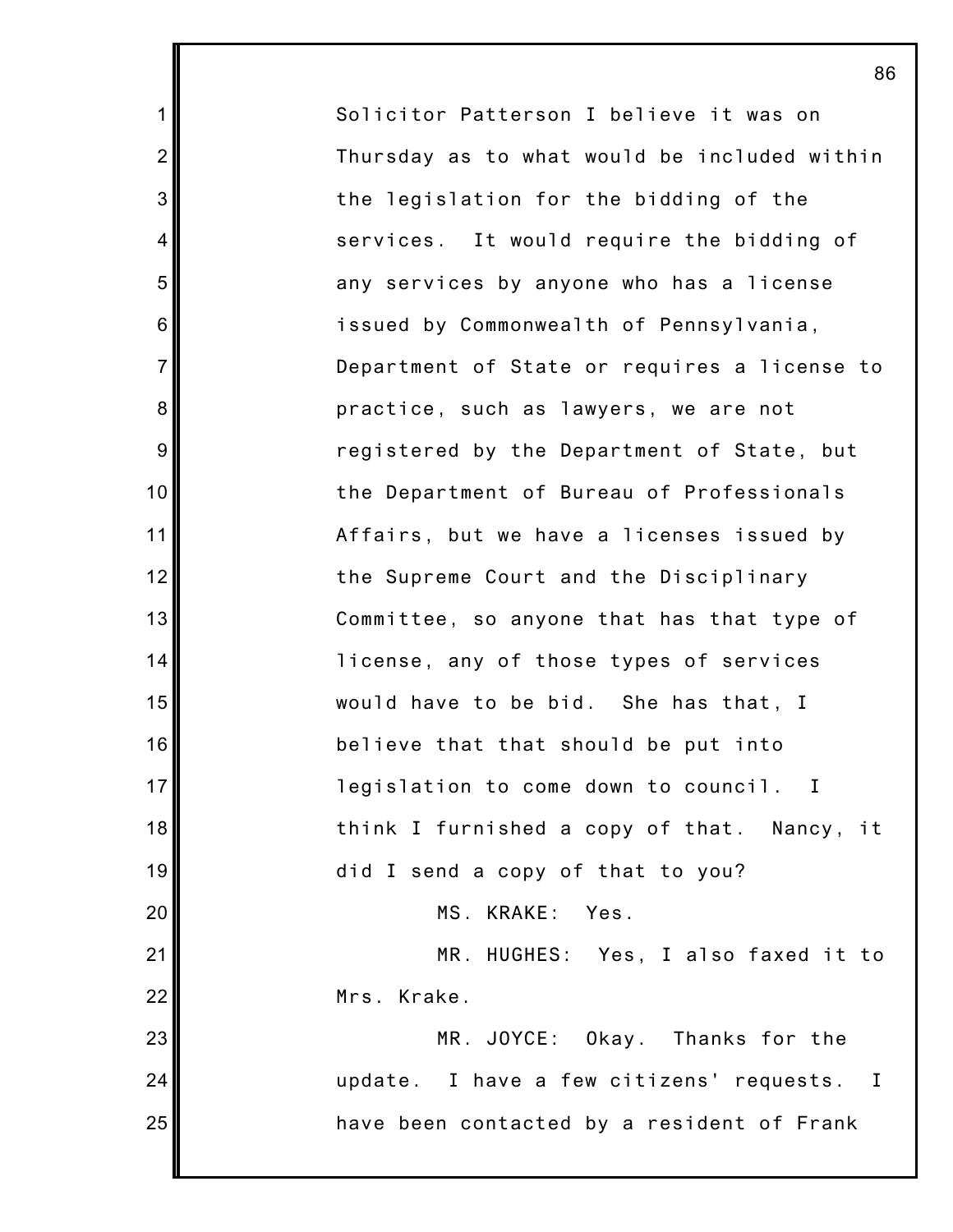Solicitor Patterson I believe it was on Thursday as to what would be included within the legislation for the bidding of the services. It would require the bidding of any services by anyone who has a license issued by Commonwealth of Pennsylvania, Department of State or requires a license to practice, such as lawyers, we are not registered by the Department of State, but the Department of Bureau of Professionals Affairs, but we have a licenses issued by the Supreme Court and the Disciplinary Committee, so anyone that has that type of license, any of those types of services would have to be bid. She has that, I believe that that should be put into legislation to come down to council. I think I furnished a copy of that. Nancy, it did I send a copy of that to you?

MS. KRAKE: Yes.

MR. HUGHES: Yes, I also faxed it to Mrs. Krake.

MR. JOYCE: Okay. Thanks for the update. I have a few citizens' requests. I have been contacted by a resident of Frank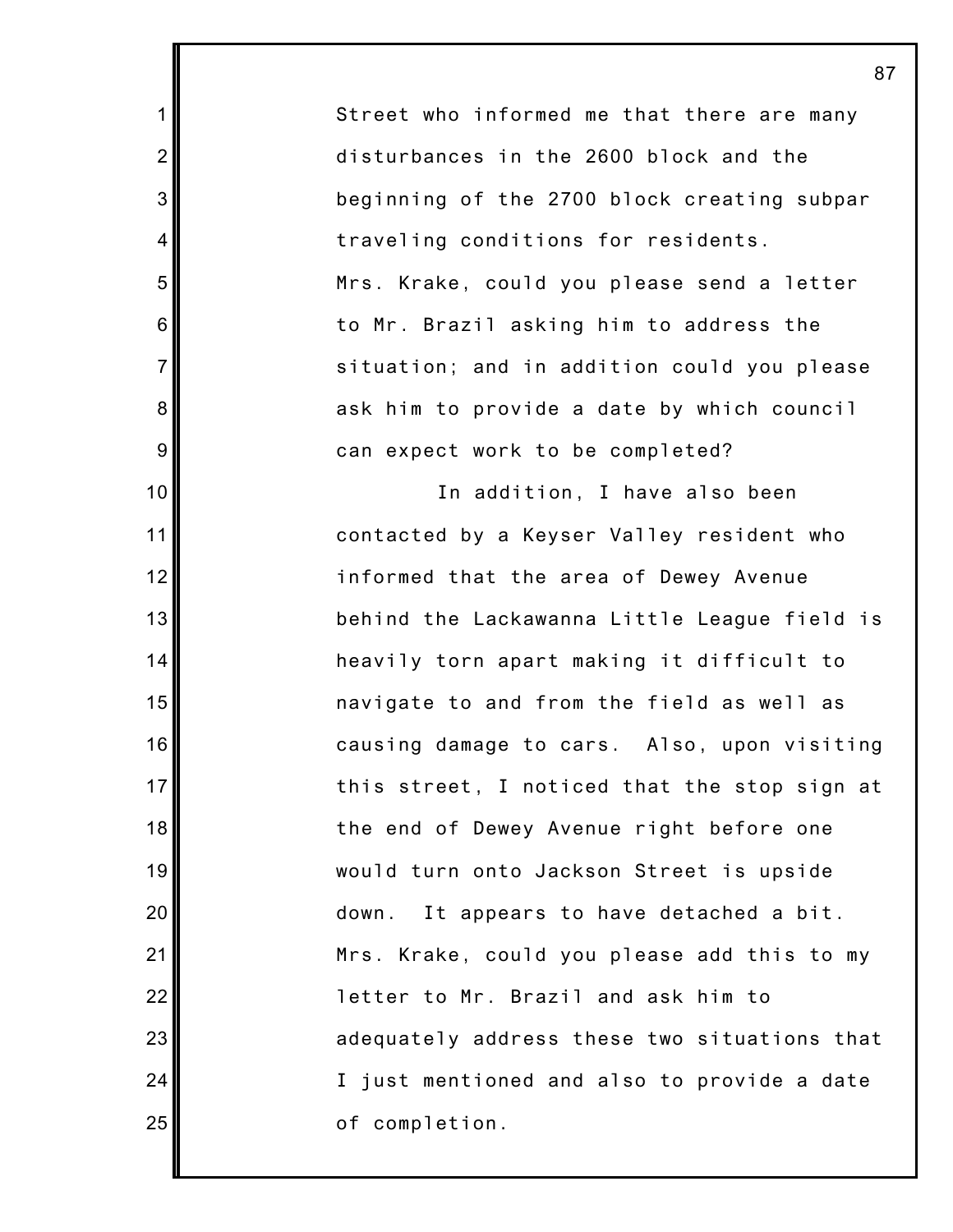Street who informed me that there are many disturbances in the 2600 block and the beginning of the 2700 block creating subpar traveling conditions for residents. Mrs. Krake, could you please send a letter to Mr. Brazil asking him to address the situation; and in addition could you please ask him to provide a date by which council can expect work to be completed?

In addition, I have also been contacted by a Keyser Valley resident who informed that the area of Dewey Avenue behind the Lackawanna Little League field is heavily torn apart making it difficult to navigate to and from the field as well as causing damage to cars. Also, upon visiting this street, I noticed that the stop sign at the end of Dewey Avenue right before one would turn onto Jackson Street is upside down. It appears to have detached a bit. Mrs. Krake, could you please add this to my letter to Mr. Brazil and ask him to adequately address these two situations that I just mentioned and also to provide a date of completion.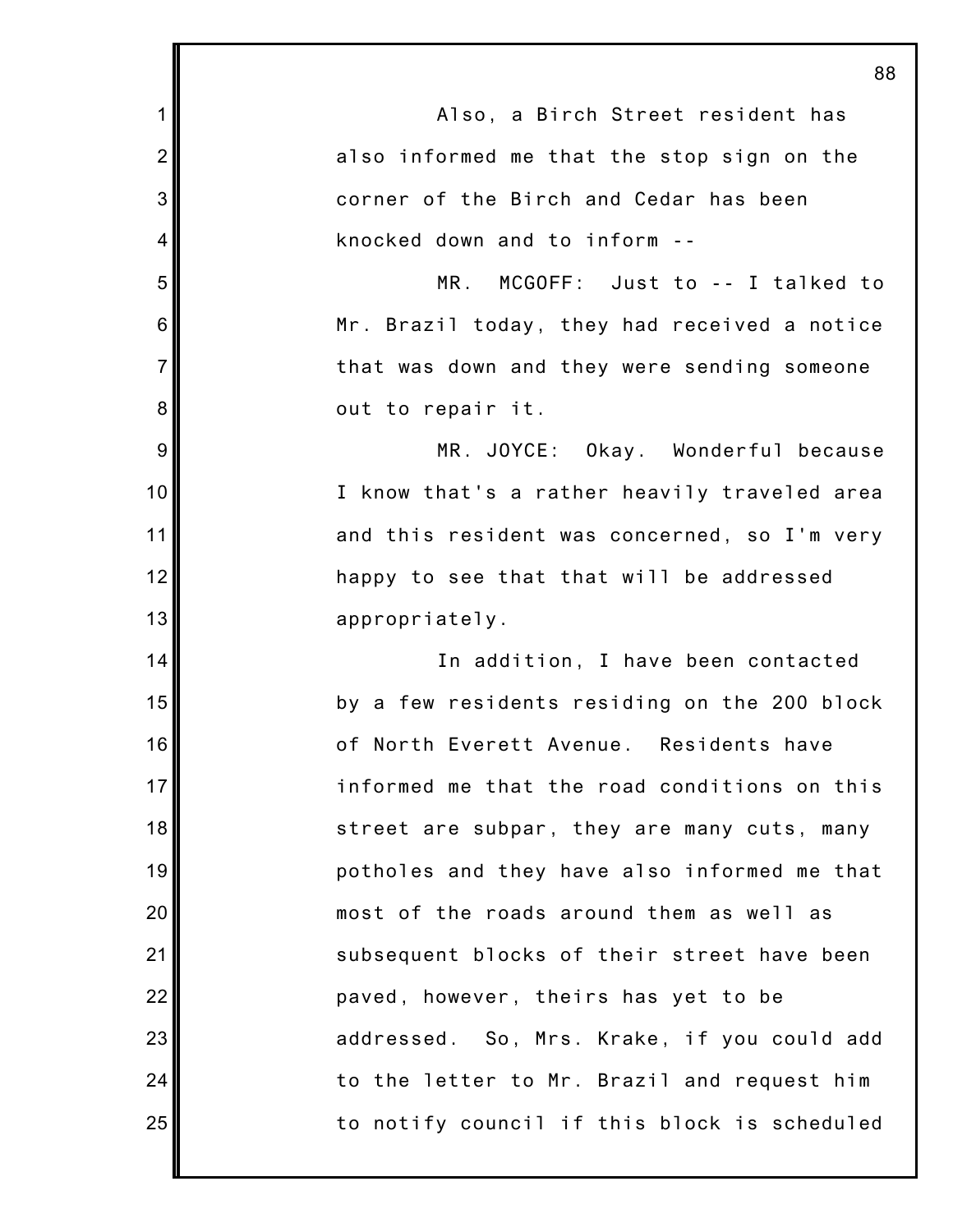Also, a Birch Street resident has also informed me that the stop sign on the corner of the Birch and Cedar has been knocked down and to inform --

MR. MCGOFF: Just to -- I talked to Mr. Brazil today, they had received a notice that was down and they were sending someone out to repair it.

MR. JOYCE: Okay. Wonderful because I know that's a rather heavily traveled area and this resident was concerned, so I'm very happy to see that that will be addressed appropriately.

In addition, I have been contacted by a few residents residing on the 200 block of North Everett Avenue. Residents have informed me that the road conditions on this street are subpar, they are many cuts, many potholes and they have also informed me that most of the roads around them as well as subsequent blocks of their street have been paved, however, theirs has yet to be addressed. So, Mrs. Krake, if you could add to the letter to Mr. Brazil and request him to notify council if this block is scheduled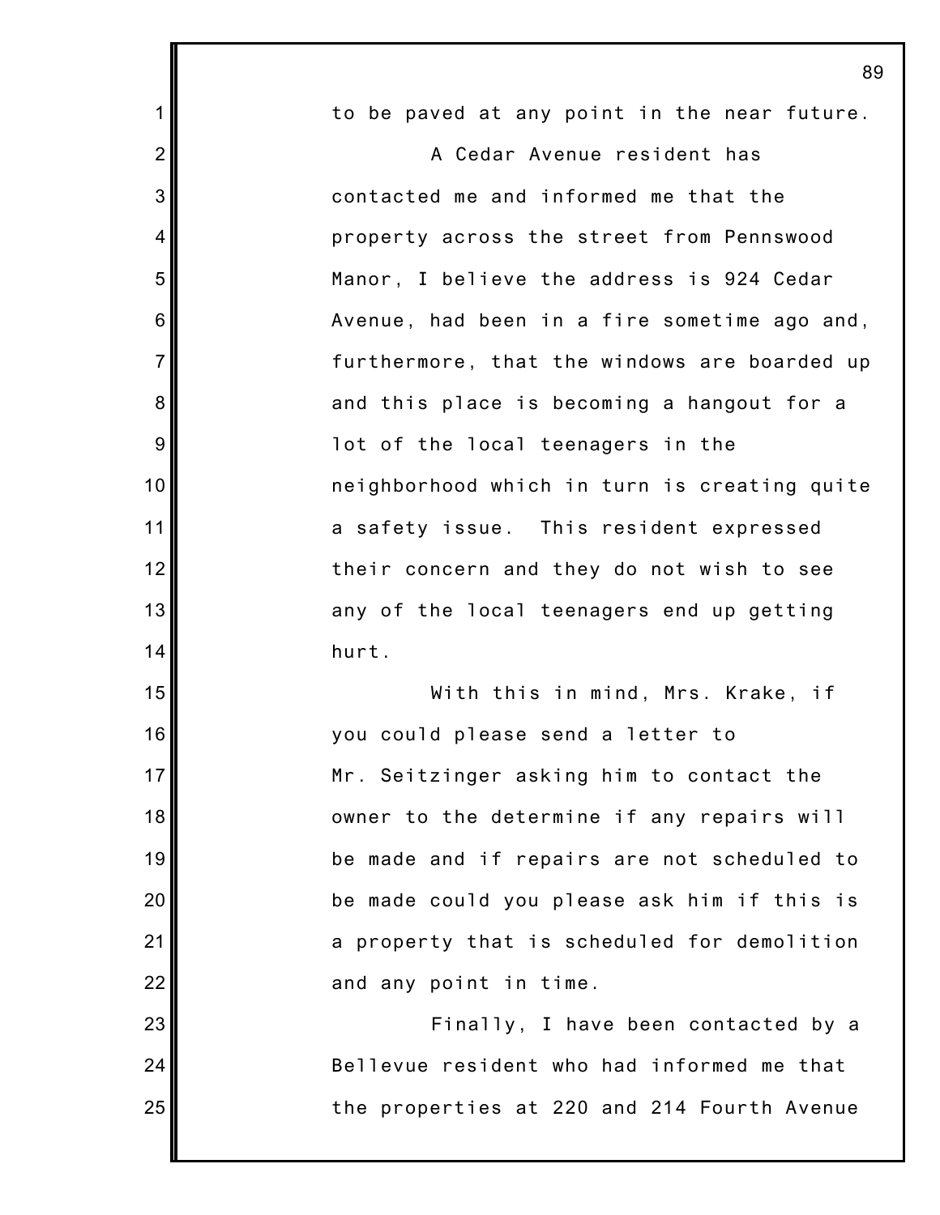to be paved at any point in the near future.

A Cedar Avenue resident has contacted me and informed me that the property across the street from Pennswood Manor, I believe the address is 924 Cedar Avenue, had been in a fire sometime ago and, furthermore, that the windows are boarded up and this place is becoming a hangout for a lot of the local teenagers in the neighborhood which in turn is creating quite a safety issue. This resident expressed their concern and they do not wish to see any of the local teenagers end up getting hurt.

With this in mind, Mrs. Krake, if you could please send a letter to Mr. Seitzinger asking him to contact the owner to the determine if any repairs will be made and if repairs are not scheduled to be made could you please ask him if this is a property that is scheduled for demolition and any point in time.

Finally, I have been contacted by a Bellevue resident who had informed me that the properties at 220 and 214 Fourth Avenue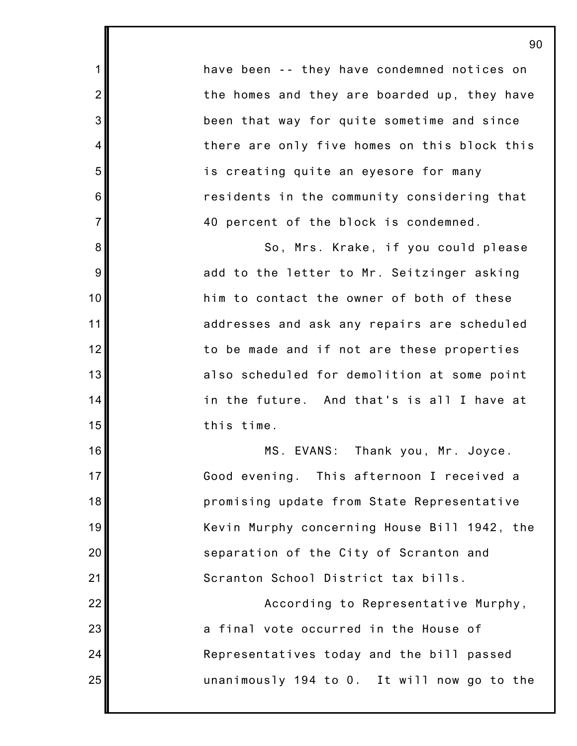have been -- they have condemned notices on the homes and they are boarded up, they have been that way for quite sometime and since there are only five homes on this block this is creating quite an eyesore for many residents in the community considering that 40 percent of the block is condemned.

So, Mrs. Krake, if you could please add to the letter to Mr. Seitzinger asking him to contact the owner of both of these addresses and ask any repairs are scheduled to be made and if not are these properties also scheduled for demolition at some point in the future. And that's is all I have at this time.

MS. EVANS: Thank you, Mr. Joyce. Good evening. This afternoon I received a promising update from State Representative Kevin Murphy concerning House Bill 1942, the separation of the City of Scranton and Scranton School District tax bills.

According to Representative Murphy, a final vote occurred in the House of Representatives today and the bill passed unanimously 194 to 0. It will now go to the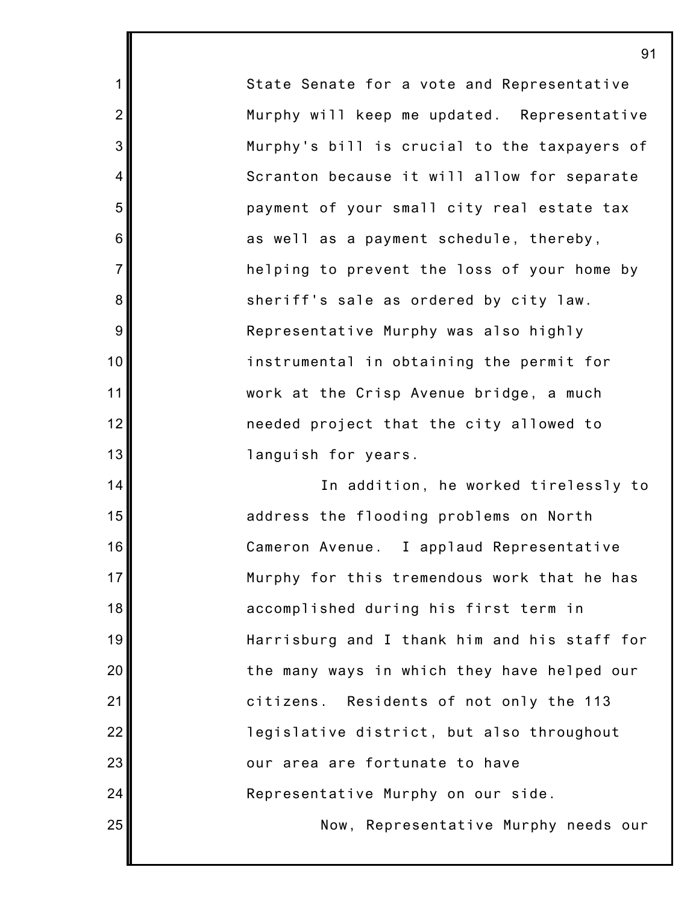State Senate for a vote and Representative Murphy will keep me updated. Representative Murphy's bill is crucial to the taxpayers of Scranton because it will allow for separate payment of your small city real estate tax as well as a payment schedule, thereby, helping to prevent the loss of your home by sheriff's sale as ordered by city law. Representative Murphy was also highly instrumental in obtaining the permit for work at the Crisp Avenue bridge, a much needed project that the city allowed to languish for years.

In addition, he worked tirelessly to address the flooding problems on North Cameron Avenue. I applaud Representative Murphy for this tremendous work that he has accomplished during his first term in Harrisburg and I thank him and his staff for the many ways in which they have helped our citizens. Residents of not only the 113 legislative district, but also throughout our area are fortunate to have Representative Murphy on our side.

Now, Representative Murphy needs our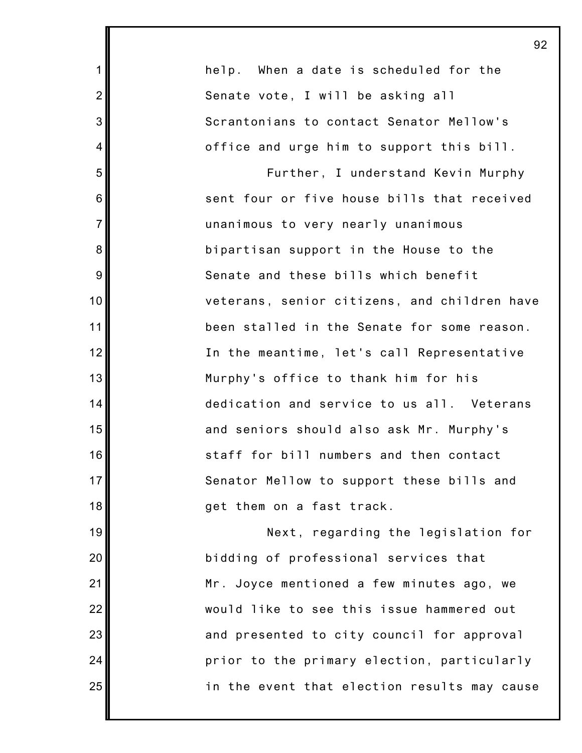help. When a date is scheduled for the Senate vote, I will be asking all Scrantonians to contact Senator Mellow's office and urge him to support this bill.

Further, I understand Kevin Murphy sent four or five house bills that received unanimous to very nearly unanimous bipartisan support in the House to the Senate and these bills which benefit veterans, senior citizens, and children have been stalled in the Senate for some reason. In the meantime, let's call Representative Murphy's office to thank him for his dedication and service to us all. Veterans and seniors should also ask Mr. Murphy's staff for bill numbers and then contact Senator Mellow to support these bills and get them on a fast track.

Next, regarding the legislation for bidding of professional services that Mr. Joyce mentioned a few minutes ago, we would like to see this issue hammered out and presented to city council for approval prior to the primary election, particularly in the event that election results may cause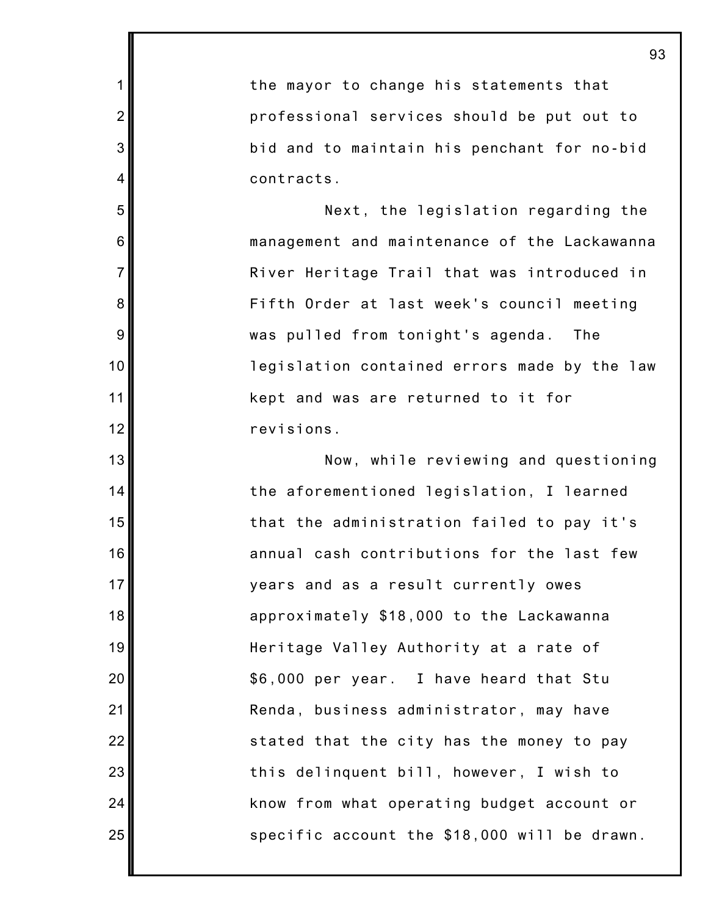the mayor to change his statements that professional services should be put out to bid and to maintain his penchant for no-bid contracts.

Next, the legislation regarding the management and maintenance of the Lackawanna River Heritage Trail that was introduced in Fifth Order at last week's council meeting was pulled from tonight's agenda. The legislation contained errors made by the law kept and was are returned to it for revisions.

Now, while reviewing and questioning the aforementioned legislation, I learned that the administration failed to pay it's annual cash contributions for the last few years and as a result currently owes approximately $18,000 to the Lackawanna Heritage Valley Authority at a rate of $6,000 per year. I have heard that Stu Renda, business administrator, may have stated that the city has the money to pay this delinquent bill, however, I wish to know from what operating budget account or specific account the $18,000 will be drawn.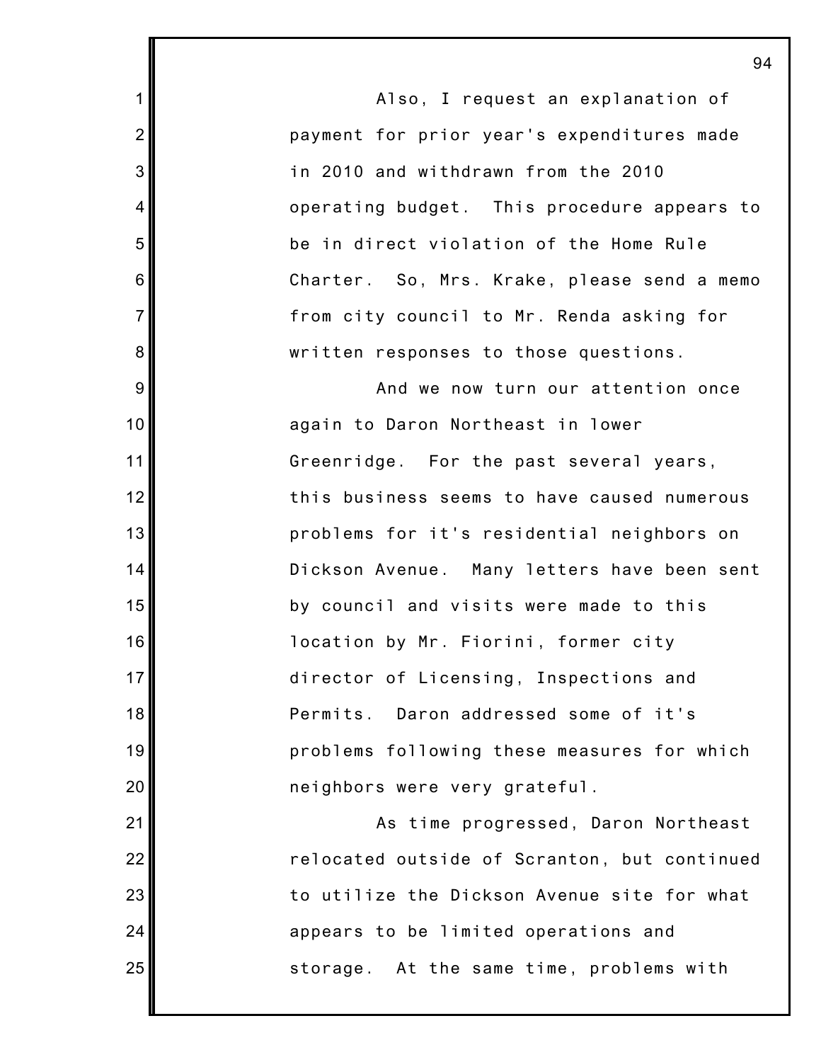Also, I request an explanation of payment for prior year's expenditures made in 2010 and withdrawn from the 2010 operating budget. This procedure appears to be in direct violation of the Home Rule Charter. So, Mrs. Krake, please send a memo from city council to Mr. Renda asking for written responses to those questions.

And we now turn our attention once again to Daron Northeast in lower Greenridge. For the past several years, this business seems to have caused numerous problems for it's residential neighbors on Dickson Avenue. Many letters have been sent by council and visits were made to this location by Mr. Fiorini, former city director of Licensing, Inspections and Permits. Daron addressed some of it's problems following these measures for which neighbors were very grateful.

As time progressed, Daron Northeast relocated outside of Scranton, but continued to utilize the Dickson Avenue site for what appears to be limited operations and storage. At the same time, problems with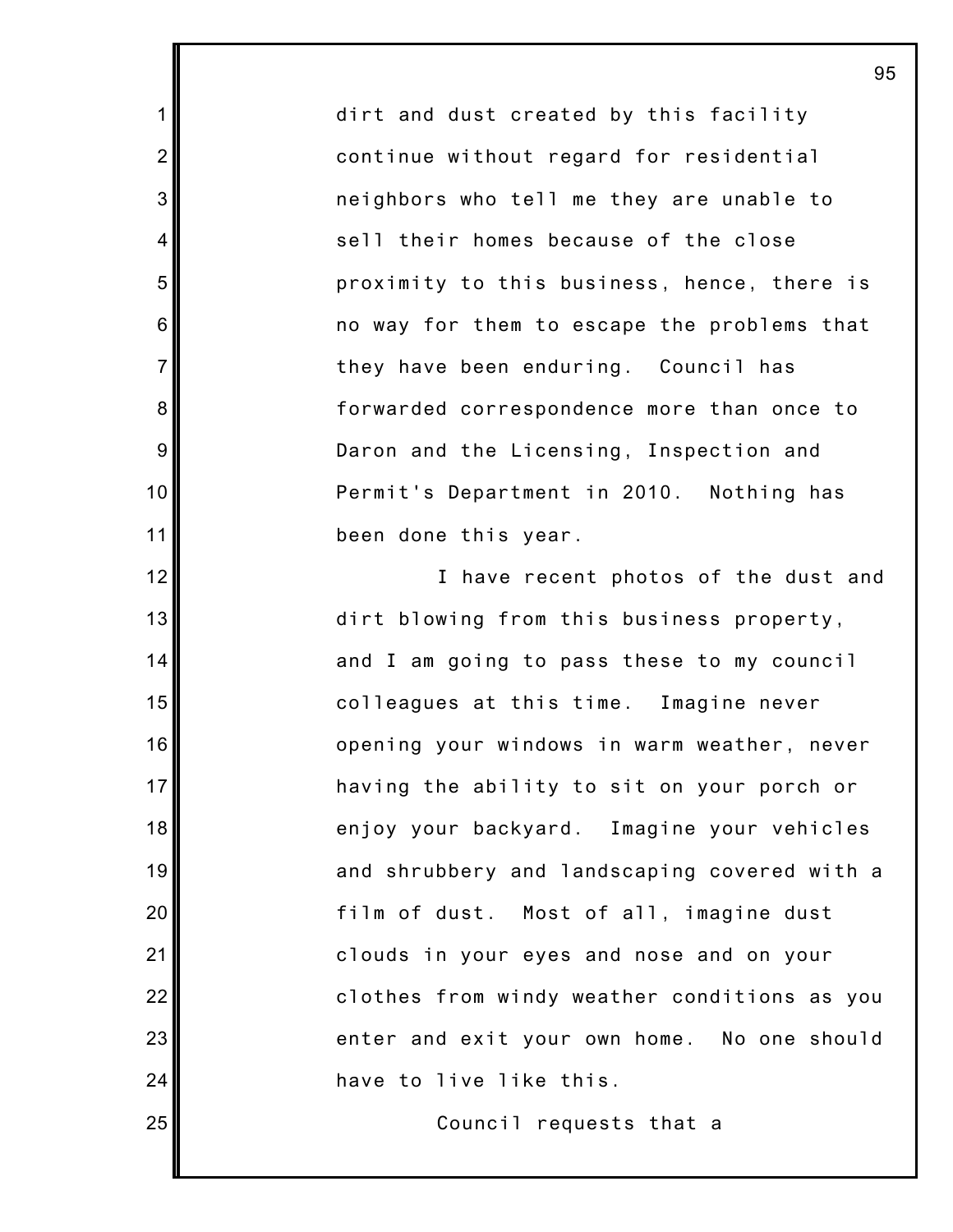dirt and dust created by this facility continue without regard for residential neighbors who tell me they are unable to sell their homes because of the close proximity to this business, hence, there is no way for them to escape the problems that they have been enduring. Council has forwarded correspondence more than once to Daron and the Licensing, Inspection and Permit's Department in 2010. Nothing has been done this year.

I have recent photos of the dust and dirt blowing from this business property, and I am going to pass these to my council colleagues at this time. Imagine never opening your windows in warm weather, never having the ability to sit on your porch or enjoy your backyard. Imagine your vehicles and shrubbery and landscaping covered with a film of dust. Most of all, imagine dust clouds in your eyes and nose and on your clothes from windy weather conditions as you enter and exit your own home. No one should have to live like this.

Council requests that a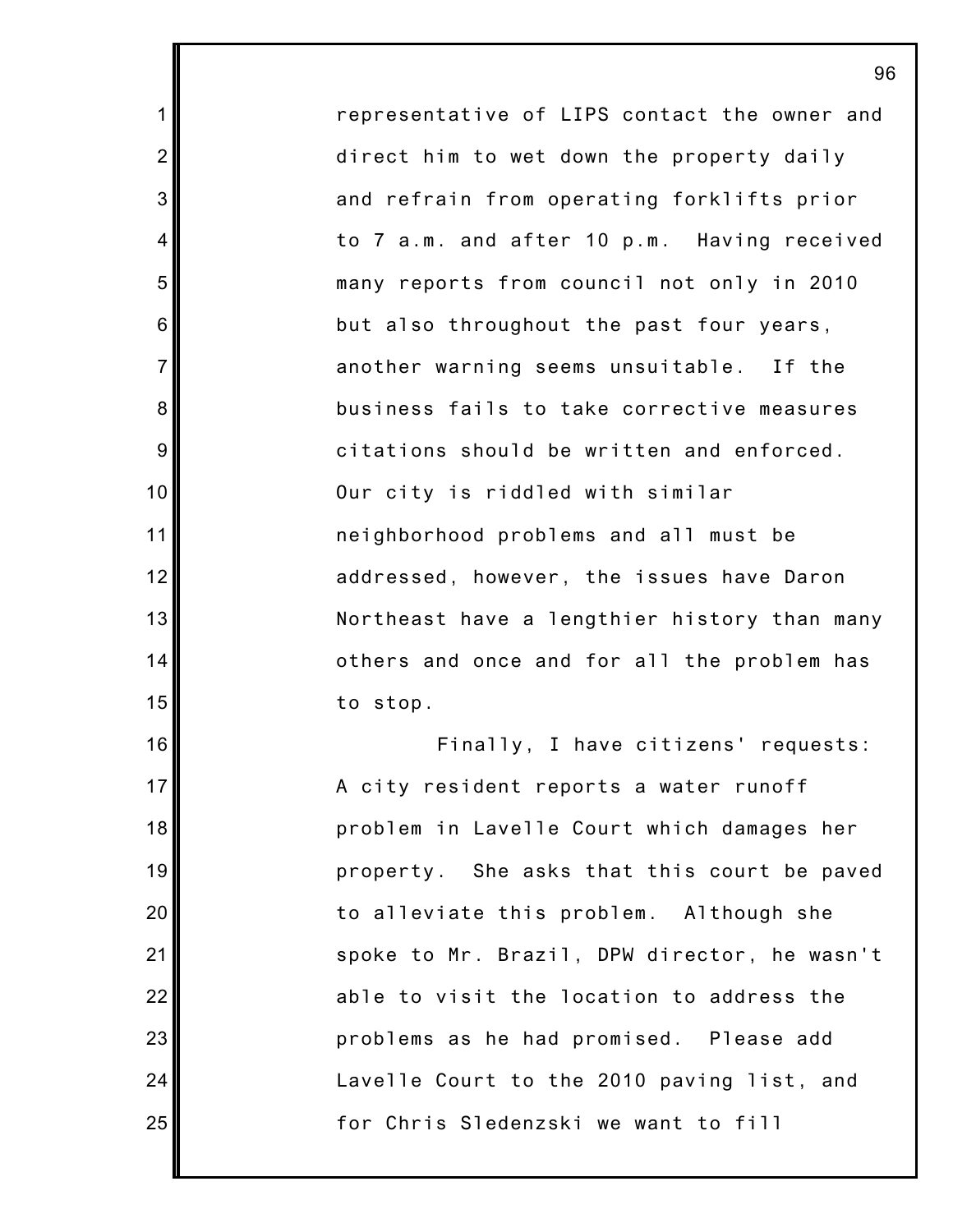representative of LIPS contact the owner and direct him to wet down the property daily and refrain from operating forklifts prior to 7 a.m. and after 10 p.m. Having received many reports from council not only in 2010 but also throughout the past four years, another warning seems unsuitable. If the business fails to take corrective measures citations should be written and enforced. Our city is riddled with similar neighborhood problems and all must be addressed, however, the issues have Daron Northeast have a lengthier history than many others and once and for all the problem has to stop.

Finally, I have citizens' requests: A city resident reports a water runoff problem in Lavelle Court which damages her property. She asks that this court be paved to alleviate this problem. Although she spoke to Mr. Brazil, DPW director, he wasn't able to visit the location to address the problems as he had promised. Please add Lavelle Court to the 2010 paving list, and for Chris Sledenzski we want to fill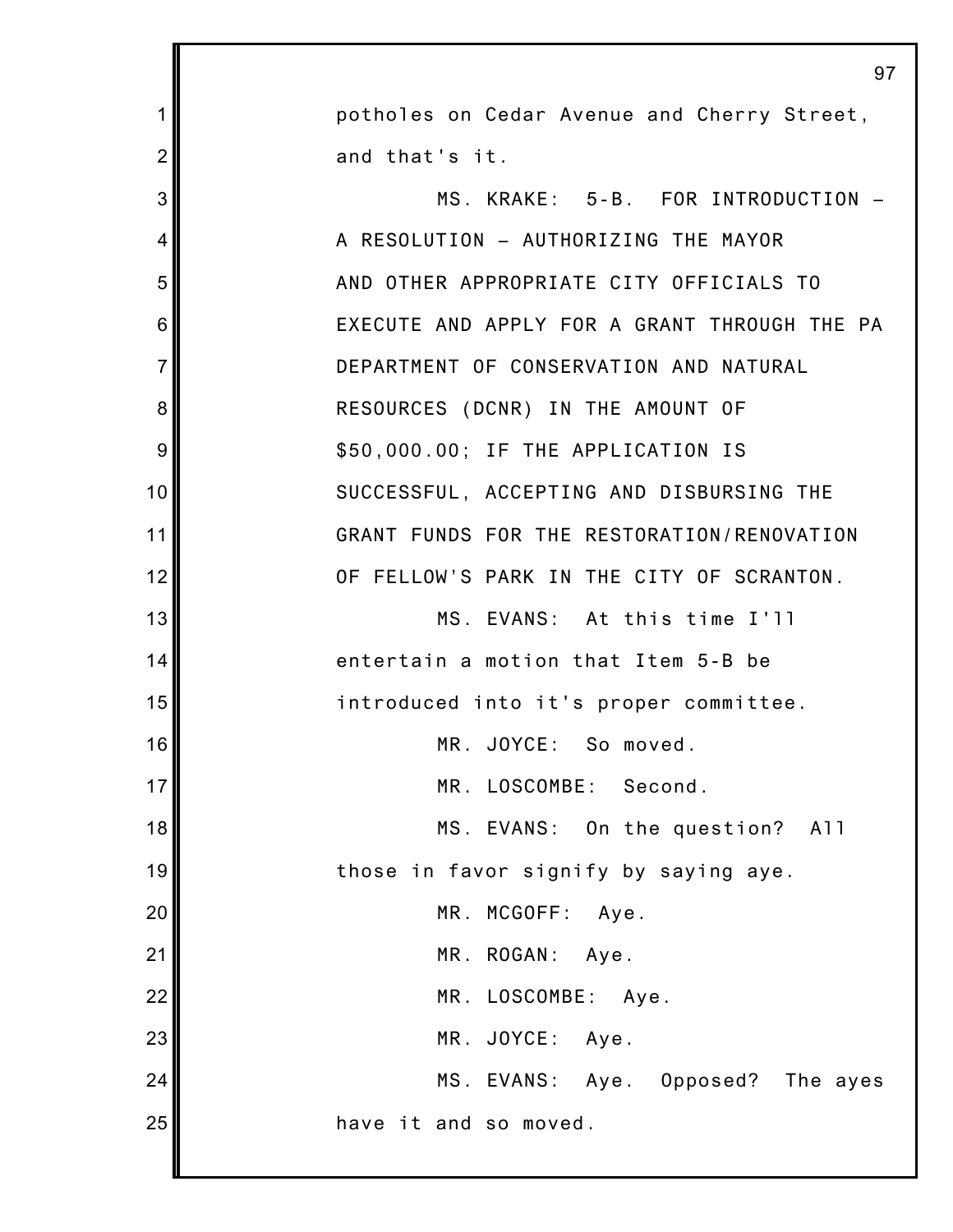potholes on Cedar Avenue and Cherry Street, and that's it.

MS. KRAKE: 5-B. FOR INTRODUCTION – A RESOLUTION – AUTHORIZING THE MAYOR AND OTHER APPROPRIATE CITY OFFICIALS TO EXECUTE AND APPLY FOR A GRANT THROUGH THE PA DEPARTMENT OF CONSERVATION AND NATURAL RESOURCES (DCNR) IN THE AMOUNT OF $50,000.00; IF THE APPLICATION IS SUCCESSFUL, ACCEPTING AND DISBURSING THE GRANT FUNDS FOR THE RESTORATION/RENOVATION OF FELLOW'S PARK IN THE CITY OF SCRANTON.

MS. EVANS: At this time I'll entertain a motion that Item 5-B be introduced into it's proper committee.

MR. JOYCE: So moved.

MR. LOSCOMBE: Second.

MS. EVANS: On the question? All those in favor signify by saying aye.

MR. MCGOFF: Aye.

MR. ROGAN: Aye.

MR. LOSCOMBE: Aye.

MR. JOYCE: Aye.

MS. EVANS: Aye. Opposed? The ayes have it and so moved.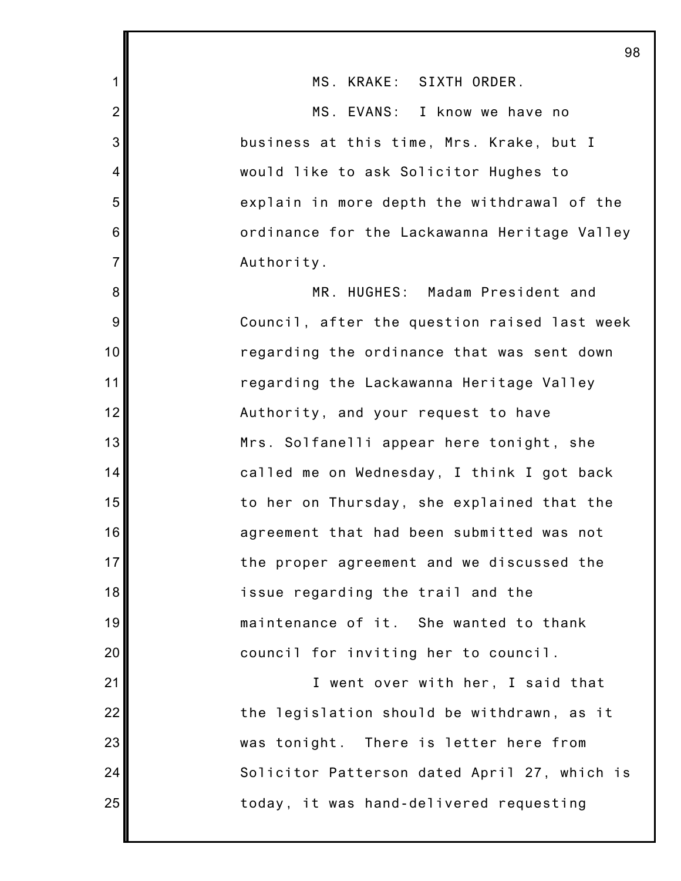MS. KRAKE: SIXTH ORDER.

MS. EVANS: I know we have no business at this time, Mrs. Krake, but I would like to ask Solicitor Hughes to explain in more depth the withdrawal of the ordinance for the Lackawanna Heritage Valley Authority.

MR. HUGHES: Madam President and Council, after the question raised last week regarding the ordinance that was sent down regarding the Lackawanna Heritage Valley Authority, and your request to have Mrs. Solfanelli appear here tonight, she called me on Wednesday, I think I got back to her on Thursday, she explained that the agreement that had been submitted was not the proper agreement and we discussed the issue regarding the trail and the maintenance of it. She wanted to thank council for inviting her to council.

I went over with her, I said that the legislation should be withdrawn, as it was tonight. There is letter here from Solicitor Patterson dated April 27, which is today, it was hand-delivered requesting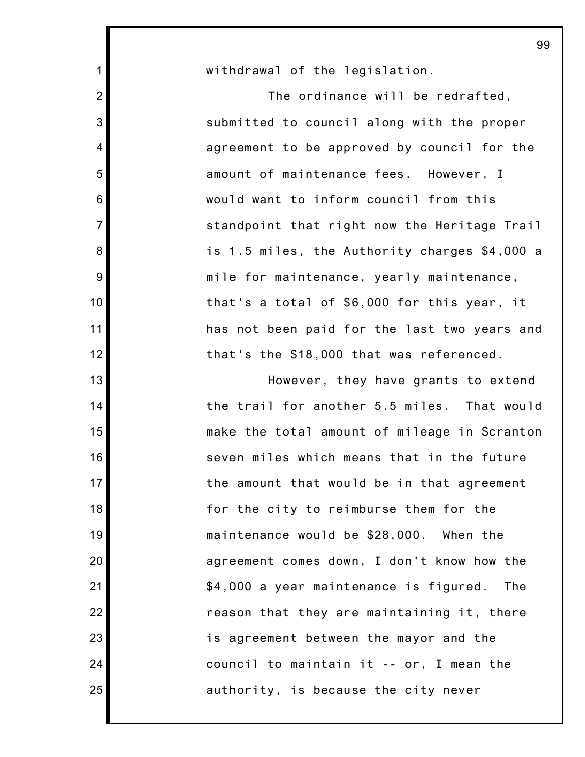withdrawal of the legislation.

The ordinance will be redrafted, submitted to council along with the proper agreement to be approved by council for the amount of maintenance fees. However, I would want to inform council from this standpoint that right now the Heritage Trail is 1.5 miles, the Authority charges $4,000 a mile for maintenance, yearly maintenance, that's a total of $6,000 for this year, it has not been paid for the last two years and that's the $18,000 that was referenced.

However, they have grants to extend the trail for another 5.5 miles. That would make the total amount of mileage in Scranton seven miles which means that in the future the amount that would be in that agreement for the city to reimburse them for the maintenance would be $28,000. When the agreement comes down, I don't know how the $4,000 a year maintenance is figured. The reason that they are maintaining it, there is agreement between the mayor and the council to maintain it -- or, I mean the authority, is because the city never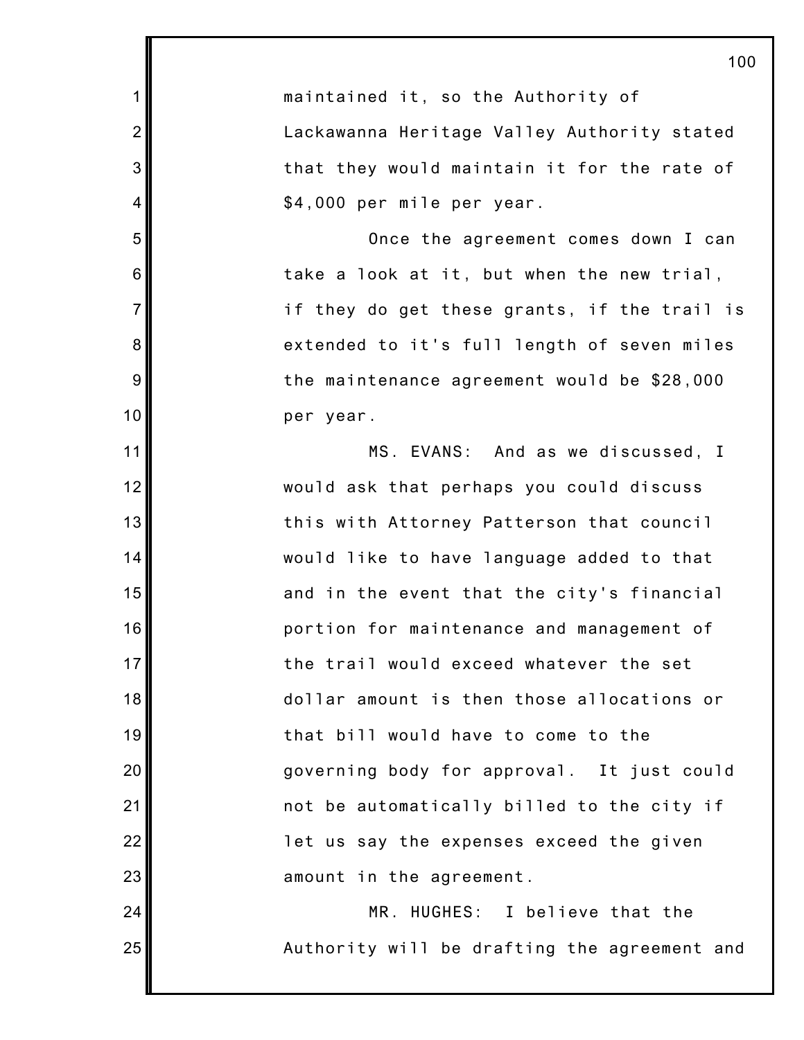maintained it, so the Authority of Lackawanna Heritage Valley Authority stated that they would maintain it for the rate of $4,000 per mile per year.

Once the agreement comes down I can take a look at it, but when the new trial, if they do get these grants, if the trail is extended to it's full length of seven miles the maintenance agreement would be $28,000 per year.

MS. EVANS: And as we discussed, I would ask that perhaps you could discuss this with Attorney Patterson that council would like to have language added to that and in the event that the city's financial portion for maintenance and management of the trail would exceed whatever the set dollar amount is then those allocations or that bill would have to come to the governing body for approval. It just could not be automatically billed to the city if let us say the expenses exceed the given amount in the agreement.

MR. HUGHES: I believe that the Authority will be drafting the agreement and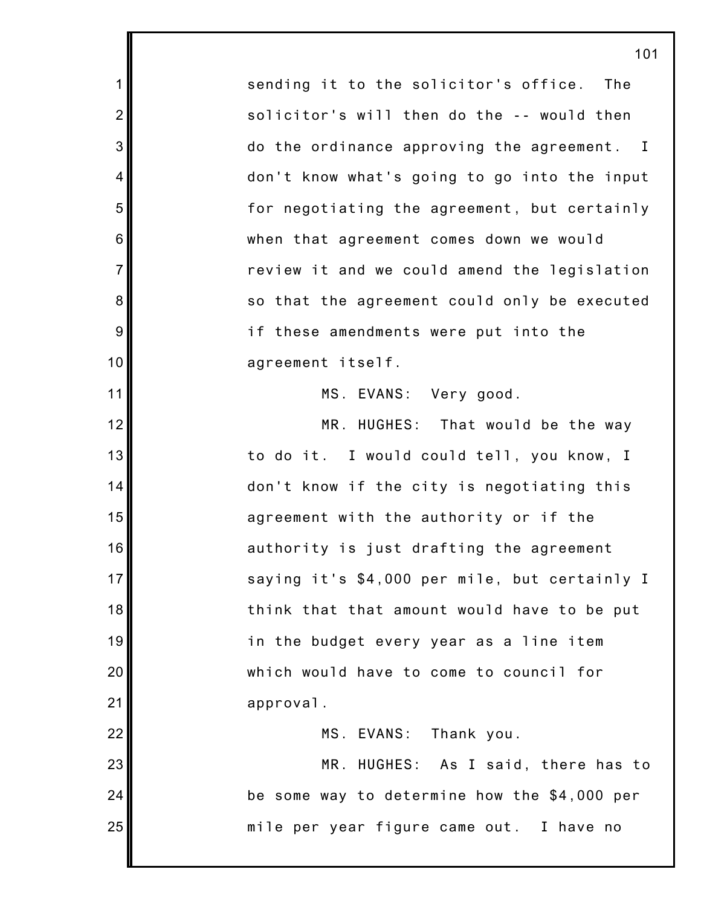sending it to the solicitor's office. The solicitor's will then do the -- would then do the ordinance approving the agreement. I don't know what's going to go into the input for negotiating the agreement, but certainly when that agreement comes down we would review it and we could amend the legislation so that the agreement could only be executed if these amendments were put into the agreement itself.

MS. EVANS: Very good.

MR. HUGHES: That would be the way to do it. I would could tell, you know, I don't know if the city is negotiating this agreement with the authority or if the authority is just drafting the agreement saying it's $4,000 per mile, but certainly I think that that amount would have to be put in the budget every year as a line item which would have to come to council for approval.

MS. EVANS: Thank you.

MR. HUGHES: As I said, there has to be some way to determine how the $4,000 per mile per year figure came out. I have no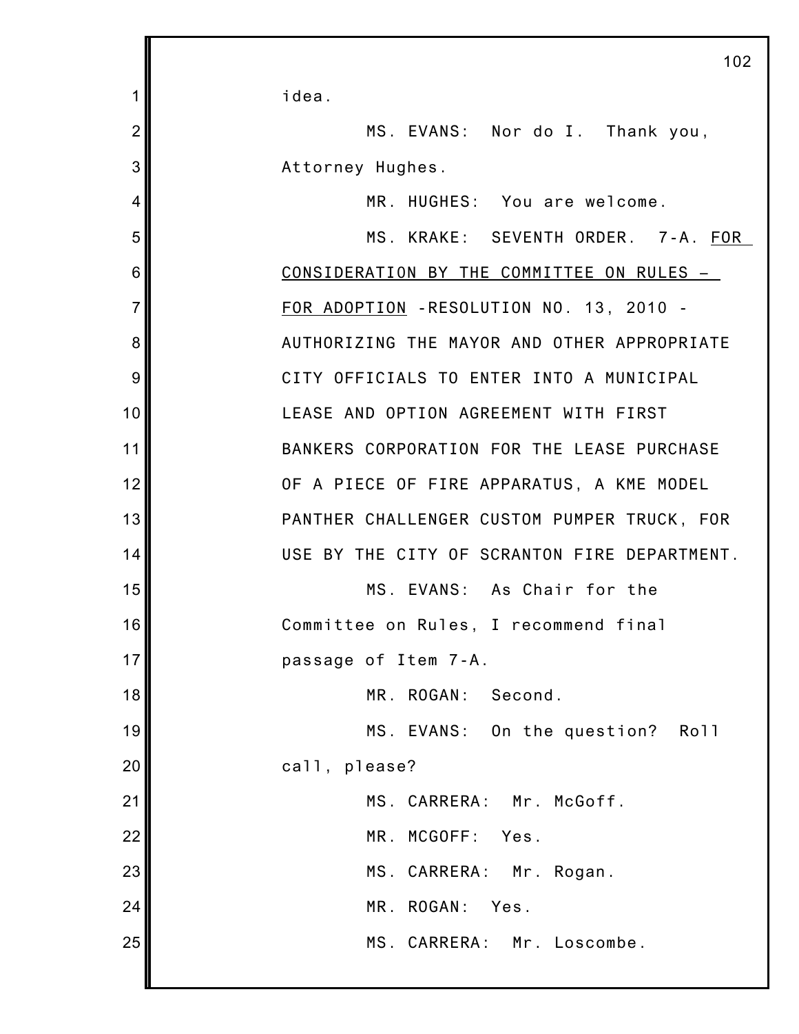idea.

MS. EVANS: Nor do I. Thank you, Attorney Hughes.

MR. HUGHES: You are welcome.

MS. KRAKE: SEVENTH ORDER. 7-A. FOR CONSIDERATION BY THE COMMITTEE ON RULES – FOR ADOPTION -RESOLUTION NO. 13, 2010 - AUTHORIZING THE MAYOR AND OTHER APPROPRIATE CITY OFFICIALS TO ENTER INTO A MUNICIPAL LEASE AND OPTION AGREEMENT WITH FIRST BANKERS CORPORATION FOR THE LEASE PURCHASE OF A PIECE OF FIRE APPARATUS, A KME MODEL PANTHER CHALLENGER CUSTOM PUMPER TRUCK, FOR USE BY THE CITY OF SCRANTON FIRE DEPARTMENT.

MS. EVANS: As Chair for the Committee on Rules, I recommend final passage of Item 7-A.

MR. ROGAN: Second.

MS. EVANS: On the question? Roll call, please?

MS. CARRERA: Mr. McGoff.

MR. MCGOFF: Yes.

MS. CARRERA: Mr. Rogan.

MR. ROGAN: Yes.

MS. CARRERA: Mr. Loscombe.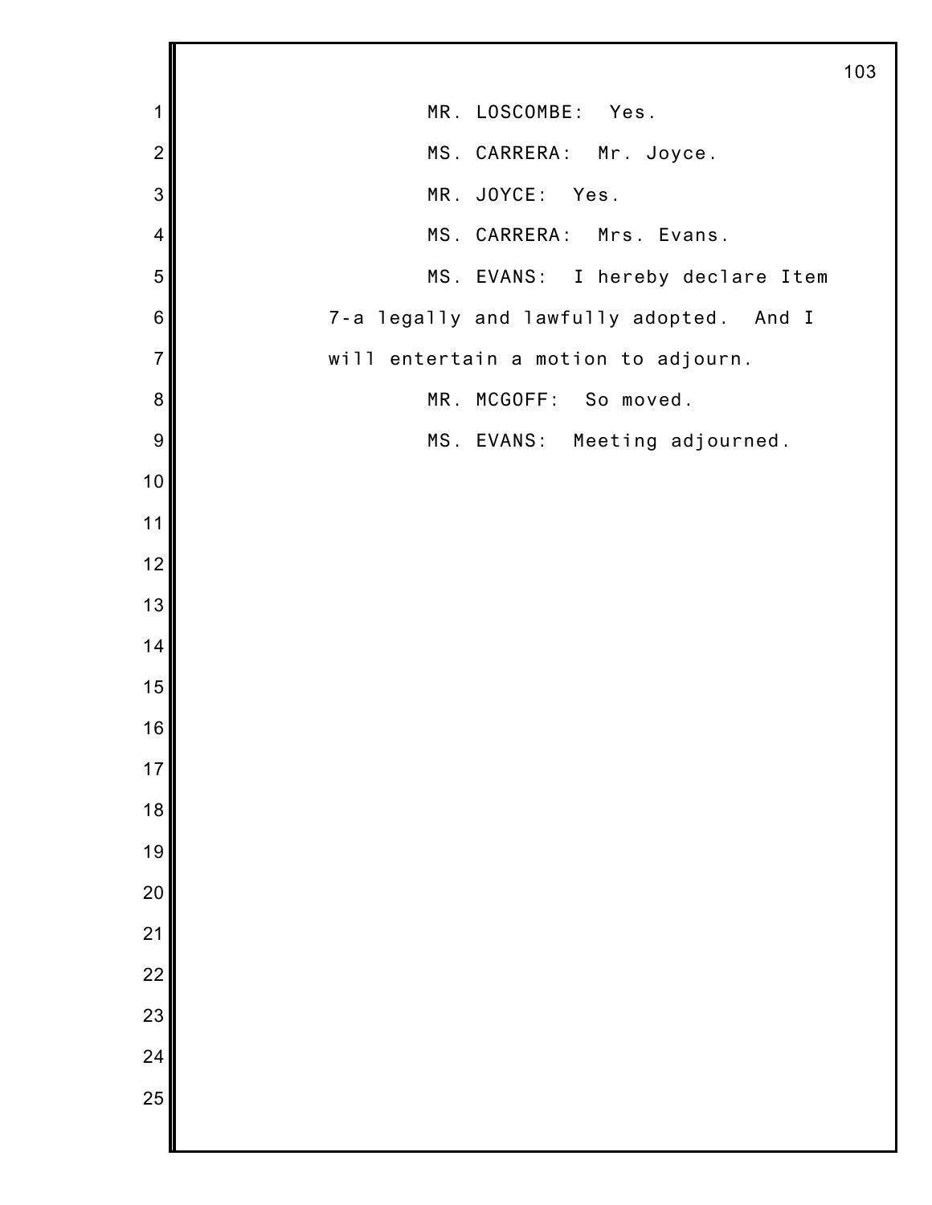MR. LOSCOMBE: Yes.

MS. CARRERA: Mr. Joyce.

MR. JOYCE: Yes.

MS. CARRERA: Mrs. Evans.

MS. EVANS: I hereby declare Item 7-a legally and lawfully adopted. And I will entertain a motion to adjourn.

MR. MCGOFF: So moved.

MS. EVANS: Meeting adjourned.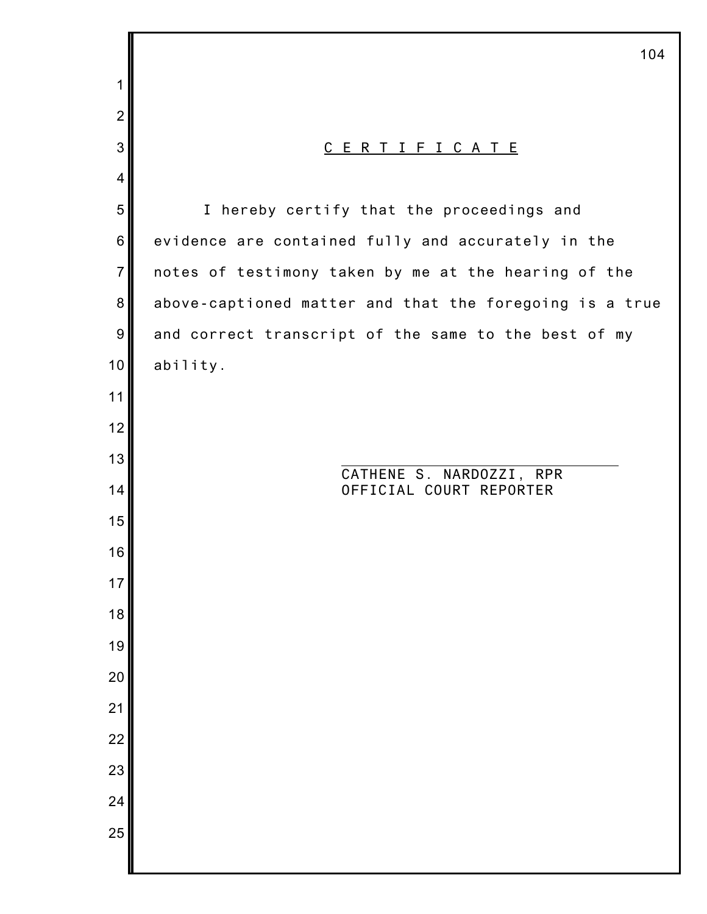# C E R T I F I C A T E

I hereby certify that the proceedings and evidence are contained fully and accurately in the notes of testimony taken by me at the hearing of the above-captioned matter and that the foregoing is a true and correct transcript of the same to the best of my ability.

\_\_\_\_\_\_\_\_\_\_\_\_\_\_\_\_\_\_\_\_\_\_\_\_\_\_\_\_\_\_

CATHENE S. NARDOZZI, RPR
OFFICIAL COURT REPORTER